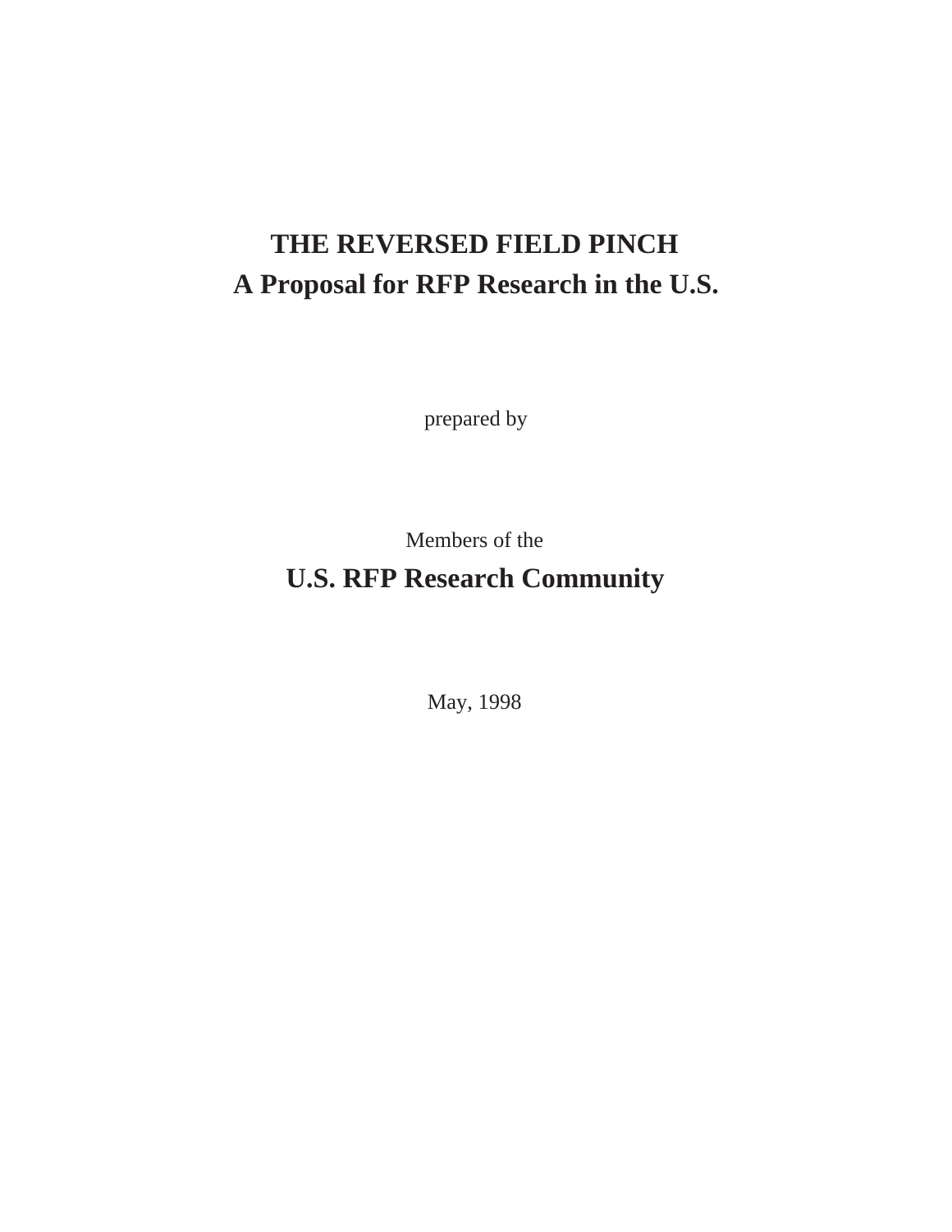# THE REVERSED FIELD PINCH
# A Proposal for RFP Research in the U.S.

prepared by

Members of the

**U.S. RFP Research Community**

May, 1998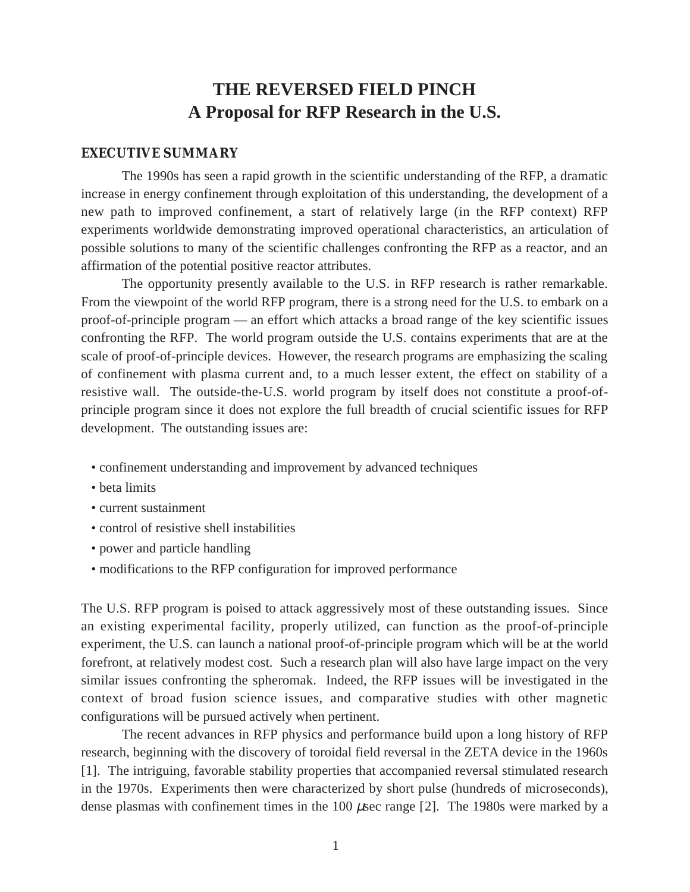# THE REVERSED FIELD PINCH
# A Proposal for RFP Research in the U.S.

## EXECUTIVE SUMMARY

The 1990s has seen a rapid growth in the scientific understanding of the RFP, a dramatic increase in energy confinement through exploitation of this understanding, the development of a new path to improved confinement, a start of relatively large (in the RFP context) RFP experiments worldwide demonstrating improved operational characteristics, an articulation of possible solutions to many of the scientific challenges confronting the RFP as a reactor, and an affirmation of the potential positive reactor attributes.

The opportunity presently available to the U.S. in RFP research is rather remarkable. From the viewpoint of the world RFP program, there is a strong need for the U.S. to embark on a proof-of-principle program — an effort which attacks a broad range of the key scientific issues confronting the RFP. The world program outside the U.S. contains experiments that are at the scale of proof-of-principle devices. However, the research programs are emphasizing the scaling of confinement with plasma current and, to a much lesser extent, the effect on stability of a resistive wall. The outside-the-U.S. world program by itself does not constitute a proof-of-principle program since it does not explore the full breadth of crucial scientific issues for RFP development. The outstanding issues are:

- confinement understanding and improvement by advanced techniques
- beta limits
- current sustainment
- control of resistive shell instabilities
- power and particle handling
- modifications to the RFP configuration for improved performance

The U.S. RFP program is poised to attack aggressively most of these outstanding issues. Since an existing experimental facility, properly utilized, can function as the proof-of-principle experiment, the U.S. can launch a national proof-of-principle program which will be at the world forefront, at relatively modest cost. Such a research plan will also have large impact on the very similar issues confronting the spheromak. Indeed, the RFP issues will be investigated in the context of broad fusion science issues, and comparative studies with other magnetic configurations will be pursued actively when pertinent.

The recent advances in RFP physics and performance build upon a long history of RFP research, beginning with the discovery of toroidal field reversal in the ZETA device in the 1960s [1]. The intriguing, favorable stability properties that accompanied reversal stimulated research in the 1970s. Experiments then were characterized by short pulse (hundreds of microseconds), dense plasmas with confinement times in the 100 $\mu$sec range [2]. The 1980s were marked by a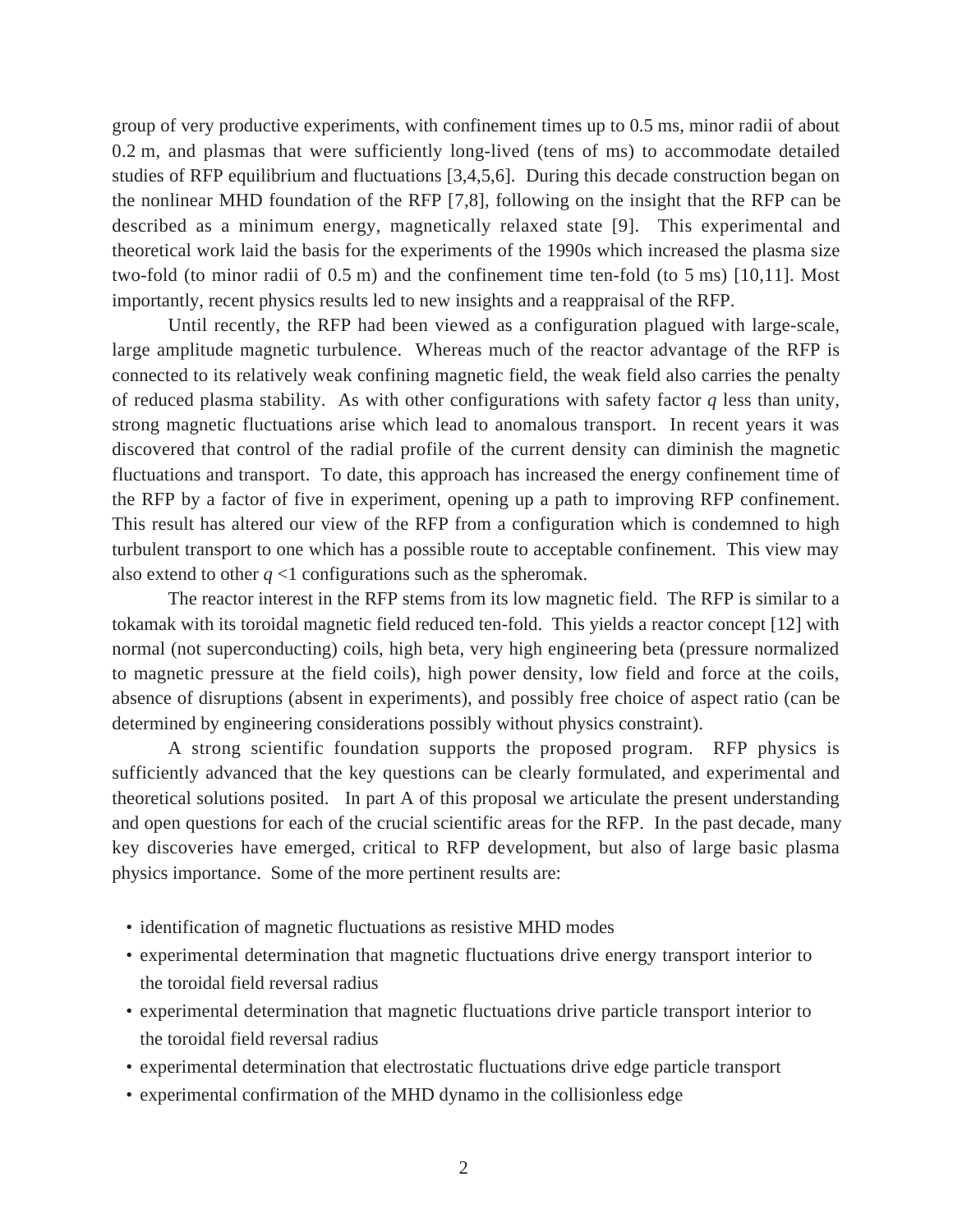group of very productive experiments, with confinement times up to 0.5 ms, minor radii of about 0.2 m, and plasmas that were sufficiently long-lived (tens of ms) to accommodate detailed studies of RFP equilibrium and fluctuations [3,4,5,6]. During this decade construction began on the nonlinear MHD foundation of the RFP [7,8], following on the insight that the RFP can be described as a minimum energy, magnetically relaxed state [9]. This experimental and theoretical work laid the basis for the experiments of the 1990s which increased the plasma size two-fold (to minor radii of 0.5 m) and the confinement time ten-fold (to 5 ms) [10,11]. Most importantly, recent physics results led to new insights and a reappraisal of the RFP.

Until recently, the RFP had been viewed as a configuration plagued with large-scale, large amplitude magnetic turbulence. Whereas much of the reactor advantage of the RFP is connected to its relatively weak confining magnetic field, the weak field also carries the penalty of reduced plasma stability. As with other configurations with safety factor $q$ less than unity, strong magnetic fluctuations arise which lead to anomalous transport. In recent years it was discovered that control of the radial profile of the current density can diminish the magnetic fluctuations and transport. To date, this approach has increased the energy confinement time of the RFP by a factor of five in experiment, opening up a path to improving RFP confinement. This result has altered our view of the RFP from a configuration which is condemned to high turbulent transport to one which has a possible route to acceptable confinement. This view may also extend to other $q < 1$ configurations such as the spheromak.

The reactor interest in the RFP stems from its low magnetic field. The RFP is similar to a tokamak with its toroidal magnetic field reduced ten-fold. This yields a reactor concept [12] with normal (not superconducting) coils, high beta, very high engineering beta (pressure normalized to magnetic pressure at the field coils), high power density, low field and force at the coils, absence of disruptions (absent in experiments), and possibly free choice of aspect ratio (can be determined by engineering considerations possibly without physics constraint).

A strong scientific foundation supports the proposed program. RFP physics is sufficiently advanced that the key questions can be clearly formulated, and experimental and theoretical solutions posited. In part A of this proposal we articulate the present understanding and open questions for each of the crucial scientific areas for the RFP. In the past decade, many key discoveries have emerged, critical to RFP development, but also of large basic plasma physics importance. Some of the more pertinent results are:

- identification of magnetic fluctuations as resistive MHD modes
- experimental determination that magnetic fluctuations drive energy transport interior to the toroidal field reversal radius
- experimental determination that magnetic fluctuations drive particle transport interior to the toroidal field reversal radius
- experimental determination that electrostatic fluctuations drive edge particle transport
- experimental confirmation of the MHD dynamo in the collisionless edge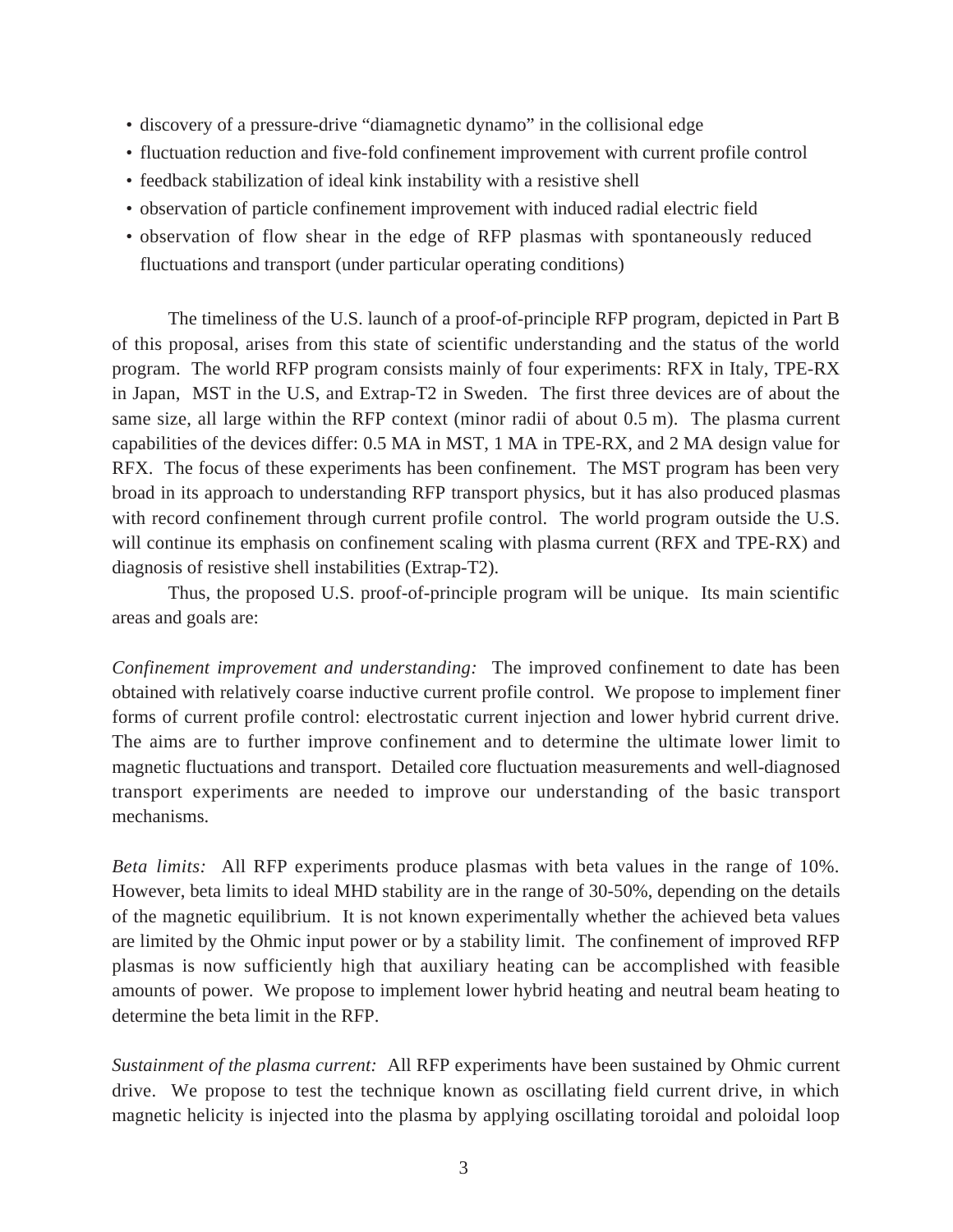- discovery of a pressure-drive “diamagnetic dynamo” in the collisional edge
- fluctuation reduction and five-fold confinement improvement with current profile control
- feedback stabilization of ideal kink instability with a resistive shell
- observation of particle confinement improvement with induced radial electric field
- observation of flow shear in the edge of RFP plasmas with spontaneously reduced fluctuations and transport (under particular operating conditions)

The timeliness of the U.S. launch of a proof-of-principle RFP program, depicted in Part B of this proposal, arises from this state of scientific understanding and the status of the world program. The world RFP program consists mainly of four experiments: RFX in Italy, TPE-RX in Japan, MST in the U.S, and Extrap-T2 in Sweden. The first three devices are of about the same size, all large within the RFP context (minor radii of about 0.5 m). The plasma current capabilities of the devices differ: 0.5 MA in MST, 1 MA in TPE-RX, and 2 MA design value for RFX. The focus of these experiments has been confinement. The MST program has been very broad in its approach to understanding RFP transport physics, but it has also produced plasmas with record confinement through current profile control. The world program outside the U.S. will continue its emphasis on confinement scaling with plasma current (RFX and TPE-RX) and diagnosis of resistive shell instabilities (Extrap-T2).

Thus, the proposed U.S. proof-of-principle program will be unique. Its main scientific areas and goals are:

*Confinement improvement and understanding:* The improved confinement to date has been obtained with relatively coarse inductive current profile control. We propose to implement finer forms of current profile control: electrostatic current injection and lower hybrid current drive. The aims are to further improve confinement and to determine the ultimate lower limit to magnetic fluctuations and transport. Detailed core fluctuation measurements and well-diagnosed transport experiments are needed to improve our understanding of the basic transport mechanisms.

*Beta limits:* All RFP experiments produce plasmas with beta values in the range of 10%. However, beta limits to ideal MHD stability are in the range of 30-50%, depending on the details of the magnetic equilibrium. It is not known experimentally whether the achieved beta values are limited by the Ohmic input power or by a stability limit. The confinement of improved RFP plasmas is now sufficiently high that auxiliary heating can be accomplished with feasible amounts of power. We propose to implement lower hybrid heating and neutral beam heating to determine the beta limit in the RFP.

*Sustainment of the plasma current:* All RFP experiments have been sustained by Ohmic current drive. We propose to test the technique known as oscillating field current drive, in which magnetic helicity is injected into the plasma by applying oscillating toroidal and poloidal loop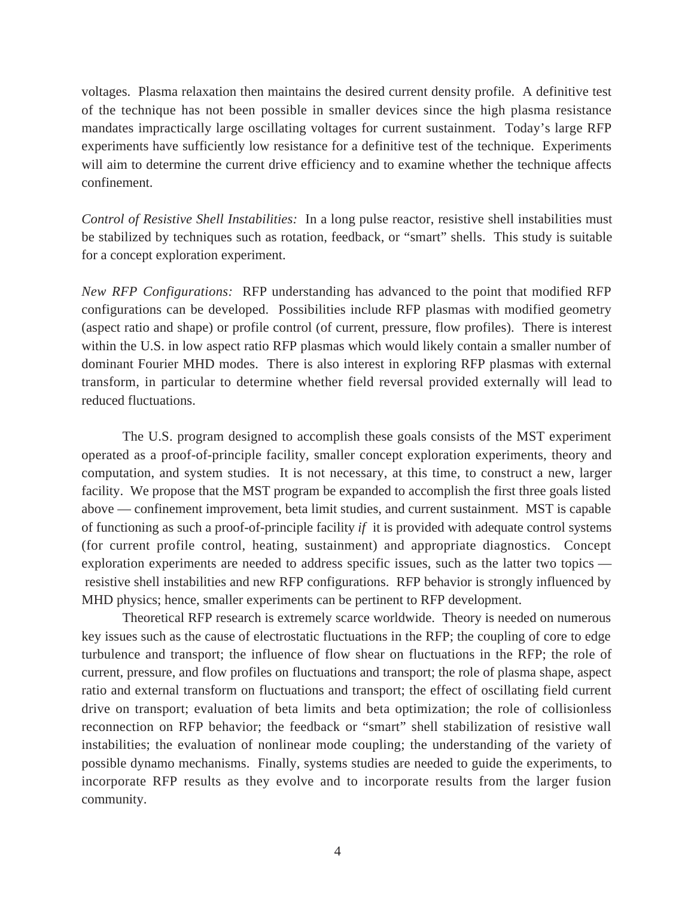voltages. Plasma relaxation then maintains the desired current density profile. A definitive test of the technique has not been possible in smaller devices since the high plasma resistance mandates impractically large oscillating voltages for current sustainment. Today's large RFP experiments have sufficiently low resistance for a definitive test of the technique. Experiments will aim to determine the current drive efficiency and to examine whether the technique affects confinement.

*Control of Resistive Shell Instabilities:* In a long pulse reactor, resistive shell instabilities must be stabilized by techniques such as rotation, feedback, or "smart" shells. This study is suitable for a concept exploration experiment.

*New RFP Configurations:* RFP understanding has advanced to the point that modified RFP configurations can be developed. Possibilities include RFP plasmas with modified geometry (aspect ratio and shape) or profile control (of current, pressure, flow profiles). There is interest within the U.S. in low aspect ratio RFP plasmas which would likely contain a smaller number of dominant Fourier MHD modes. There is also interest in exploring RFP plasmas with external transform, in particular to determine whether field reversal provided externally will lead to reduced fluctuations.

The U.S. program designed to accomplish these goals consists of the MST experiment operated as a proof-of-principle facility, smaller concept exploration experiments, theory and computation, and system studies. It is not necessary, at this time, to construct a new, larger facility. We propose that the MST program be expanded to accomplish the first three goals listed above — confinement improvement, beta limit studies, and current sustainment. MST is capable of functioning as such a proof-of-principle facility *if* it is provided with adequate control systems (for current profile control, heating, sustainment) and appropriate diagnostics. Concept exploration experiments are needed to address specific issues, such as the latter two topics — resistive shell instabilities and new RFP configurations. RFP behavior is strongly influenced by MHD physics; hence, smaller experiments can be pertinent to RFP development.

Theoretical RFP research is extremely scarce worldwide. Theory is needed on numerous key issues such as the cause of electrostatic fluctuations in the RFP; the coupling of core to edge turbulence and transport; the influence of flow shear on fluctuations in the RFP; the role of current, pressure, and flow profiles on fluctuations and transport; the role of plasma shape, aspect ratio and external transform on fluctuations and transport; the effect of oscillating field current drive on transport; evaluation of beta limits and beta optimization; the role of collisionless reconnection on RFP behavior; the feedback or "smart" shell stabilization of resistive wall instabilities; the evaluation of nonlinear mode coupling; the understanding of the variety of possible dynamo mechanisms. Finally, systems studies are needed to guide the experiments, to incorporate RFP results as they evolve and to incorporate results from the larger fusion community.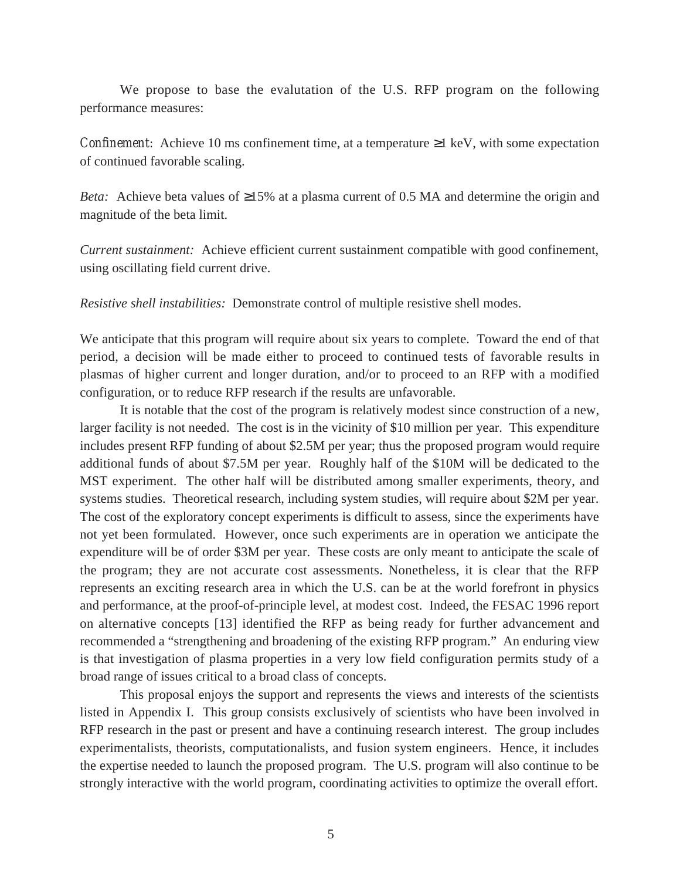We propose to base the evalutation of the U.S. RFP program on the following performance measures:

*Confinement*: Achieve 10 ms confinement time, at a temperature ≥1 keV, with some expectation of continued favorable scaling.

*Beta:* Achieve beta values of ≥15% at a plasma current of 0.5 MA and determine the origin and magnitude of the beta limit.

*Current sustainment:* Achieve efficient current sustainment compatible with good confinement, using oscillating field current drive.

*Resistive shell instabilities:* Demonstrate control of multiple resistive shell modes.

We anticipate that this program will require about six years to complete. Toward the end of that period, a decision will be made either to proceed to continued tests of favorable results in plasmas of higher current and longer duration, and/or to proceed to an RFP with a modified configuration, or to reduce RFP research if the results are unfavorable.

It is notable that the cost of the program is relatively modest since construction of a new, larger facility is not needed. The cost is in the vicinity of $10 million per year. This expenditure includes present RFP funding of about $2.5M per year; thus the proposed program would require additional funds of about $7.5M per year. Roughly half of the $10M will be dedicated to the MST experiment. The other half will be distributed among smaller experiments, theory, and systems studies. Theoretical research, including system studies, will require about $2M per year. The cost of the exploratory concept experiments is difficult to assess, since the experiments have not yet been formulated. However, once such experiments are in operation we anticipate the expenditure will be of order $3M per year. These costs are only meant to anticipate the scale of the program; they are not accurate cost assessments. Nonetheless, it is clear that the RFP represents an exciting research area in which the U.S. can be at the world forefront in physics and performance, at the proof-of-principle level, at modest cost. Indeed, the FESAC 1996 report on alternative concepts [13] identified the RFP as being ready for further advancement and recommended a "strengthening and broadening of the existing RFP program." An enduring view is that investigation of plasma properties in a very low field configuration permits study of a broad range of issues critical to a broad class of concepts.

This proposal enjoys the support and represents the views and interests of the scientists listed in Appendix I. This group consists exclusively of scientists who have been involved in RFP research in the past or present and have a continuing research interest. The group includes experimentalists, theorists, computationalists, and fusion system engineers. Hence, it includes the expertise needed to launch the proposed program. The U.S. program will also continue to be strongly interactive with the world program, coordinating activities to optimize the overall effort.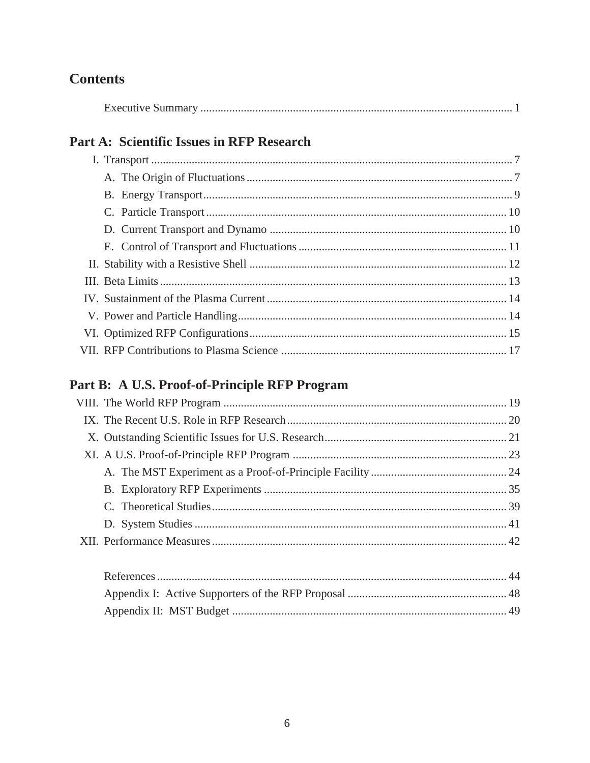# Contents

Executive Summary ........................................................................................................... 1

## Part A: Scientific Issues in RFP Research

- I. Transport ............................................................................................................ 7
  - A. The Origin of Fluctuations ........................................................................................... 7
  - B. Energy Transport .......................................................................................................... 9
  - C. Particle Transport ....................................................................................................... 10
  - D. Current Transport and Dynamo ................................................................................. 10
  - E. Control of Transport and Fluctuations ........................................................................ 11
- II. Stability with a Resistive Shell ........................................................................................ 12
- III. Beta Limits ........................................................................................................................ 13
- IV. Sustainment of the Plasma Current .................................................................................. 14
- V. Power and Particle Handling ............................................................................................. 14
- VI. Optimized RFP Configurations ........................................................................................ 15
- VII. RFP Contributions to Plasma Science ............................................................................. 17

## Part B: A U.S. Proof-of-Principle RFP Program

- VIII. The World RFP Program ................................................................................................. 19
- IX. The Recent U.S. Role in RFP Research ........................................................................... 20
- X. Outstanding Scientific Issues for U.S. Research ............................................................... 21
- XI. A U.S. Proof-of-Principle RFP Program ........................................................................... 23
  - A. The MST Experiment as a Proof-of-Principle Facility ............................................... 24
  - B. Exploratory RFP Experiments .................................................................................... 35
  - C. Theoretical Studies ..................................................................................................... 39
  - D. System Studies ........................................................................................................... 41
- XII. Performance Measures ..................................................................................................... 42

References ........................................................................................................................ 44

Appendix I: Active Supporters of the RFP Proposal ....................................................... 48

Appendix II: MST Budget ............................................................................................... 49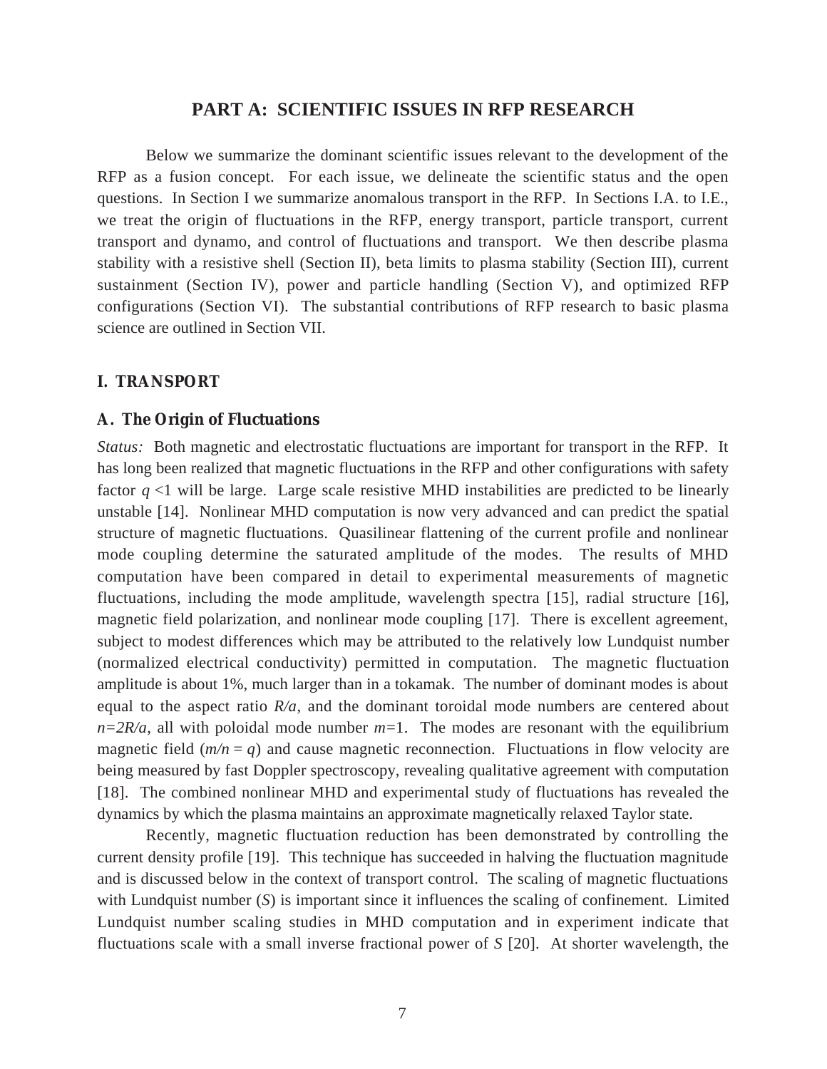## PART A: SCIENTIFIC ISSUES IN RFP RESEARCH

Below we summarize the dominant scientific issues relevant to the development of the RFP as a fusion concept. For each issue, we delineate the scientific status and the open questions. In Section I we summarize anomalous transport in the RFP. In Sections I.A. to I.E., we treat the origin of fluctuations in the RFP, energy transport, particle transport, current transport and dynamo, and control of fluctuations and transport. We then describe plasma stability with a resistive shell (Section II), beta limits to plasma stability (Section III), current sustainment (Section IV), power and particle handling (Section V), and optimized RFP configurations (Section VI). The substantial contributions of RFP research to basic plasma science are outlined in Section VII.

### I. TRANSPORT

#### A. The Origin of Fluctuations

*Status:* Both magnetic and electrostatic fluctuations are important for transport in the RFP. It has long been realized that magnetic fluctuations in the RFP and other configurations with safety factor $q<1$ will be large. Large scale resistive MHD instabilities are predicted to be linearly unstable [14]. Nonlinear MHD computation is now very advanced and can predict the spatial structure of magnetic fluctuations. Quasilinear flattening of the current profile and nonlinear mode coupling determine the saturated amplitude of the modes. The results of MHD computation have been compared in detail to experimental measurements of magnetic fluctuations, including the mode amplitude, wavelength spectra [15], radial structure [16], magnetic field polarization, and nonlinear mode coupling [17]. There is excellent agreement, subject to modest differences which may be attributed to the relatively low Lundquist number (normalized electrical conductivity) permitted in computation. The magnetic fluctuation amplitude is about 1%, much larger than in a tokamak. The number of dominant modes is about equal to the aspect ratio $R/a$, and the dominant toroidal mode numbers are centered about $n=2R/a$, all with poloidal mode number $m=1$. The modes are resonant with the equilibrium magnetic field ($m/n = q$) and cause magnetic reconnection. Fluctuations in flow velocity are being measured by fast Doppler spectroscopy, revealing qualitative agreement with computation [18]. The combined nonlinear MHD and experimental study of fluctuations has revealed the dynamics by which the plasma maintains an approximate magnetically relaxed Taylor state.

Recently, magnetic fluctuation reduction has been demonstrated by controlling the current density profile [19]. This technique has succeeded in halving the fluctuation magnitude and is discussed below in the context of transport control. The scaling of magnetic fluctuations with Lundquist number ($S$) is important since it influences the scaling of confinement. Limited Lundquist number scaling studies in MHD computation and in experiment indicate that fluctuations scale with a small inverse fractional power of $S$ [20]. At shorter wavelength, the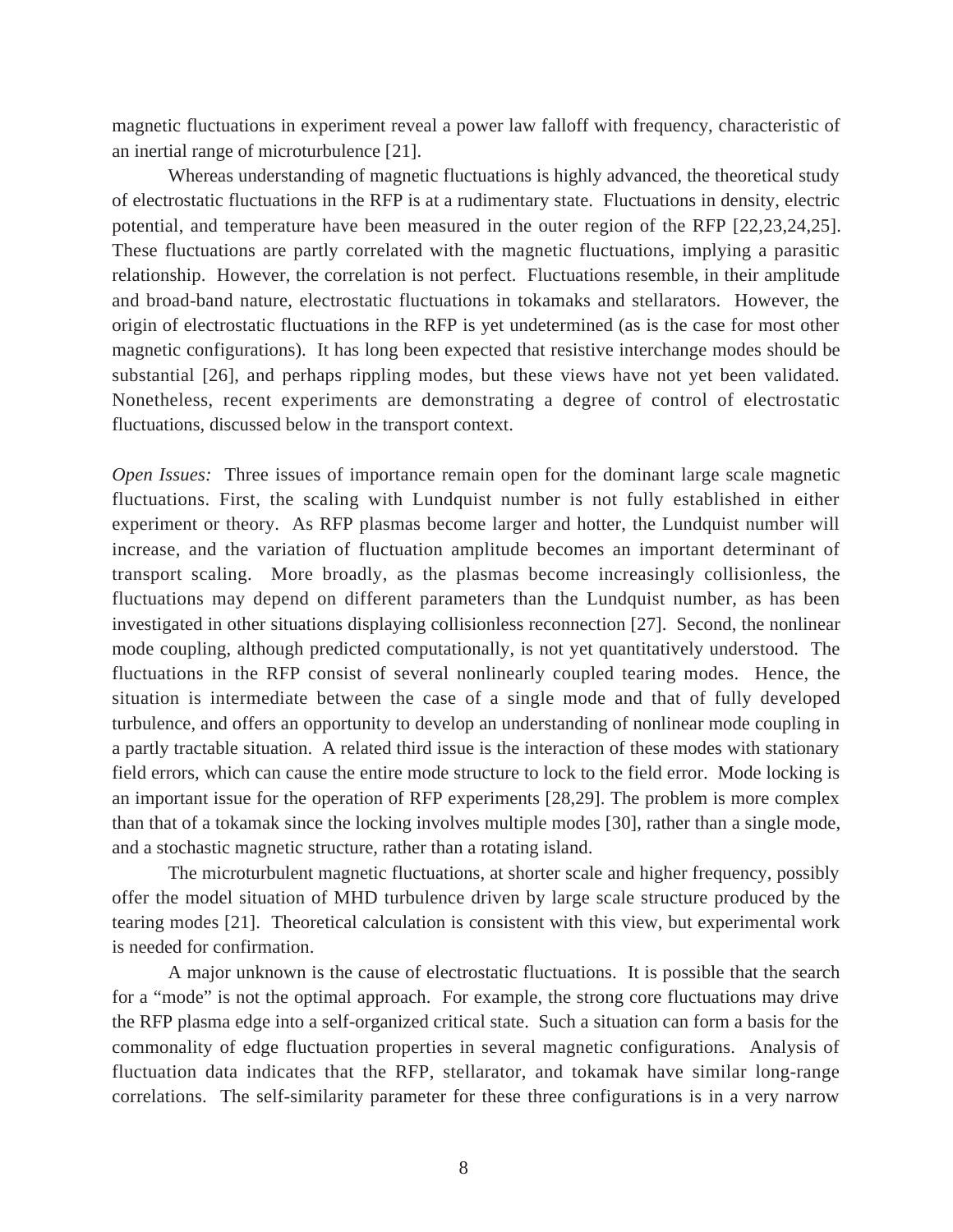magnetic fluctuations in experiment reveal a power law falloff with frequency, characteristic of an inertial range of microturbulence [21].

Whereas understanding of magnetic fluctuations is highly advanced, the theoretical study of electrostatic fluctuations in the RFP is at a rudimentary state. Fluctuations in density, electric potential, and temperature have been measured in the outer region of the RFP [22,23,24,25]. These fluctuations are partly correlated with the magnetic fluctuations, implying a parasitic relationship. However, the correlation is not perfect. Fluctuations resemble, in their amplitude and broad-band nature, electrostatic fluctuations in tokamaks and stellarators. However, the origin of electrostatic fluctuations in the RFP is yet undetermined (as is the case for most other magnetic configurations). It has long been expected that resistive interchange modes should be substantial [26], and perhaps rippling modes, but these views have not yet been validated. Nonetheless, recent experiments are demonstrating a degree of control of electrostatic fluctuations, discussed below in the transport context.

*Open Issues:* Three issues of importance remain open for the dominant large scale magnetic fluctuations. First, the scaling with Lundquist number is not fully established in either experiment or theory. As RFP plasmas become larger and hotter, the Lundquist number will increase, and the variation of fluctuation amplitude becomes an important determinant of transport scaling. More broadly, as the plasmas become increasingly collisionless, the fluctuations may depend on different parameters than the Lundquist number, as has been investigated in other situations displaying collisionless reconnection [27]. Second, the nonlinear mode coupling, although predicted computationally, is not yet quantitatively understood. The fluctuations in the RFP consist of several nonlinearly coupled tearing modes. Hence, the situation is intermediate between the case of a single mode and that of fully developed turbulence, and offers an opportunity to develop an understanding of nonlinear mode coupling in a partly tractable situation. A related third issue is the interaction of these modes with stationary field errors, which can cause the entire mode structure to lock to the field error. Mode locking is an important issue for the operation of RFP experiments [28,29]. The problem is more complex than that of a tokamak since the locking involves multiple modes [30], rather than a single mode, and a stochastic magnetic structure, rather than a rotating island.

The microturbulent magnetic fluctuations, at shorter scale and higher frequency, possibly offer the model situation of MHD turbulence driven by large scale structure produced by the tearing modes [21]. Theoretical calculation is consistent with this view, but experimental work is needed for confirmation.

A major unknown is the cause of electrostatic fluctuations. It is possible that the search for a "mode" is not the optimal approach. For example, the strong core fluctuations may drive the RFP plasma edge into a self-organized critical state. Such a situation can form a basis for the commonality of edge fluctuation properties in several magnetic configurations. Analysis of fluctuation data indicates that the RFP, stellarator, and tokamak have similar long-range correlations. The self-similarity parameter for these three configurations is in a very narrow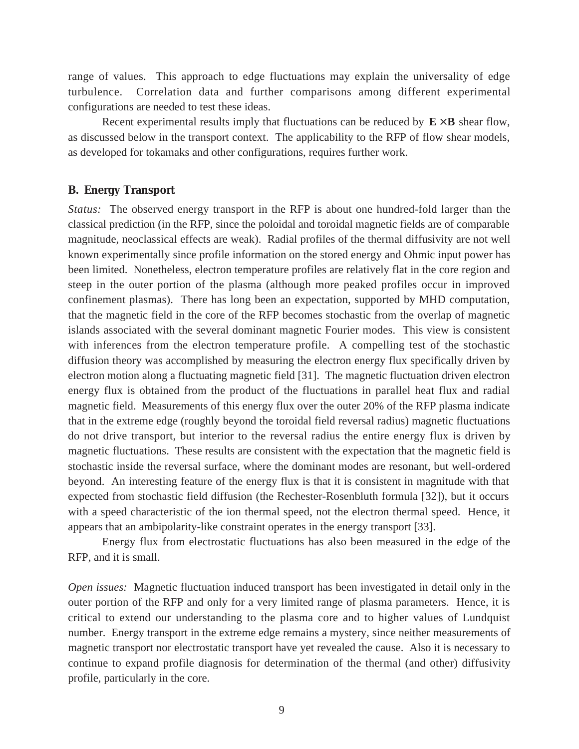range of values. This approach to edge fluctuations may explain the universality of edge turbulence. Correlation data and further comparisons among different experimental configurations are needed to test these ideas.

Recent experimental results imply that fluctuations can be reduced by $\mathbf{E} \times \mathbf{B}$ shear flow, as discussed below in the transport context. The applicability to the RFP of flow shear models, as developed for tokamaks and other configurations, requires further work.

### B. Energy Transport

*Status:* The observed energy transport in the RFP is about one hundred-fold larger than the classical prediction (in the RFP, since the poloidal and toroidal magnetic fields are of comparable magnitude, neoclassical effects are weak). Radial profiles of the thermal diffusivity are not well known experimentally since profile information on the stored energy and Ohmic input power has been limited. Nonetheless, electron temperature profiles are relatively flat in the core region and steep in the outer portion of the plasma (although more peaked profiles occur in improved confinement plasmas). There has long been an expectation, supported by MHD computation, that the magnetic field in the core of the RFP becomes stochastic from the overlap of magnetic islands associated with the several dominant magnetic Fourier modes. This view is consistent with inferences from the electron temperature profile. A compelling test of the stochastic diffusion theory was accomplished by measuring the electron energy flux specifically driven by electron motion along a fluctuating magnetic field [31]. The magnetic fluctuation driven electron energy flux is obtained from the product of the fluctuations in parallel heat flux and radial magnetic field. Measurements of this energy flux over the outer 20% of the RFP plasma indicate that in the extreme edge (roughly beyond the toroidal field reversal radius) magnetic fluctuations do not drive transport, but interior to the reversal radius the entire energy flux is driven by magnetic fluctuations. These results are consistent with the expectation that the magnetic field is stochastic inside the reversal surface, where the dominant modes are resonant, but well-ordered beyond. An interesting feature of the energy flux is that it is consistent in magnitude with that expected from stochastic field diffusion (the Rechester-Rosenbluth formula [32]), but it occurs with a speed characteristic of the ion thermal speed, not the electron thermal speed. Hence, it appears that an ambipolarity-like constraint operates in the energy transport [33].

Energy flux from electrostatic fluctuations has also been measured in the edge of the RFP, and it is small.

*Open issues:* Magnetic fluctuation induced transport has been investigated in detail only in the outer portion of the RFP and only for a very limited range of plasma parameters. Hence, it is critical to extend our understanding to the plasma core and to higher values of Lundquist number. Energy transport in the extreme edge remains a mystery, since neither measurements of magnetic transport nor electrostatic transport have yet revealed the cause. Also it is necessary to continue to expand profile diagnosis for determination of the thermal (and other) diffusivity profile, particularly in the core.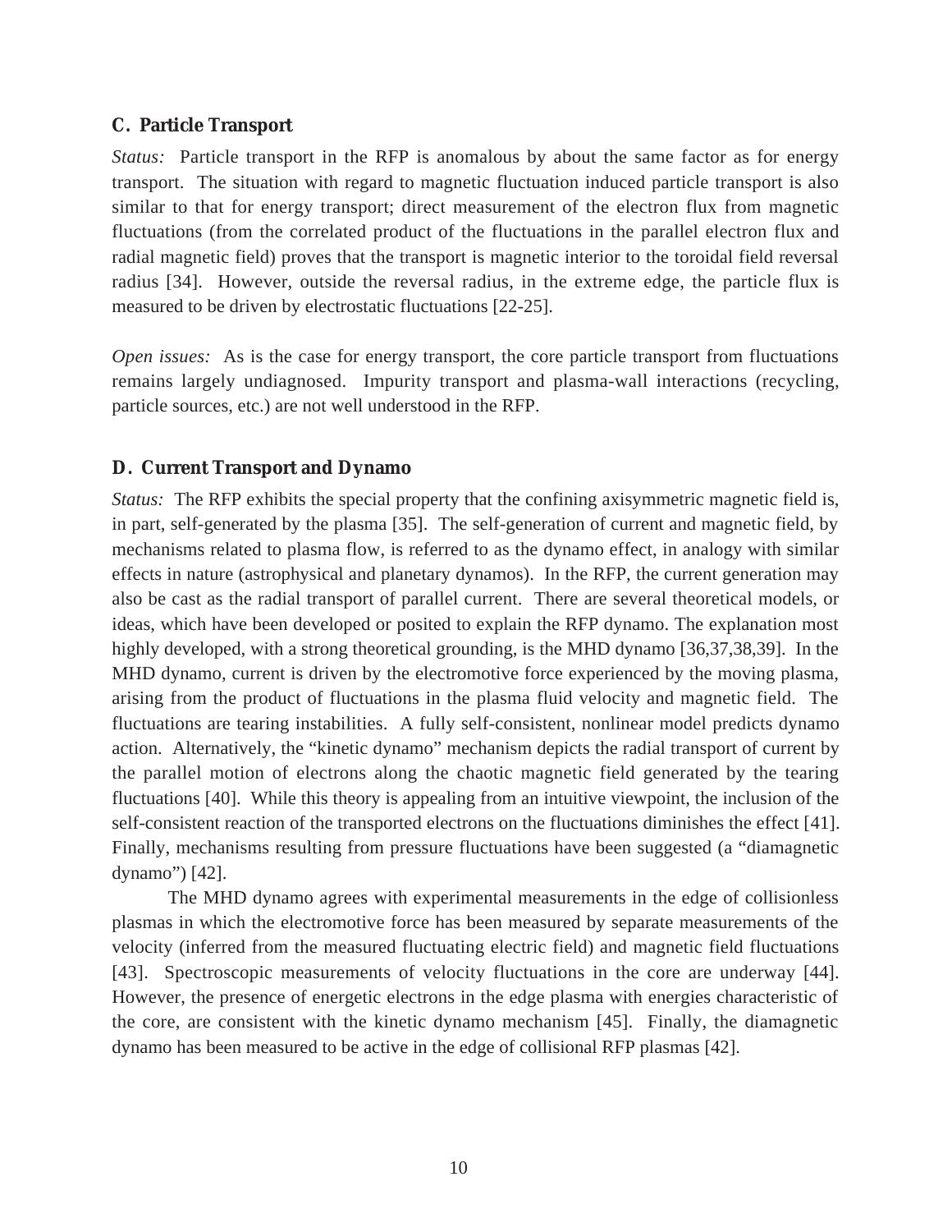### C. Particle Transport

*Status:* Particle transport in the RFP is anomalous by about the same factor as for energy transport. The situation with regard to magnetic fluctuation induced particle transport is also similar to that for energy transport; direct measurement of the electron flux from magnetic fluctuations (from the correlated product of the fluctuations in the parallel electron flux and radial magnetic field) proves that the transport is magnetic interior to the toroidal field reversal radius [34]. However, outside the reversal radius, in the extreme edge, the particle flux is measured to be driven by electrostatic fluctuations [22-25].

*Open issues:* As is the case for energy transport, the core particle transport from fluctuations remains largely undiagnosed. Impurity transport and plasma-wall interactions (recycling, particle sources, etc.) are not well understood in the RFP.

### D. Current Transport and Dynamo

*Status:* The RFP exhibits the special property that the confining axisymmetric magnetic field is, in part, self-generated by the plasma [35]. The self-generation of current and magnetic field, by mechanisms related to plasma flow, is referred to as the dynamo effect, in analogy with similar effects in nature (astrophysical and planetary dynamos). In the RFP, the current generation may also be cast as the radial transport of parallel current. There are several theoretical models, or ideas, which have been developed or posited to explain the RFP dynamo. The explanation most highly developed, with a strong theoretical grounding, is the MHD dynamo [36,37,38,39]. In the MHD dynamo, current is driven by the electromotive force experienced by the moving plasma, arising from the product of fluctuations in the plasma fluid velocity and magnetic field. The fluctuations are tearing instabilities. A fully self-consistent, nonlinear model predicts dynamo action. Alternatively, the "kinetic dynamo" mechanism depicts the radial transport of current by the parallel motion of electrons along the chaotic magnetic field generated by the tearing fluctuations [40]. While this theory is appealing from an intuitive viewpoint, the inclusion of the self-consistent reaction of the transported electrons on the fluctuations diminishes the effect [41]. Finally, mechanisms resulting from pressure fluctuations have been suggested (a "diamagnetic dynamo") [42].

The MHD dynamo agrees with experimental measurements in the edge of collisionless plasmas in which the electromotive force has been measured by separate measurements of the velocity (inferred from the measured fluctuating electric field) and magnetic field fluctuations [43]. Spectroscopic measurements of velocity fluctuations in the core are underway [44]. However, the presence of energetic electrons in the edge plasma with energies characteristic of the core, are consistent with the kinetic dynamo mechanism [45]. Finally, the diamagnetic dynamo has been measured to be active in the edge of collisional RFP plasmas [42].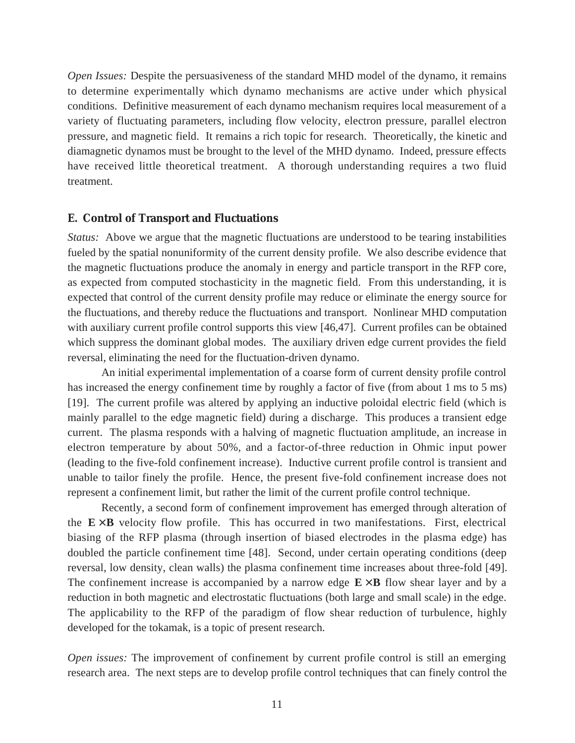*Open Issues:* Despite the persuasiveness of the standard MHD model of the dynamo, it remains to determine experimentally which dynamo mechanisms are active under which physical conditions. Definitive measurement of each dynamo mechanism requires local measurement of a variety of fluctuating parameters, including flow velocity, electron pressure, parallel electron pressure, and magnetic field. It remains a rich topic for research. Theoretically, the kinetic and diamagnetic dynamos must be brought to the level of the MHD dynamo. Indeed, pressure effects have received little theoretical treatment. A thorough understanding requires a two fluid treatment.

### E. Control of Transport and Fluctuations

*Status:* Above we argue that the magnetic fluctuations are understood to be tearing instabilities fueled by the spatial nonuniformity of the current density profile. We also describe evidence that the magnetic fluctuations produce the anomaly in energy and particle transport in the RFP core, as expected from computed stochasticity in the magnetic field. From this understanding, it is expected that control of the current density profile may reduce or eliminate the energy source for the fluctuations, and thereby reduce the fluctuations and transport. Nonlinear MHD computation with auxiliary current profile control supports this view [46,47]. Current profiles can be obtained which suppress the dominant global modes. The auxiliary driven edge current provides the field reversal, eliminating the need for the fluctuation-driven dynamo.

An initial experimental implementation of a coarse form of current density profile control has increased the energy confinement time by roughly a factor of five (from about 1 ms to 5 ms) [19]. The current profile was altered by applying an inductive poloidal electric field (which is mainly parallel to the edge magnetic field) during a discharge. This produces a transient edge current. The plasma responds with a halving of magnetic fluctuation amplitude, an increase in electron temperature by about 50%, and a factor-of-three reduction in Ohmic input power (leading to the five-fold confinement increase). Inductive current profile control is transient and unable to tailor finely the profile. Hence, the present five-fold confinement increase does not represent a confinement limit, but rather the limit of the current profile control technique.

Recently, a second form of confinement improvement has emerged through alteration of the $\mathbf{E} \times \mathbf{B}$ velocity flow profile. This has occurred in two manifestations. First, electrical biasing of the RFP plasma (through insertion of biased electrodes in the plasma edge) has doubled the particle confinement time [48]. Second, under certain operating conditions (deep reversal, low density, clean walls) the plasma confinement time increases about three-fold [49]. The confinement increase is accompanied by a narrow edge $\mathbf{E} \times \mathbf{B}$ flow shear layer and by a reduction in both magnetic and electrostatic fluctuations (both large and small scale) in the edge. The applicability to the RFP of the paradigm of flow shear reduction of turbulence, highly developed for the tokamak, is a topic of present research.

*Open issues:* The improvement of confinement by current profile control is still an emerging research area. The next steps are to develop profile control techniques that can finely control the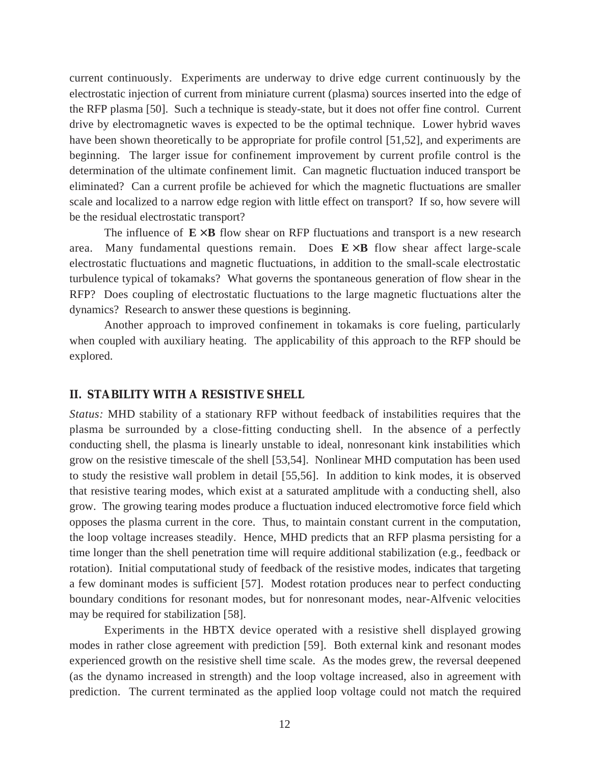current continuously. Experiments are underway to drive edge current continuously by the electrostatic injection of current from miniature current (plasma) sources inserted into the edge of the RFP plasma [50]. Such a technique is steady-state, but it does not offer fine control. Current drive by electromagnetic waves is expected to be the optimal technique. Lower hybrid waves have been shown theoretically to be appropriate for profile control [51,52], and experiments are beginning. The larger issue for confinement improvement by current profile control is the determination of the ultimate confinement limit. Can magnetic fluctuation induced transport be eliminated? Can a current profile be achieved for which the magnetic fluctuations are smaller scale and localized to a narrow edge region with little effect on transport? If so, how severe will be the residual electrostatic transport?

The influence of $\mathbf{E} \times \mathbf{B}$ flow shear on RFP fluctuations and transport is a new research area. Many fundamental questions remain. Does $\mathbf{E} \times \mathbf{B}$ flow shear affect large-scale electrostatic fluctuations and magnetic fluctuations, in addition to the small-scale electrostatic turbulence typical of tokamaks? What governs the spontaneous generation of flow shear in the RFP? Does coupling of electrostatic fluctuations to the large magnetic fluctuations alter the dynamics? Research to answer these questions is beginning.

Another approach to improved confinement in tokamaks is core fueling, particularly when coupled with auxiliary heating. The applicability of this approach to the RFP should be explored.

## II. STABILITY WITH A RESISTIVE SHELL

*Status:* MHD stability of a stationary RFP without feedback of instabilities requires that the plasma be surrounded by a close-fitting conducting shell. In the absence of a perfectly conducting shell, the plasma is linearly unstable to ideal, nonresonant kink instabilities which grow on the resistive timescale of the shell [53,54]. Nonlinear MHD computation has been used to study the resistive wall problem in detail [55,56]. In addition to kink modes, it is observed that resistive tearing modes, which exist at a saturated amplitude with a conducting shell, also grow. The growing tearing modes produce a fluctuation induced electromotive force field which opposes the plasma current in the core. Thus, to maintain constant current in the computation, the loop voltage increases steadily. Hence, MHD predicts that an RFP plasma persisting for a time longer than the shell penetration time will require additional stabilization (e.g., feedback or rotation). Initial computational study of feedback of the resistive modes, indicates that targeting a few dominant modes is sufficient [57]. Modest rotation produces near to perfect conducting boundary conditions for resonant modes, but for nonresonant modes, near-Alfvenic velocities may be required for stabilization [58].

Experiments in the HBTX device operated with a resistive shell displayed growing modes in rather close agreement with prediction [59]. Both external kink and resonant modes experienced growth on the resistive shell time scale. As the modes grew, the reversal deepened (as the dynamo increased in strength) and the loop voltage increased, also in agreement with prediction. The current terminated as the applied loop voltage could not match the required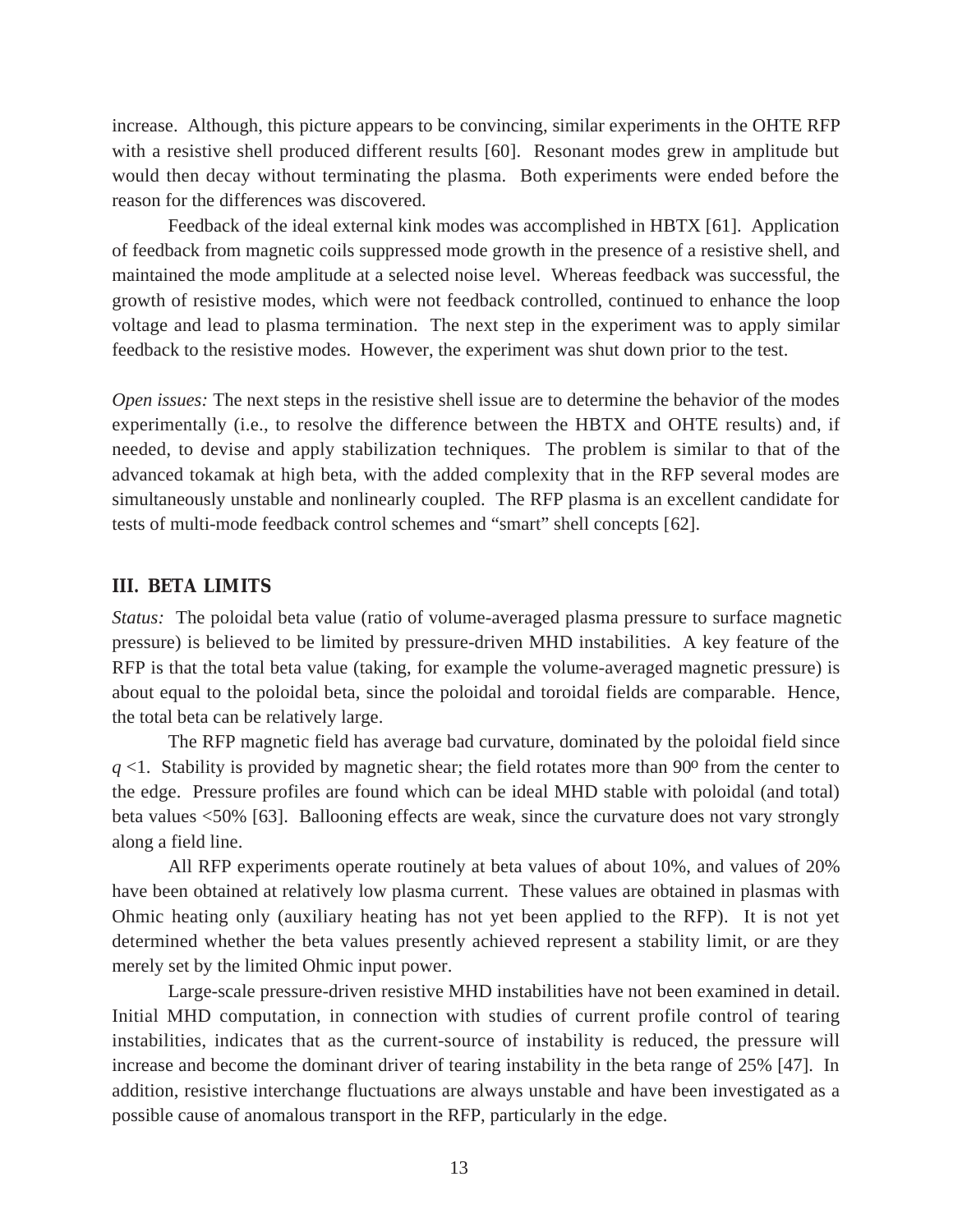increase. Although, this picture appears to be convincing, similar experiments in the OHTE RFP with a resistive shell produced different results [60]. Resonant modes grew in amplitude but would then decay without terminating the plasma. Both experiments were ended before the reason for the differences was discovered.

Feedback of the ideal external kink modes was accomplished in HBTX [61]. Application of feedback from magnetic coils suppressed mode growth in the presence of a resistive shell, and maintained the mode amplitude at a selected noise level. Whereas feedback was successful, the growth of resistive modes, which were not feedback controlled, continued to enhance the loop voltage and lead to plasma termination. The next step in the experiment was to apply similar feedback to the resistive modes. However, the experiment was shut down prior to the test.

*Open issues:* The next steps in the resistive shell issue are to determine the behavior of the modes experimentally (i.e., to resolve the difference between the HBTX and OHTE results) and, if needed, to devise and apply stabilization techniques. The problem is similar to that of the advanced tokamak at high beta, with the added complexity that in the RFP several modes are simultaneously unstable and nonlinearly coupled. The RFP plasma is an excellent candidate for tests of multi-mode feedback control schemes and "smart" shell concepts [62].

## III. BETA LIMITS

*Status:* The poloidal beta value (ratio of volume-averaged plasma pressure to surface magnetic pressure) is believed to be limited by pressure-driven MHD instabilities. A key feature of the RFP is that the total beta value (taking, for example the volume-averaged magnetic pressure) is about equal to the poloidal beta, since the poloidal and toroidal fields are comparable. Hence, the total beta can be relatively large.

The RFP magnetic field has average bad curvature, dominated by the poloidal field since $q < 1$. Stability is provided by magnetic shear; the field rotates more than 90º from the center to the edge. Pressure profiles are found which can be ideal MHD stable with poloidal (and total) beta values <50% [63]. Ballooning effects are weak, since the curvature does not vary strongly along a field line.

All RFP experiments operate routinely at beta values of about 10%, and values of 20% have been obtained at relatively low plasma current. These values are obtained in plasmas with Ohmic heating only (auxiliary heating has not yet been applied to the RFP). It is not yet determined whether the beta values presently achieved represent a stability limit, or are they merely set by the limited Ohmic input power.

Large-scale pressure-driven resistive MHD instabilities have not been examined in detail. Initial MHD computation, in connection with studies of current profile control of tearing instabilities, indicates that as the current-source of instability is reduced, the pressure will increase and become the dominant driver of tearing instability in the beta range of 25% [47]. In addition, resistive interchange fluctuations are always unstable and have been investigated as a possible cause of anomalous transport in the RFP, particularly in the edge.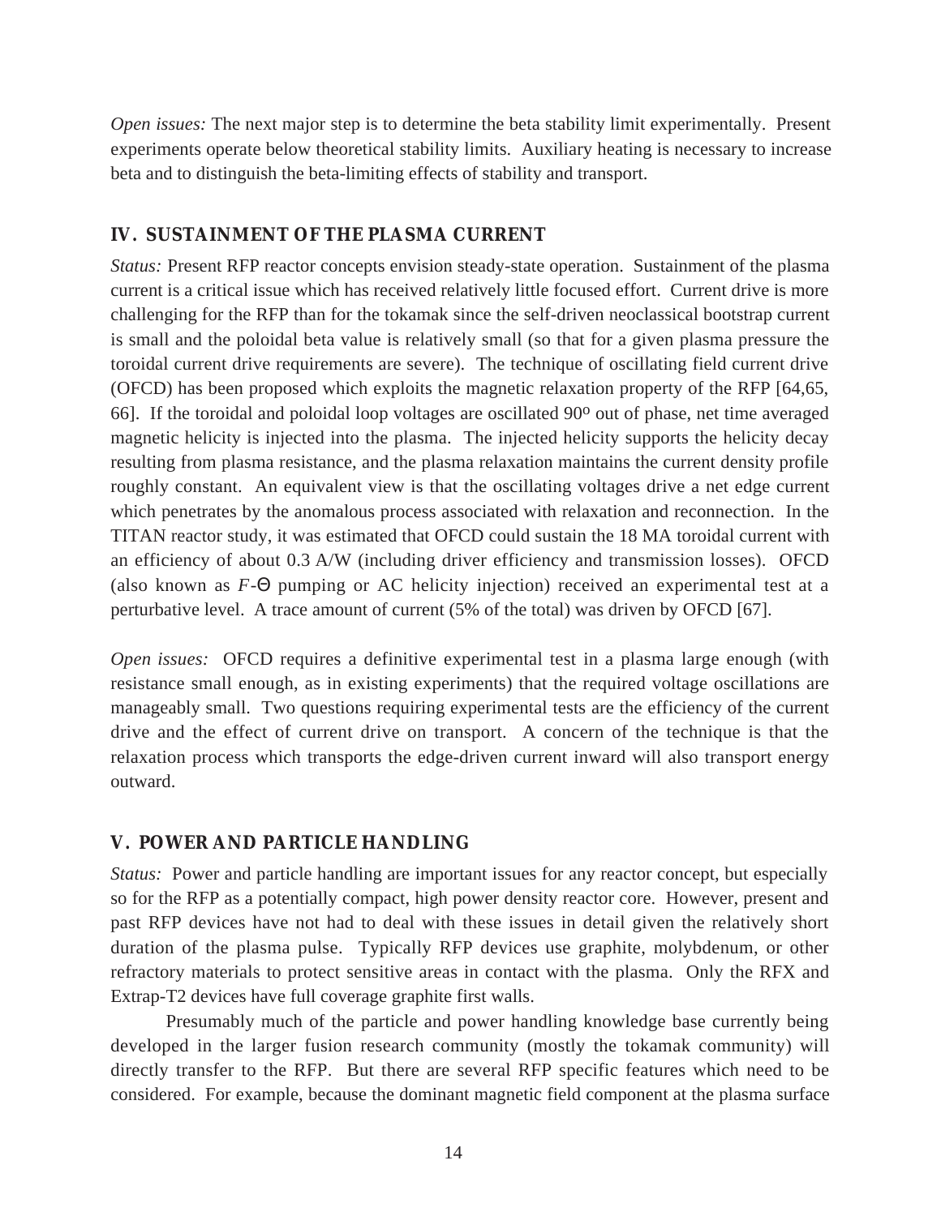*Open issues:* The next major step is to determine the beta stability limit experimentally. Present experiments operate below theoretical stability limits. Auxiliary heating is necessary to increase beta and to distinguish the beta-limiting effects of stability and transport.

## IV. SUSTAINMENT OF THE PLASMA CURRENT

*Status:* Present RFP reactor concepts envision steady-state operation. Sustainment of the plasma current is a critical issue which has received relatively little focused effort. Current drive is more challenging for the RFP than for the tokamak since the self-driven neoclassical bootstrap current is small and the poloidal beta value is relatively small (so that for a given plasma pressure the toroidal current drive requirements are severe). The technique of oscillating field current drive (OFCD) has been proposed which exploits the magnetic relaxation property of the RFP [64,65, 66]. If the toroidal and poloidal loop voltages are oscillated 90º out of phase, net time averaged magnetic helicity is injected into the plasma. The injected helicity supports the helicity decay resulting from plasma resistance, and the plasma relaxation maintains the current density profile roughly constant. An equivalent view is that the oscillating voltages drive a net edge current which penetrates by the anomalous process associated with relaxation and reconnection. In the TITAN reactor study, it was estimated that OFCD could sustain the 18 MA toroidal current with an efficiency of about 0.3 A/W (including driver efficiency and transmission losses). OFCD (also known as $F$-$\Theta$ pumping or AC helicity injection) received an experimental test at a perturbative level. A trace amount of current (5% of the total) was driven by OFCD [67].

*Open issues:* OFCD requires a definitive experimental test in a plasma large enough (with resistance small enough, as in existing experiments) that the required voltage oscillations are manageably small. Two questions requiring experimental tests are the efficiency of the current drive and the effect of current drive on transport. A concern of the technique is that the relaxation process which transports the edge-driven current inward will also transport energy outward.

## V. POWER AND PARTICLE HANDLING

*Status:* Power and particle handling are important issues for any reactor concept, but especially so for the RFP as a potentially compact, high power density reactor core. However, present and past RFP devices have not had to deal with these issues in detail given the relatively short duration of the plasma pulse. Typically RFP devices use graphite, molybdenum, or other refractory materials to protect sensitive areas in contact with the plasma. Only the RFX and Extrap-T2 devices have full coverage graphite first walls.

Presumably much of the particle and power handling knowledge base currently being developed in the larger fusion research community (mostly the tokamak community) will directly transfer to the RFP. But there are several RFP specific features which need to be considered. For example, because the dominant magnetic field component at the plasma surface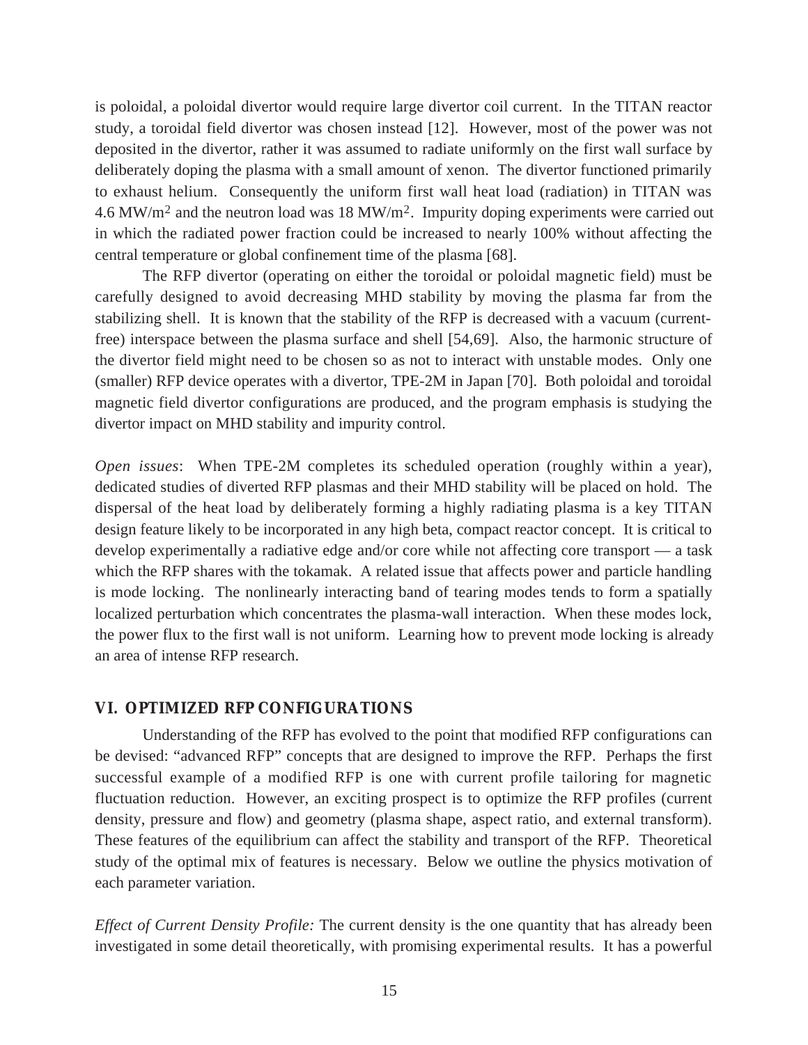is poloidal, a poloidal divertor would require large divertor coil current. In the TITAN reactor study, a toroidal field divertor was chosen instead [12]. However, most of the power was not deposited in the divertor, rather it was assumed to radiate uniformly on the first wall surface by deliberately doping the plasma with a small amount of xenon. The divertor functioned primarily to exhaust helium. Consequently the uniform first wall heat load (radiation) in TITAN was 4.6 $MW/m^2$ and the neutron load was 18 $MW/m^2$. Impurity doping experiments were carried out in which the radiated power fraction could be increased to nearly 100% without affecting the central temperature or global confinement time of the plasma [68].

The RFP divertor (operating on either the toroidal or poloidal magnetic field) must be carefully designed to avoid decreasing MHD stability by moving the plasma far from the stabilizing shell. It is known that the stability of the RFP is decreased with a vacuum (current-free) interspace between the plasma surface and shell [54,69]. Also, the harmonic structure of the divertor field might need to be chosen so as not to interact with unstable modes. Only one (smaller) RFP device operates with a divertor, TPE-2M in Japan [70]. Both poloidal and toroidal magnetic field divertor configurations are produced, and the program emphasis is studying the divertor impact on MHD stability and impurity control.

*Open issues*: When TPE-2M completes its scheduled operation (roughly within a year), dedicated studies of diverted RFP plasmas and their MHD stability will be placed on hold. The dispersal of the heat load by deliberately forming a highly radiating plasma is a key TITAN design feature likely to be incorporated in any high beta, compact reactor concept. It is critical to develop experimentally a radiative edge and/or core while not affecting core transport — a task which the RFP shares with the tokamak. A related issue that affects power and particle handling is mode locking. The nonlinearly interacting band of tearing modes tends to form a spatially localized perturbation which concentrates the plasma-wall interaction. When these modes lock, the power flux to the first wall is not uniform. Learning how to prevent mode locking is already an area of intense RFP research.

## VI. OPTIMIZED RFP CONFIGURATIONS

Understanding of the RFP has evolved to the point that modified RFP configurations can be devised: "advanced RFP" concepts that are designed to improve the RFP. Perhaps the first successful example of a modified RFP is one with current profile tailoring for magnetic fluctuation reduction. However, an exciting prospect is to optimize the RFP profiles (current density, pressure and flow) and geometry (plasma shape, aspect ratio, and external transform). These features of the equilibrium can affect the stability and transport of the RFP. Theoretical study of the optimal mix of features is necessary. Below we outline the physics motivation of each parameter variation.

*Effect of Current Density Profile:* The current density is the one quantity that has already been investigated in some detail theoretically, with promising experimental results. It has a powerful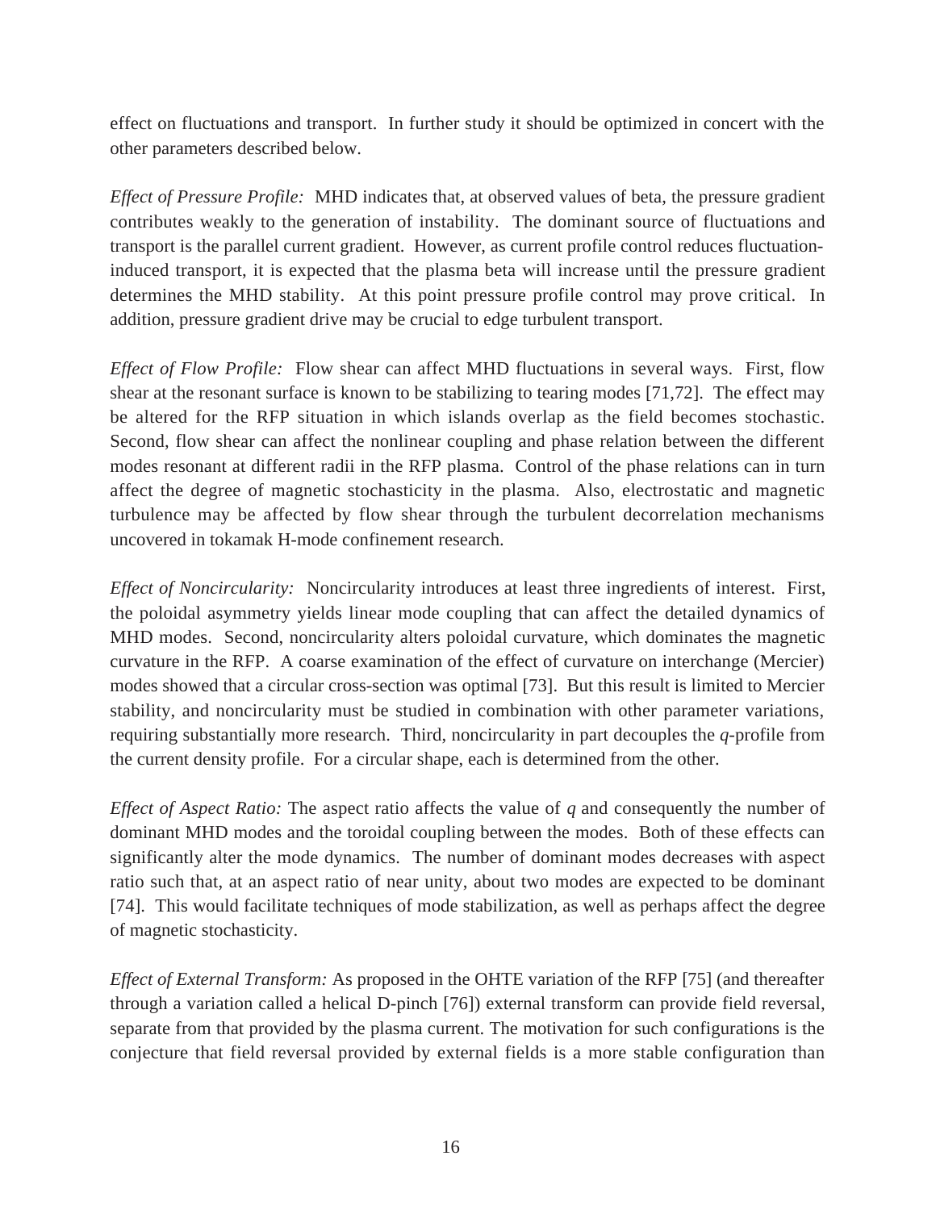effect on fluctuations and transport. In further study it should be optimized in concert with the other parameters described below.

*Effect of Pressure Profile:* MHD indicates that, at observed values of beta, the pressure gradient contributes weakly to the generation of instability. The dominant source of fluctuations and transport is the parallel current gradient. However, as current profile control reduces fluctuation-induced transport, it is expected that the plasma beta will increase until the pressure gradient determines the MHD stability. At this point pressure profile control may prove critical. In addition, pressure gradient drive may be crucial to edge turbulent transport.

*Effect of Flow Profile:* Flow shear can affect MHD fluctuations in several ways. First, flow shear at the resonant surface is known to be stabilizing to tearing modes [71,72]. The effect may be altered for the RFP situation in which islands overlap as the field becomes stochastic. Second, flow shear can affect the nonlinear coupling and phase relation between the different modes resonant at different radii in the RFP plasma. Control of the phase relations can in turn affect the degree of magnetic stochasticity in the plasma. Also, electrostatic and magnetic turbulence may be affected by flow shear through the turbulent decorrelation mechanisms uncovered in tokamak H-mode confinement research.

*Effect of Noncircularity:* Noncircularity introduces at least three ingredients of interest. First, the poloidal asymmetry yields linear mode coupling that can affect the detailed dynamics of MHD modes. Second, noncircularity alters poloidal curvature, which dominates the magnetic curvature in the RFP. A coarse examination of the effect of curvature on interchange (Mercier) modes showed that a circular cross-section was optimal [73]. But this result is limited to Mercier stability, and noncircularity must be studied in combination with other parameter variations, requiring substantially more research. Third, noncircularity in part decouples the $q$-profile from the current density profile. For a circular shape, each is determined from the other.

*Effect of Aspect Ratio:* The aspect ratio affects the value of $q$ and consequently the number of dominant MHD modes and the toroidal coupling between the modes. Both of these effects can significantly alter the mode dynamics. The number of dominant modes decreases with aspect ratio such that, at an aspect ratio of near unity, about two modes are expected to be dominant [74]. This would facilitate techniques of mode stabilization, as well as perhaps affect the degree of magnetic stochasticity.

*Effect of External Transform:* As proposed in the OHTE variation of the RFP [75] (and thereafter through a variation called a helical D-pinch [76]) external transform can provide field reversal, separate from that provided by the plasma current. The motivation for such configurations is the conjecture that field reversal provided by external fields is a more stable configuration than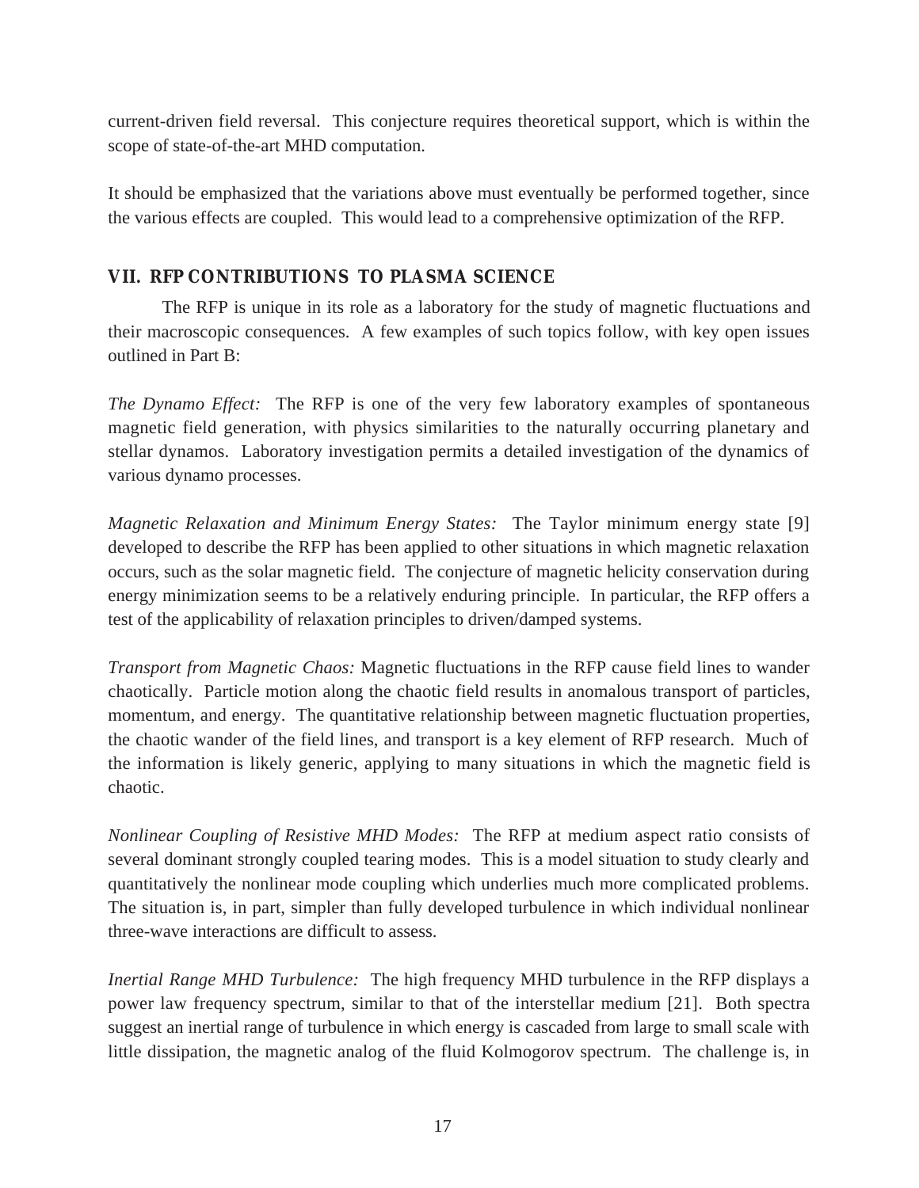current-driven field reversal. This conjecture requires theoretical support, which is within the scope of state-of-the-art MHD computation.

It should be emphasized that the variations above must eventually be performed together, since the various effects are coupled. This would lead to a comprehensive optimization of the RFP.

## VII. RFP CONTRIBUTIONS TO PLASMA SCIENCE

The RFP is unique in its role as a laboratory for the study of magnetic fluctuations and their macroscopic consequences. A few examples of such topics follow, with key open issues outlined in Part B:

*The Dynamo Effect:* The RFP is one of the very few laboratory examples of spontaneous magnetic field generation, with physics similarities to the naturally occurring planetary and stellar dynamos. Laboratory investigation permits a detailed investigation of the dynamics of various dynamo processes.

*Magnetic Relaxation and Minimum Energy States:* The Taylor minimum energy state [9] developed to describe the RFP has been applied to other situations in which magnetic relaxation occurs, such as the solar magnetic field. The conjecture of magnetic helicity conservation during energy minimization seems to be a relatively enduring principle. In particular, the RFP offers a test of the applicability of relaxation principles to driven/damped systems.

*Transport from Magnetic Chaos:* Magnetic fluctuations in the RFP cause field lines to wander chaotically. Particle motion along the chaotic field results in anomalous transport of particles, momentum, and energy. The quantitative relationship between magnetic fluctuation properties, the chaotic wander of the field lines, and transport is a key element of RFP research. Much of the information is likely generic, applying to many situations in which the magnetic field is chaotic.

*Nonlinear Coupling of Resistive MHD Modes:* The RFP at medium aspect ratio consists of several dominant strongly coupled tearing modes. This is a model situation to study clearly and quantitatively the nonlinear mode coupling which underlies much more complicated problems. The situation is, in part, simpler than fully developed turbulence in which individual nonlinear three-wave interactions are difficult to assess.

*Inertial Range MHD Turbulence:* The high frequency MHD turbulence in the RFP displays a power law frequency spectrum, similar to that of the interstellar medium [21]. Both spectra suggest an inertial range of turbulence in which energy is cascaded from large to small scale with little dissipation, the magnetic analog of the fluid Kolmogorov spectrum. The challenge is, in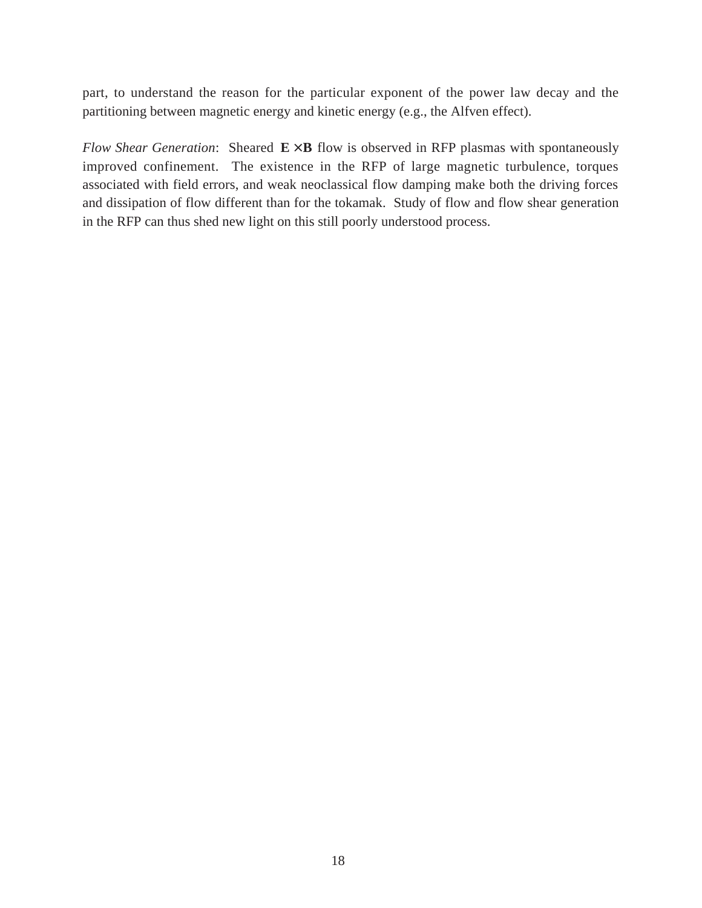part, to understand the reason for the particular exponent of the power law decay and the partitioning between magnetic energy and kinetic energy (e.g., the Alfven effect).

*Flow Shear Generation*: Sheared $\mathbf{E} \times \mathbf{B}$ flow is observed in RFP plasmas with spontaneously improved confinement. The existence in the RFP of large magnetic turbulence, torques associated with field errors, and weak neoclassical flow damping make both the driving forces and dissipation of flow different than for the tokamak. Study of flow and flow shear generation in the RFP can thus shed new light on this still poorly understood process.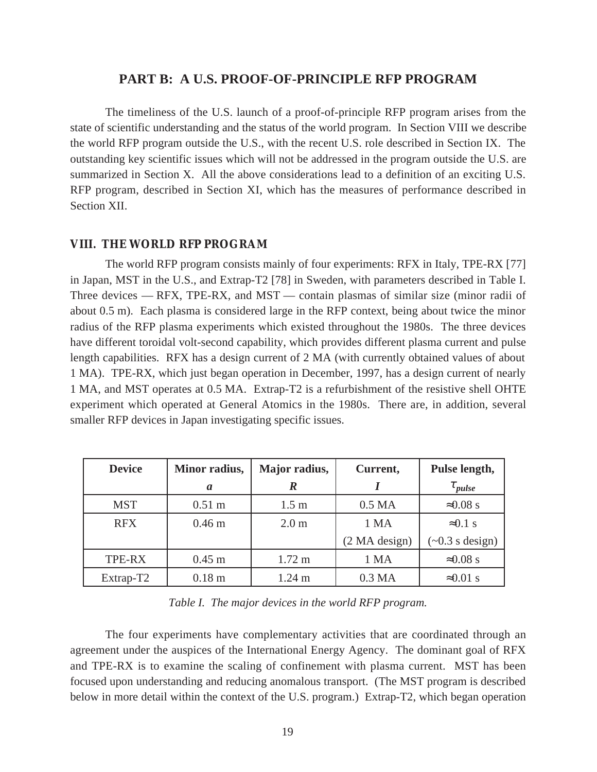# PART B: A U.S. PROOF-OF-PRINCIPLE RFP PROGRAM

The timeliness of the U.S. launch of a proof-of-principle RFP program arises from the state of scientific understanding and the status of the world program. In Section VIII we describe the world RFP program outside the U.S., with the recent U.S. role described in Section IX. The outstanding key scientific issues which will not be addressed in the program outside the U.S. are summarized in Section X. All the above considerations lead to a definition of an exciting U.S. RFP program, described in Section XI, which has the measures of performance described in Section XII.

## VIII. THE WORLD RFP PROGRAM

The world RFP program consists mainly of four experiments: RFX in Italy, TPE-RX [77] in Japan, MST in the U.S., and Extrap-T2 [78] in Sweden, with parameters described in Table I. Three devices — RFX, TPE-RX, and MST — contain plasmas of similar size (minor radii of about 0.5 m). Each plasma is considered large in the RFP context, being about twice the minor radius of the RFP plasma experiments which existed throughout the 1980s. The three devices have different toroidal volt-second capability, which provides different plasma current and pulse length capabilities. RFX has a design current of 2 MA (with currently obtained values of about 1 MA). TPE-RX, which just began operation in December, 1997, has a design current of nearly 1 MA, and MST operates at 0.5 MA. Extrap-T2 is a refurbishment of the resistive shell OHTE experiment which operated at General Atomics in the 1980s. There are, in addition, several smaller RFP devices in Japan investigating specific issues.

| Device | Minor radius, $a$ | Major radius, $R$ | Current, $I$ | Pulse length, $\tau_{pulse}$ |
|---|---|---|---|---|
| MST | 0.51 m | 1.5 m | 0.5 MA | ≈0.08 s |
| RFX | 0.46 m | 2.0 m | 1 MA (2 MA design) | ≈0.1 s (~0.3 s design) |
| TPE-RX | 0.45 m | 1.72 m | 1 MA | ≈0.08 s |
| Extrap-T2 | 0.18 m | 1.24 m | 0.3 MA | ≈0.01 s |

*Table I. The major devices in the world RFP program.*

The four experiments have complementary activities that are coordinated through an agreement under the auspices of the International Energy Agency. The dominant goal of RFX and TPE-RX is to examine the scaling of confinement with plasma current. MST has been focused upon understanding and reducing anomalous transport. (The MST program is described below in more detail within the context of the U.S. program.) Extrap-T2, which began operation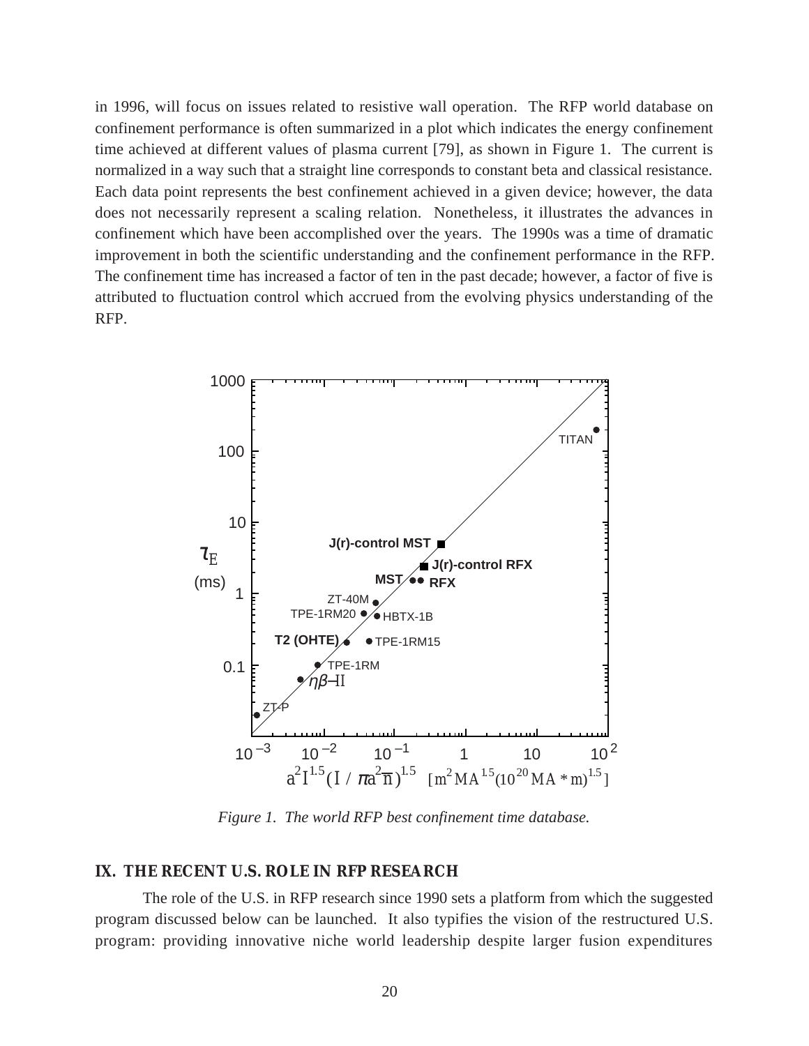in 1996, will focus on issues related to resistive wall operation. The RFP world database on confinement performance is often summarized in a plot which indicates the energy confinement time achieved at different values of plasma current [79], as shown in Figure 1. The current is normalized in a way such that a straight line corresponds to constant beta and classical resistance. Each data point represents the best confinement achieved in a given device; however, the data does not necessarily represent a scaling relation. Nonetheless, it illustrates the advances in confinement which have been accomplished over the years. The 1990s was a time of dramatic improvement in both the scientific understanding and the confinement performance in the RFP. The confinement time has increased a factor of ten in the past decade; however, a factor of five is attributed to fluctuation control which accrued from the evolving physics understanding of the RFP.

*Figure 1. The world RFP best confinement time database.*

## IX. THE RECENT U.S. ROLE IN RFP RESEARCH

The role of the U.S. in RFP research since 1990 sets a platform from which the suggested program discussed below can be launched. It also typifies the vision of the restructured U.S. program: providing innovative niche world leadership despite larger fusion expenditures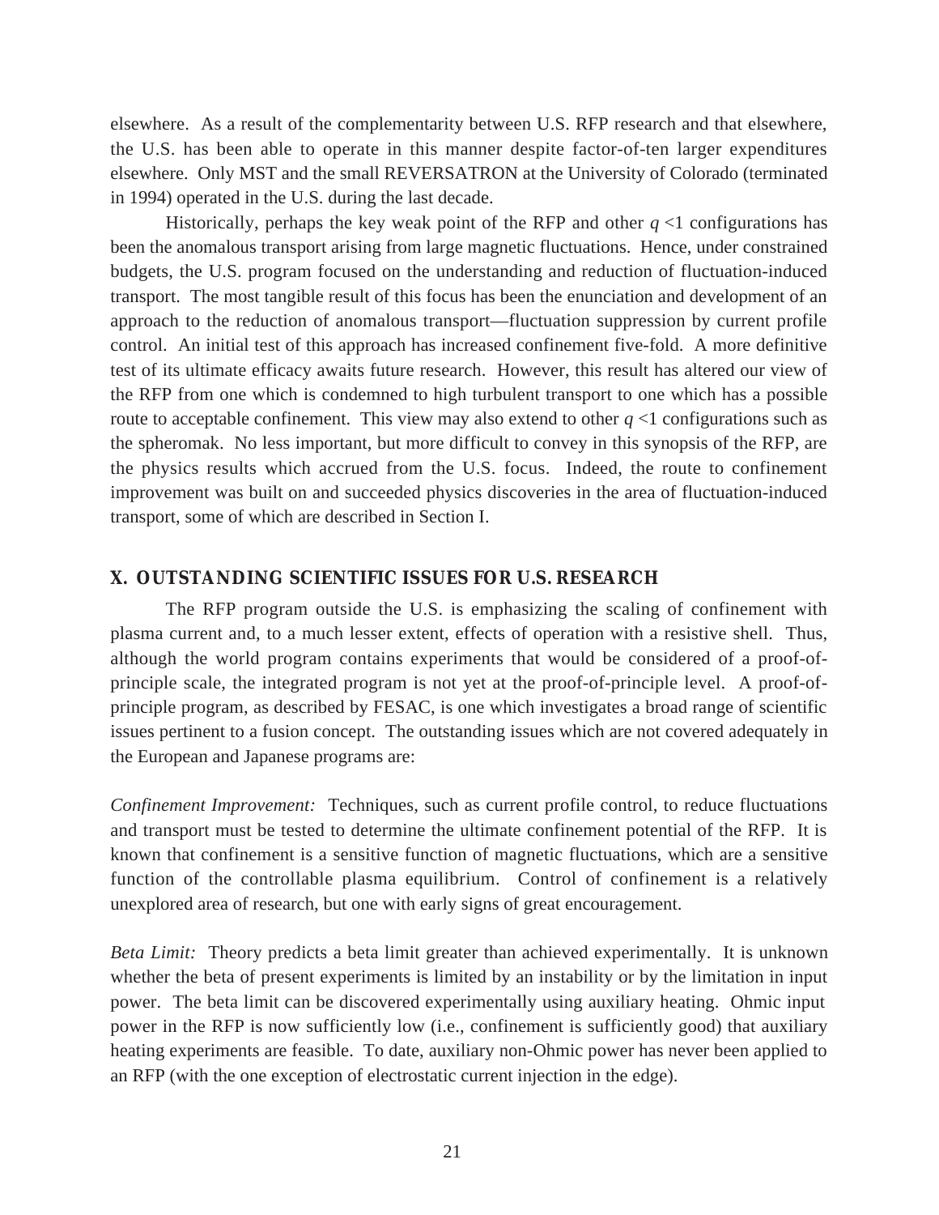elsewhere. As a result of the complementarity between U.S. RFP research and that elsewhere, the U.S. has been able to operate in this manner despite factor-of-ten larger expenditures elsewhere. Only MST and the small REVERSATRON at the University of Colorado (terminated in 1994) operated in the U.S. during the last decade.

Historically, perhaps the key weak point of the RFP and other $q < 1$ configurations has been the anomalous transport arising from large magnetic fluctuations. Hence, under constrained budgets, the U.S. program focused on the understanding and reduction of fluctuation-induced transport. The most tangible result of this focus has been the enunciation and development of an approach to the reduction of anomalous transport—fluctuation suppression by current profile control. An initial test of this approach has increased confinement five-fold. A more definitive test of its ultimate efficacy awaits future research. However, this result has altered our view of the RFP from one which is condemned to high turbulent transport to one which has a possible route to acceptable confinement. This view may also extend to other $q < 1$ configurations such as the spheromak. No less important, but more difficult to convey in this synopsis of the RFP, are the physics results which accrued from the U.S. focus. Indeed, the route to confinement improvement was built on and succeeded physics discoveries in the area of fluctuation-induced transport, some of which are described in Section I.

## X. OUTSTANDING SCIENTIFIC ISSUES FOR U.S. RESEARCH

The RFP program outside the U.S. is emphasizing the scaling of confinement with plasma current and, to a much lesser extent, effects of operation with a resistive shell. Thus, although the world program contains experiments that would be considered of a proof-of-principle scale, the integrated program is not yet at the proof-of-principle level. A proof-of-principle program, as described by FESAC, is one which investigates a broad range of scientific issues pertinent to a fusion concept. The outstanding issues which are not covered adequately in the European and Japanese programs are:

*Confinement Improvement:* Techniques, such as current profile control, to reduce fluctuations and transport must be tested to determine the ultimate confinement potential of the RFP. It is known that confinement is a sensitive function of magnetic fluctuations, which are a sensitive function of the controllable plasma equilibrium. Control of confinement is a relatively unexplored area of research, but one with early signs of great encouragement.

*Beta Limit:* Theory predicts a beta limit greater than achieved experimentally. It is unknown whether the beta of present experiments is limited by an instability or by the limitation in input power. The beta limit can be discovered experimentally using auxiliary heating. Ohmic input power in the RFP is now sufficiently low (i.e., confinement is sufficiently good) that auxiliary heating experiments are feasible. To date, auxiliary non-Ohmic power has never been applied to an RFP (with the one exception of electrostatic current injection in the edge).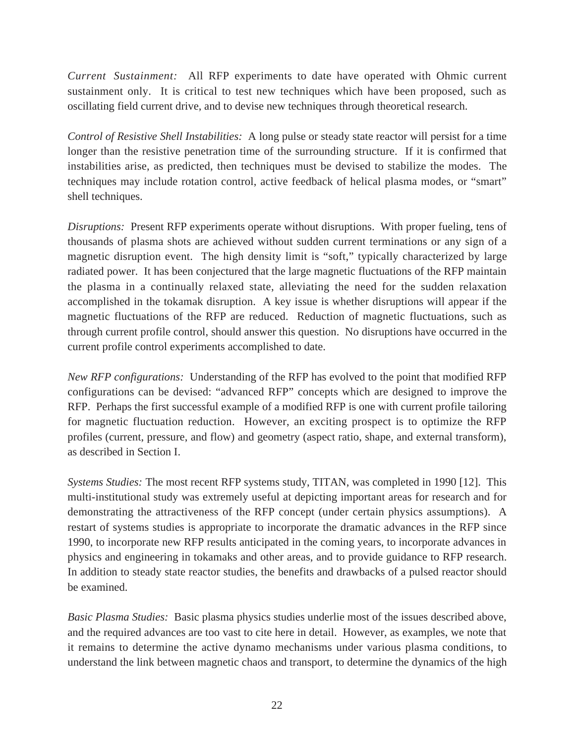*Current Sustainment:* All RFP experiments to date have operated with Ohmic current sustainment only. It is critical to test new techniques which have been proposed, such as oscillating field current drive, and to devise new techniques through theoretical research.

*Control of Resistive Shell Instabilities:* A long pulse or steady state reactor will persist for a time longer than the resistive penetration time of the surrounding structure. If it is confirmed that instabilities arise, as predicted, then techniques must be devised to stabilize the modes. The techniques may include rotation control, active feedback of helical plasma modes, or "smart" shell techniques.

*Disruptions:* Present RFP experiments operate without disruptions. With proper fueling, tens of thousands of plasma shots are achieved without sudden current terminations or any sign of a magnetic disruption event. The high density limit is "soft," typically characterized by large radiated power. It has been conjectured that the large magnetic fluctuations of the RFP maintain the plasma in a continually relaxed state, alleviating the need for the sudden relaxation accomplished in the tokamak disruption. A key issue is whether disruptions will appear if the magnetic fluctuations of the RFP are reduced. Reduction of magnetic fluctuations, such as through current profile control, should answer this question. No disruptions have occurred in the current profile control experiments accomplished to date.

*New RFP configurations:* Understanding of the RFP has evolved to the point that modified RFP configurations can be devised: "advanced RFP" concepts which are designed to improve the RFP. Perhaps the first successful example of a modified RFP is one with current profile tailoring for magnetic fluctuation reduction. However, an exciting prospect is to optimize the RFP profiles (current, pressure, and flow) and geometry (aspect ratio, shape, and external transform), as described in Section I.

*Systems Studies:* The most recent RFP systems study, TITAN, was completed in 1990 [12]. This multi-institutional study was extremely useful at depicting important areas for research and for demonstrating the attractiveness of the RFP concept (under certain physics assumptions). A restart of systems studies is appropriate to incorporate the dramatic advances in the RFP since 1990, to incorporate new RFP results anticipated in the coming years, to incorporate advances in physics and engineering in tokamaks and other areas, and to provide guidance to RFP research. In addition to steady state reactor studies, the benefits and drawbacks of a pulsed reactor should be examined.

*Basic Plasma Studies:* Basic plasma physics studies underlie most of the issues described above, and the required advances are too vast to cite here in detail. However, as examples, we note that it remains to determine the active dynamo mechanisms under various plasma conditions, to understand the link between magnetic chaos and transport, to determine the dynamics of the high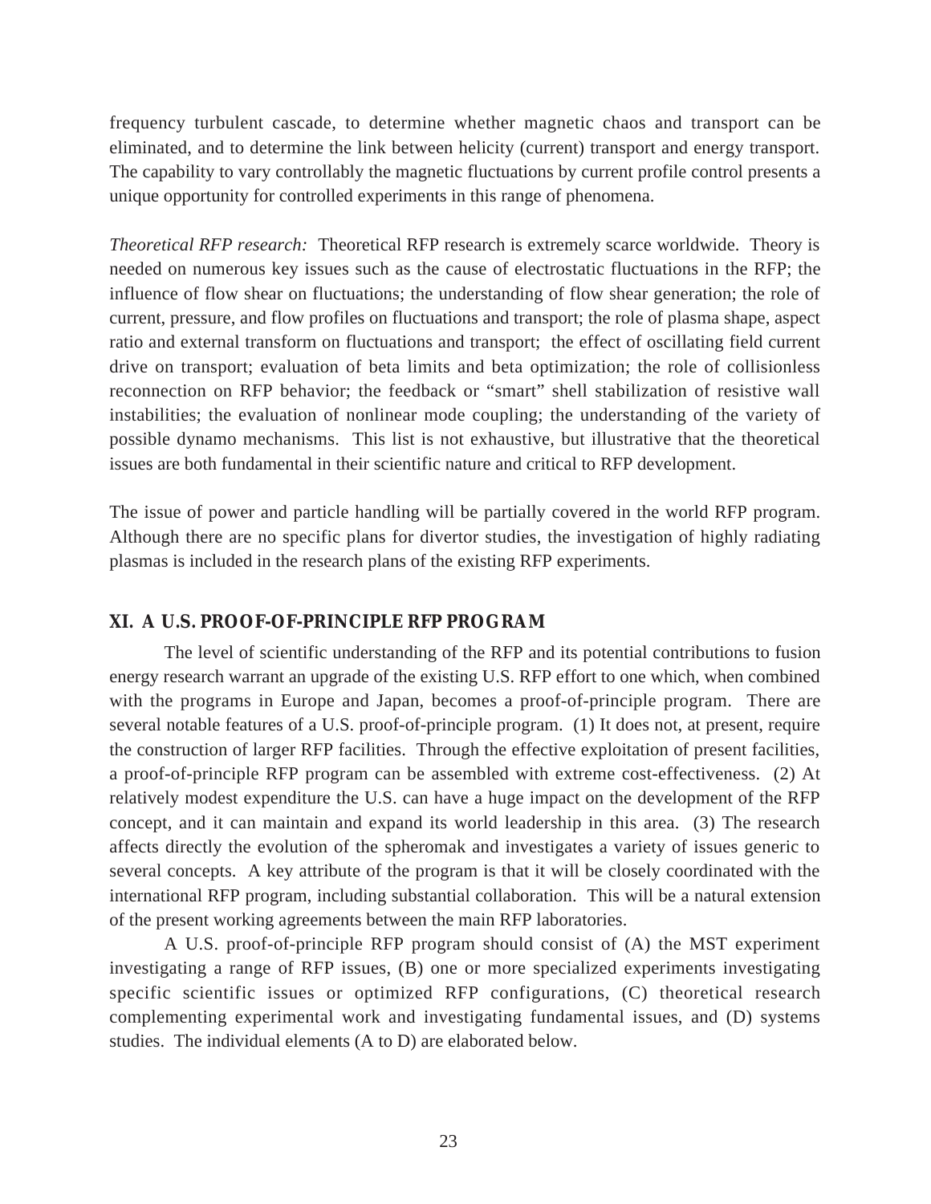frequency turbulent cascade, to determine whether magnetic chaos and transport can be eliminated, and to determine the link between helicity (current) transport and energy transport. The capability to vary controllably the magnetic fluctuations by current profile control presents a unique opportunity for controlled experiments in this range of phenomena.

*Theoretical RFP research:* Theoretical RFP research is extremely scarce worldwide. Theory is needed on numerous key issues such as the cause of electrostatic fluctuations in the RFP; the influence of flow shear on fluctuations; the understanding of flow shear generation; the role of current, pressure, and flow profiles on fluctuations and transport; the role of plasma shape, aspect ratio and external transform on fluctuations and transport; the effect of oscillating field current drive on transport; evaluation of beta limits and beta optimization; the role of collisionless reconnection on RFP behavior; the feedback or "smart" shell stabilization of resistive wall instabilities; the evaluation of nonlinear mode coupling; the understanding of the variety of possible dynamo mechanisms. This list is not exhaustive, but illustrative that the theoretical issues are both fundamental in their scientific nature and critical to RFP development.

The issue of power and particle handling will be partially covered in the world RFP program. Although there are no specific plans for divertor studies, the investigation of highly radiating plasmas is included in the research plans of the existing RFP experiments.

## XI. A U.S. PROOF-OF-PRINCIPLE RFP PROGRAM

The level of scientific understanding of the RFP and its potential contributions to fusion energy research warrant an upgrade of the existing U.S. RFP effort to one which, when combined with the programs in Europe and Japan, becomes a proof-of-principle program. There are several notable features of a U.S. proof-of-principle program. (1) It does not, at present, require the construction of larger RFP facilities. Through the effective exploitation of present facilities, a proof-of-principle RFP program can be assembled with extreme cost-effectiveness. (2) At relatively modest expenditure the U.S. can have a huge impact on the development of the RFP concept, and it can maintain and expand its world leadership in this area. (3) The research affects directly the evolution of the spheromak and investigates a variety of issues generic to several concepts. A key attribute of the program is that it will be closely coordinated with the international RFP program, including substantial collaboration. This will be a natural extension of the present working agreements between the main RFP laboratories.

A U.S. proof-of-principle RFP program should consist of (A) the MST experiment investigating a range of RFP issues, (B) one or more specialized experiments investigating specific scientific issues or optimized RFP configurations, (C) theoretical research complementing experimental work and investigating fundamental issues, and (D) systems studies. The individual elements (A to D) are elaborated below.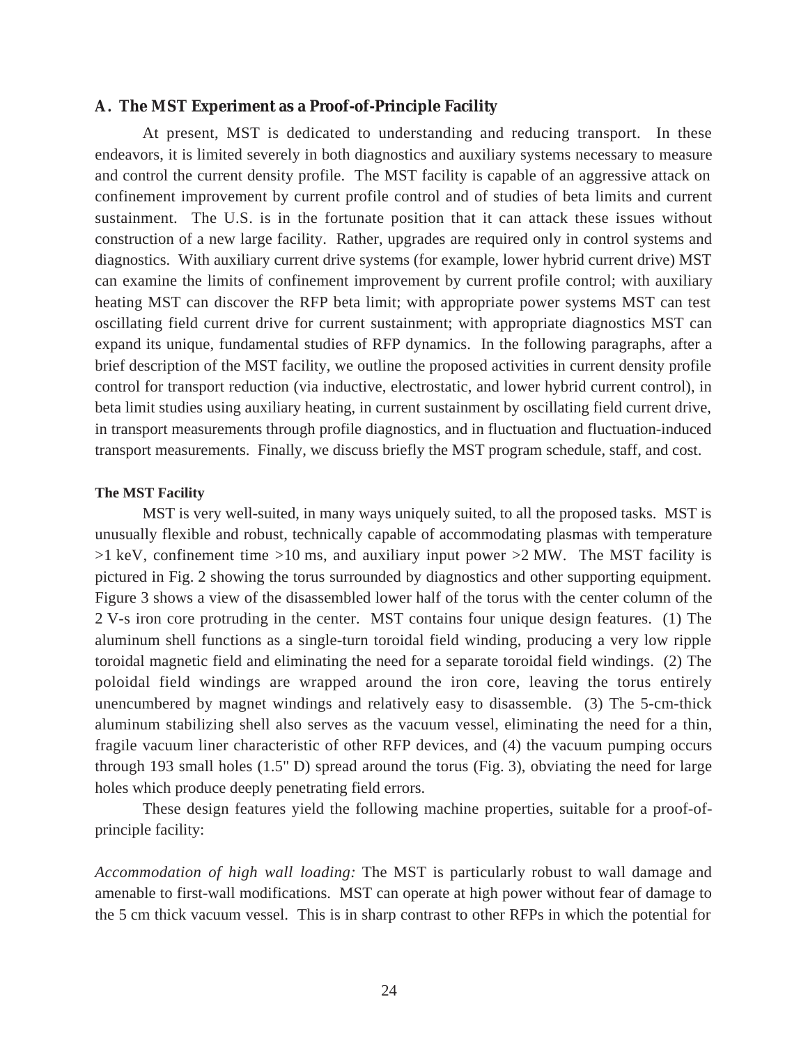## A. The MST Experiment as a Proof-of-Principle Facility

At present, MST is dedicated to understanding and reducing transport. In these endeavors, it is limited severely in both diagnostics and auxiliary systems necessary to measure and control the current density profile. The MST facility is capable of an aggressive attack on confinement improvement by current profile control and of studies of beta limits and current sustainment. The U.S. is in the fortunate position that it can attack these issues without construction of a new large facility. Rather, upgrades are required only in control systems and diagnostics. With auxiliary current drive systems (for example, lower hybrid current drive) MST can examine the limits of confinement improvement by current profile control; with auxiliary heating MST can discover the RFP beta limit; with appropriate power systems MST can test oscillating field current drive for current sustainment; with appropriate diagnostics MST can expand its unique, fundamental studies of RFP dynamics. In the following paragraphs, after a brief description of the MST facility, we outline the proposed activities in current density profile control for transport reduction (via inductive, electrostatic, and lower hybrid current control), in beta limit studies using auxiliary heating, in current sustainment by oscillating field current drive, in transport measurements through profile diagnostics, and in fluctuation and fluctuation-induced transport measurements. Finally, we discuss briefly the MST program schedule, staff, and cost.

#### The MST Facility

MST is very well-suited, in many ways uniquely suited, to all the proposed tasks. MST is unusually flexible and robust, technically capable of accommodating plasmas with temperature >1 keV, confinement time >10 ms, and auxiliary input power >2 MW. The MST facility is pictured in Fig. 2 showing the torus surrounded by diagnostics and other supporting equipment. Figure 3 shows a view of the disassembled lower half of the torus with the center column of the 2 V-s iron core protruding in the center. MST contains four unique design features. (1) The aluminum shell functions as a single-turn toroidal field winding, producing a very low ripple toroidal magnetic field and eliminating the need for a separate toroidal field windings. (2) The poloidal field windings are wrapped around the iron core, leaving the torus entirely unencumbered by magnet windings and relatively easy to disassemble. (3) The 5-cm-thick aluminum stabilizing shell also serves as the vacuum vessel, eliminating the need for a thin, fragile vacuum liner characteristic of other RFP devices, and (4) the vacuum pumping occurs through 193 small holes (1.5" D) spread around the torus (Fig. 3), obviating the need for large holes which produce deeply penetrating field errors.

These design features yield the following machine properties, suitable for a proof-of-principle facility:

*Accommodation of high wall loading:* The MST is particularly robust to wall damage and amenable to first-wall modifications. MST can operate at high power without fear of damage to the 5 cm thick vacuum vessel. This is in sharp contrast to other RFPs in which the potential for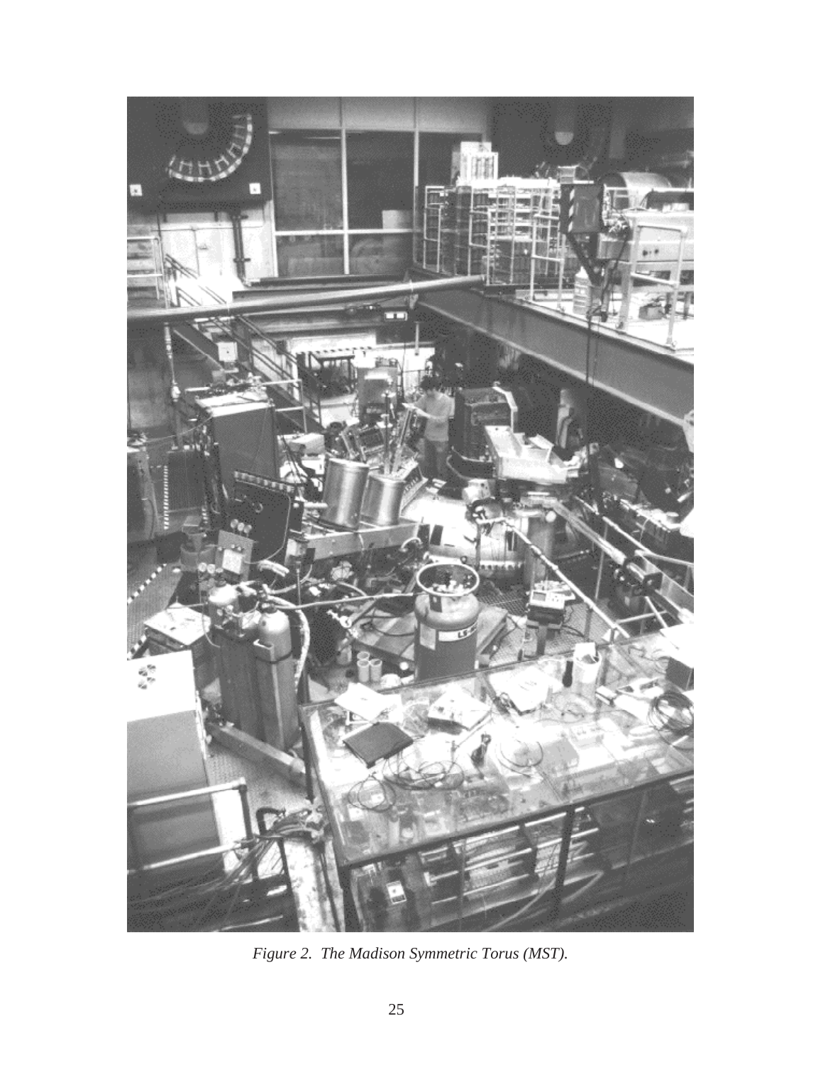*Figure 2. The Madison Symmetric Torus (MST).*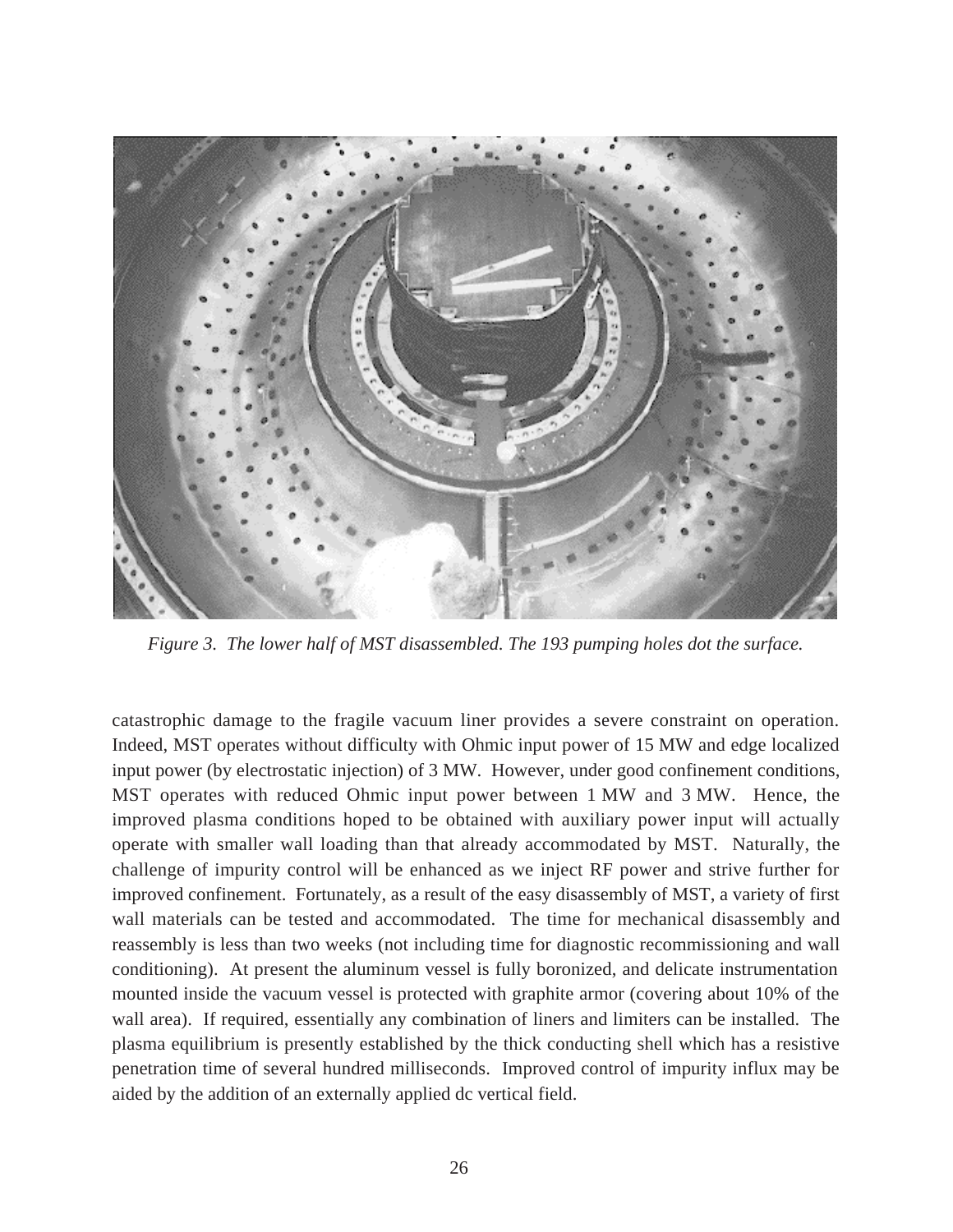*Figure 3. The lower half of MST disassembled. The 193 pumping holes dot the surface.*

catastrophic damage to the fragile vacuum liner provides a severe constraint on operation. Indeed, MST operates without difficulty with Ohmic input power of 15 MW and edge localized input power (by electrostatic injection) of 3 MW. However, under good confinement conditions, MST operates with reduced Ohmic input power between 1 MW and 3 MW. Hence, the improved plasma conditions hoped to be obtained with auxiliary power input will actually operate with smaller wall loading than that already accommodated by MST. Naturally, the challenge of impurity control will be enhanced as we inject RF power and strive further for improved confinement. Fortunately, as a result of the easy disassembly of MST, a variety of first wall materials can be tested and accommodated. The time for mechanical disassembly and reassembly is less than two weeks (not including time for diagnostic recommissioning and wall conditioning). At present the aluminum vessel is fully boronized, and delicate instrumentation mounted inside the vacuum vessel is protected with graphite armor (covering about 10% of the wall area). If required, essentially any combination of liners and limiters can be installed. The plasma equilibrium is presently established by the thick conducting shell which has a resistive penetration time of several hundred milliseconds. Improved control of impurity influx may be aided by the addition of an externally applied dc vertical field.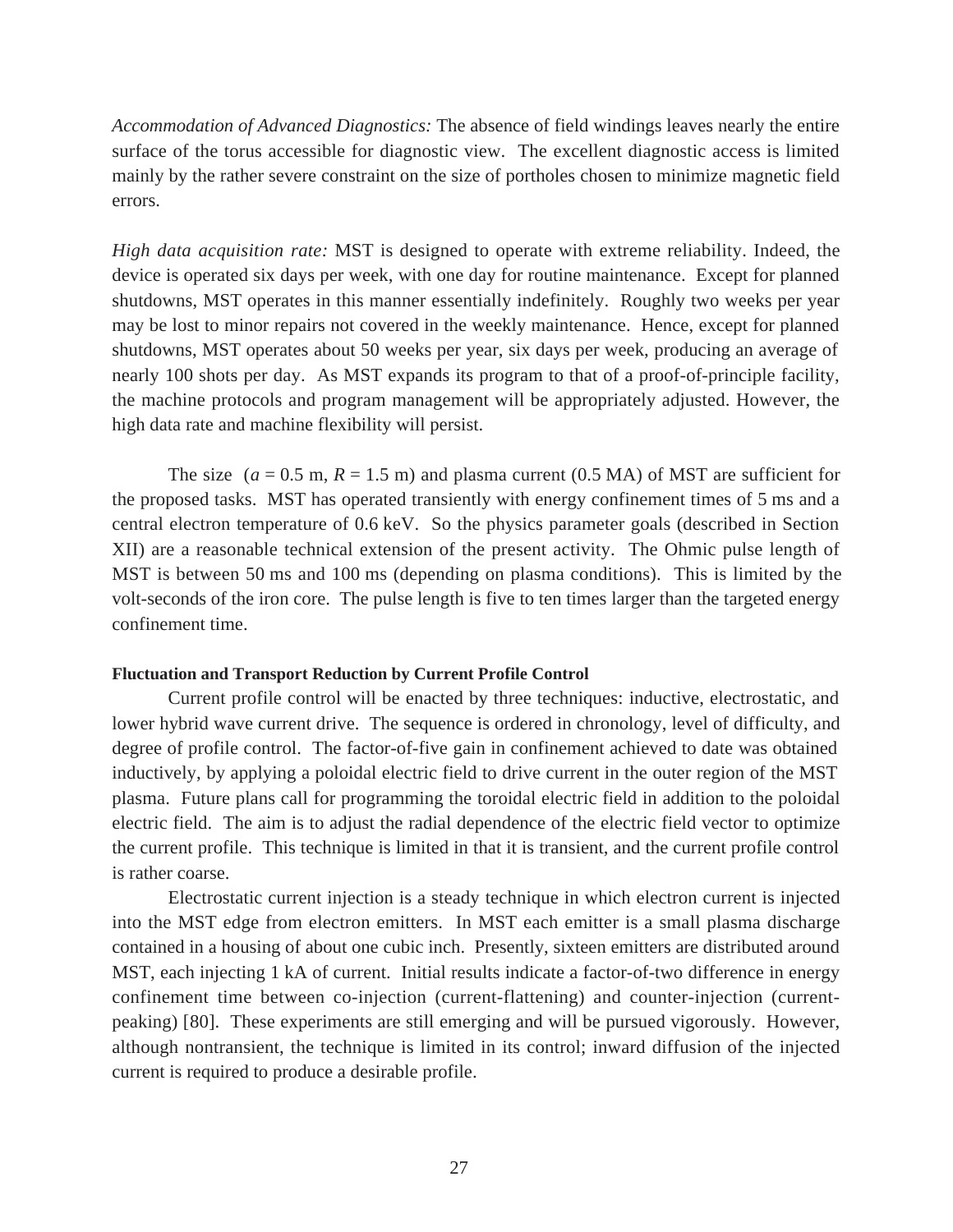*Accommodation of Advanced Diagnostics:* The absence of field windings leaves nearly the entire surface of the torus accessible for diagnostic view. The excellent diagnostic access is limited mainly by the rather severe constraint on the size of portholes chosen to minimize magnetic field errors.

*High data acquisition rate:* MST is designed to operate with extreme reliability. Indeed, the device is operated six days per week, with one day for routine maintenance. Except for planned shutdowns, MST operates in this manner essentially indefinitely. Roughly two weeks per year may be lost to minor repairs not covered in the weekly maintenance. Hence, except for planned shutdowns, MST operates about 50 weeks per year, six days per week, producing an average of nearly 100 shots per day. As MST expands its program to that of a proof-of-principle facility, the machine protocols and program management will be appropriately adjusted. However, the high data rate and machine flexibility will persist.

The size ($a = 0.5$ m, $R = 1.5$ m) and plasma current (0.5 MA) of MST are sufficient for the proposed tasks. MST has operated transiently with energy confinement times of 5 ms and a central electron temperature of 0.6 keV. So the physics parameter goals (described in Section XII) are a reasonable technical extension of the present activity. The Ohmic pulse length of MST is between 50 ms and 100 ms (depending on plasma conditions). This is limited by the volt-seconds of the iron core. The pulse length is five to ten times larger than the targeted energy confinement time.

#### Fluctuation and Transport Reduction by Current Profile Control

Current profile control will be enacted by three techniques: inductive, electrostatic, and lower hybrid wave current drive. The sequence is ordered in chronology, level of difficulty, and degree of profile control. The factor-of-five gain in confinement achieved to date was obtained inductively, by applying a poloidal electric field to drive current in the outer region of the MST plasma. Future plans call for programming the toroidal electric field in addition to the poloidal electric field. The aim is to adjust the radial dependence of the electric field vector to optimize the current profile. This technique is limited in that it is transient, and the current profile control is rather coarse.

Electrostatic current injection is a steady technique in which electron current is injected into the MST edge from electron emitters. In MST each emitter is a small plasma discharge contained in a housing of about one cubic inch. Presently, sixteen emitters are distributed around MST, each injecting 1 kA of current. Initial results indicate a factor-of-two difference in energy confinement time between co-injection (current-flattening) and counter-injection (current-peaking) [80]. These experiments are still emerging and will be pursued vigorously. However, although nontransient, the technique is limited in its control; inward diffusion of the injected current is required to produce a desirable profile.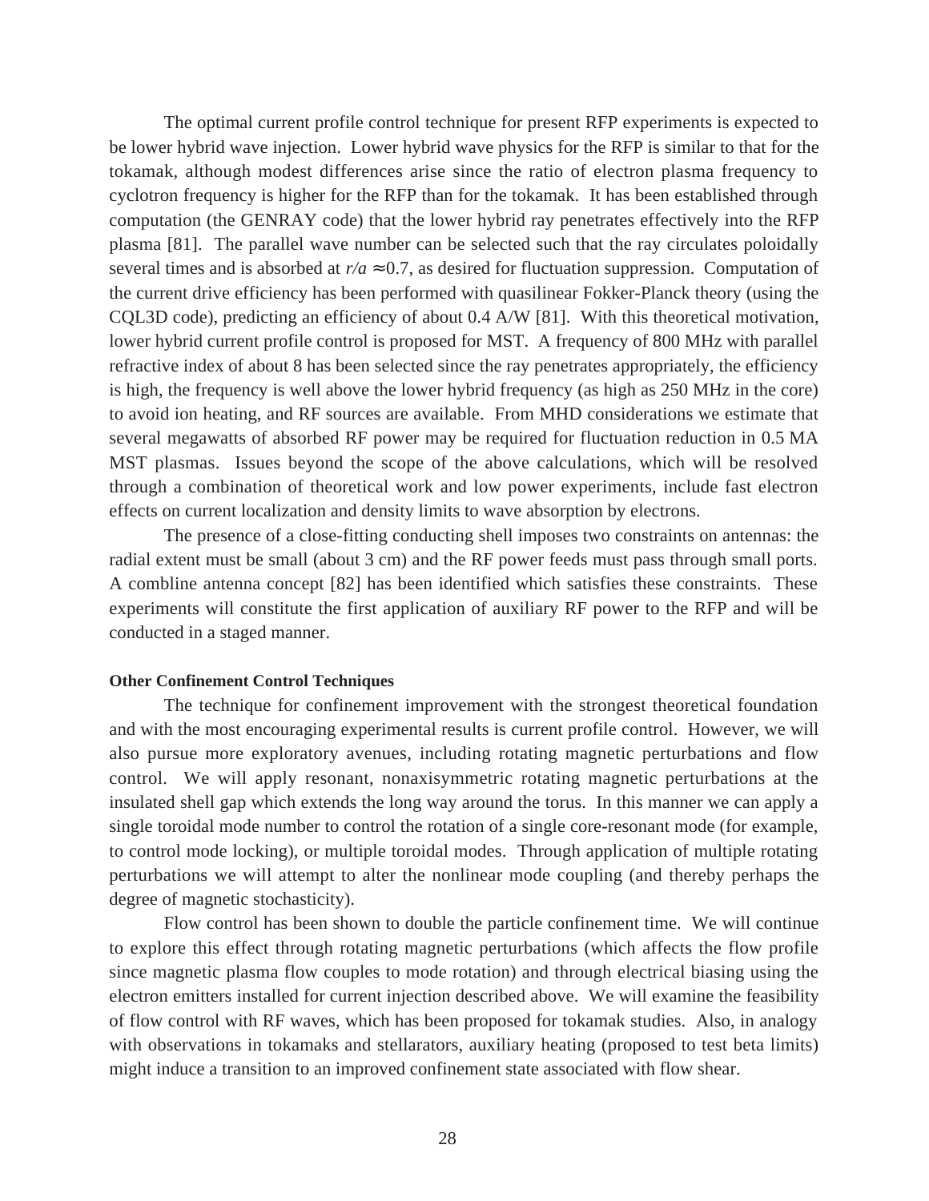The optimal current profile control technique for present RFP experiments is expected to be lower hybrid wave injection. Lower hybrid wave physics for the RFP is similar to that for the tokamak, although modest differences arise since the ratio of electron plasma frequency to cyclotron frequency is higher for the RFP than for the tokamak. It has been established through computation (the GENRAY code) that the lower hybrid ray penetrates effectively into the RFP plasma [81]. The parallel wave number can be selected such that the ray circulates poloidally several times and is absorbed at $r/a \approx 0.7$, as desired for fluctuation suppression. Computation of the current drive efficiency has been performed with quasilinear Fokker-Planck theory (using the CQL3D code), predicting an efficiency of about 0.4 A/W [81]. With this theoretical motivation, lower hybrid current profile control is proposed for MST. A frequency of 800 MHz with parallel refractive index of about 8 has been selected since the ray penetrates appropriately, the efficiency is high, the frequency is well above the lower hybrid frequency (as high as 250 MHz in the core) to avoid ion heating, and RF sources are available. From MHD considerations we estimate that several megawatts of absorbed RF power may be required for fluctuation reduction in 0.5 MA MST plasmas. Issues beyond the scope of the above calculations, which will be resolved through a combination of theoretical work and low power experiments, include fast electron effects on current localization and density limits to wave absorption by electrons.

The presence of a close-fitting conducting shell imposes two constraints on antennas: the radial extent must be small (about 3 cm) and the RF power feeds must pass through small ports. A combline antenna concept [82] has been identified which satisfies these constraints. These experiments will constitute the first application of auxiliary RF power to the RFP and will be conducted in a staged manner.

#### Other Confinement Control Techniques

The technique for confinement improvement with the strongest theoretical foundation and with the most encouraging experimental results is current profile control. However, we will also pursue more exploratory avenues, including rotating magnetic perturbations and flow control. We will apply resonant, nonaxisymmetric rotating magnetic perturbations at the insulated shell gap which extends the long way around the torus. In this manner we can apply a single toroidal mode number to control the rotation of a single core-resonant mode (for example, to control mode locking), or multiple toroidal modes. Through application of multiple rotating perturbations we will attempt to alter the nonlinear mode coupling (and thereby perhaps the degree of magnetic stochasticity).

Flow control has been shown to double the particle confinement time. We will continue to explore this effect through rotating magnetic perturbations (which affects the flow profile since magnetic plasma flow couples to mode rotation) and through electrical biasing using the electron emitters installed for current injection described above. We will examine the feasibility of flow control with RF waves, which has been proposed for tokamak studies. Also, in analogy with observations in tokamaks and stellarators, auxiliary heating (proposed to test beta limits) might induce a transition to an improved confinement state associated with flow shear.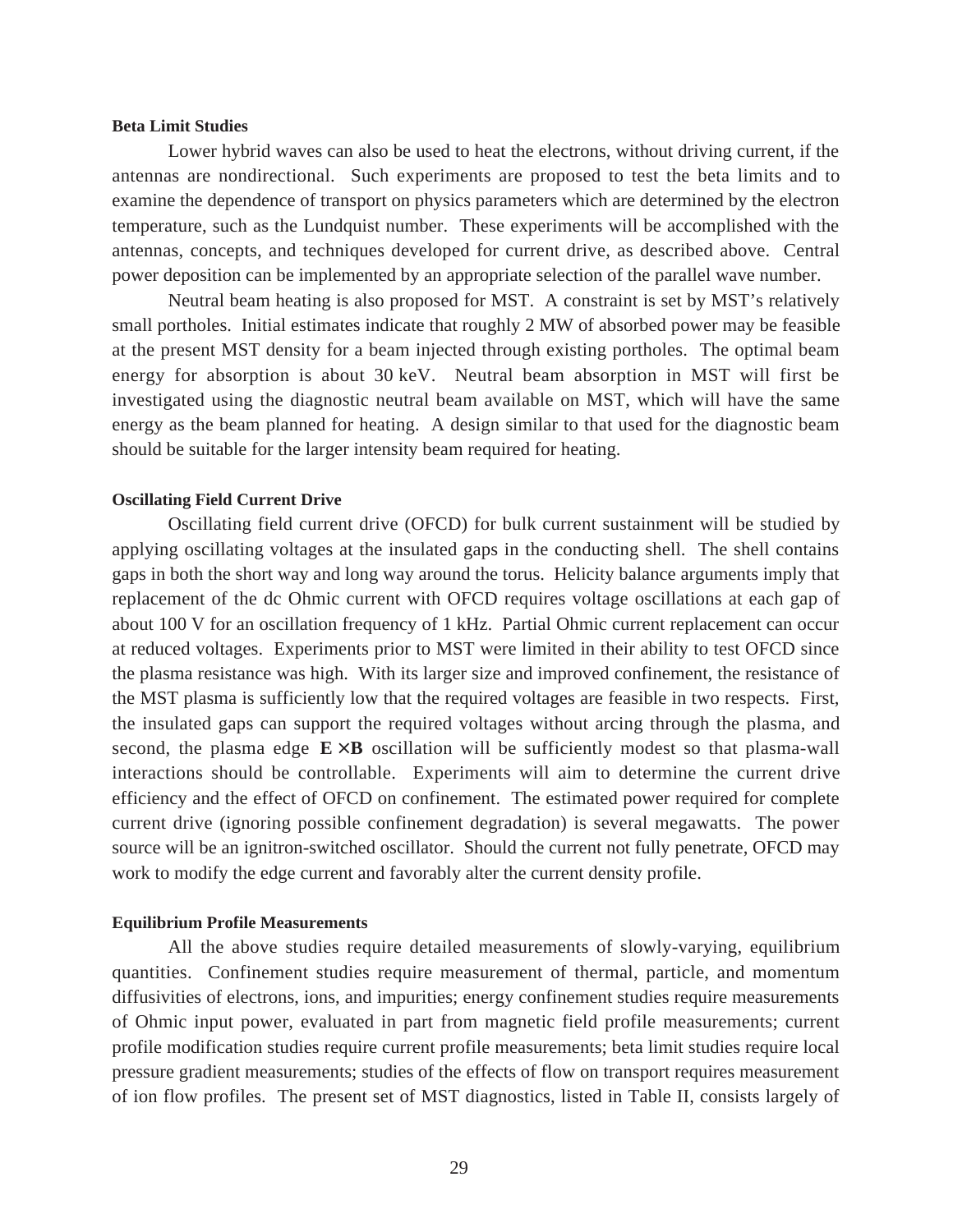### Beta Limit Studies

Lower hybrid waves can also be used to heat the electrons, without driving current, if the antennas are nondirectional. Such experiments are proposed to test the beta limits and to examine the dependence of transport on physics parameters which are determined by the electron temperature, such as the Lundquist number. These experiments will be accomplished with the antennas, concepts, and techniques developed for current drive, as described above. Central power deposition can be implemented by an appropriate selection of the parallel wave number.

Neutral beam heating is also proposed for MST. A constraint is set by MST's relatively small portholes. Initial estimates indicate that roughly 2 MW of absorbed power may be feasible at the present MST density for a beam injected through existing portholes. The optimal beam energy for absorption is about 30 keV. Neutral beam absorption in MST will first be investigated using the diagnostic neutral beam available on MST, which will have the same energy as the beam planned for heating. A design similar to that used for the diagnostic beam should be suitable for the larger intensity beam required for heating.

### Oscillating Field Current Drive

Oscillating field current drive (OFCD) for bulk current sustainment will be studied by applying oscillating voltages at the insulated gaps in the conducting shell. The shell contains gaps in both the short way and long way around the torus. Helicity balance arguments imply that replacement of the dc Ohmic current with OFCD requires voltage oscillations at each gap of about 100 V for an oscillation frequency of 1 kHz. Partial Ohmic current replacement can occur at reduced voltages. Experiments prior to MST were limited in their ability to test OFCD since the plasma resistance was high. With its larger size and improved confinement, the resistance of the MST plasma is sufficiently low that the required voltages are feasible in two respects. First, the insulated gaps can support the required voltages without arcing through the plasma, and second, the plasma edge $\mathbf{E} \times \mathbf{B}$ oscillation will be sufficiently modest so that plasma-wall interactions should be controllable. Experiments will aim to determine the current drive efficiency and the effect of OFCD on confinement. The estimated power required for complete current drive (ignoring possible confinement degradation) is several megawatts. The power source will be an ignitron-switched oscillator. Should the current not fully penetrate, OFCD may work to modify the edge current and favorably alter the current density profile.

### Equilibrium Profile Measurements

All the above studies require detailed measurements of slowly-varying, equilibrium quantities. Confinement studies require measurement of thermal, particle, and momentum diffusivities of electrons, ions, and impurities; energy confinement studies require measurements of Ohmic input power, evaluated in part from magnetic field profile measurements; current profile modification studies require current profile measurements; beta limit studies require local pressure gradient measurements; studies of the effects of flow on transport requires measurement of ion flow profiles. The present set of MST diagnostics, listed in Table II, consists largely of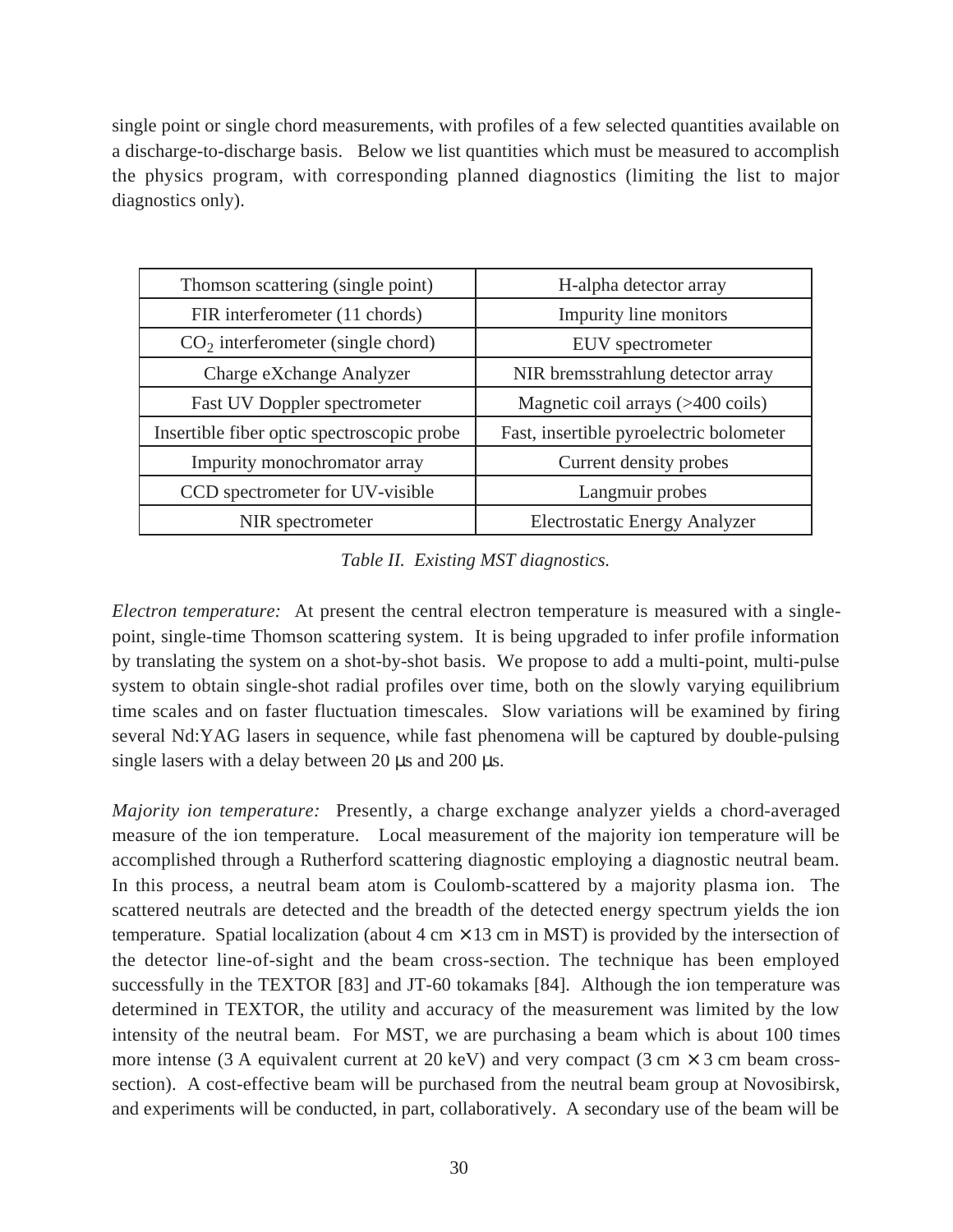single point or single chord measurements, with profiles of a few selected quantities available on a discharge-to-discharge basis. Below we list quantities which must be measured to accomplish the physics program, with corresponding planned diagnostics (limiting the list to major diagnostics only).

| | |
|---|---|
| Thomson scattering (single point) | H-alpha detector array |
| FIR interferometer (11 chords) | Impurity line monitors |
| $CO_2$ interferometer (single chord) | EUV spectrometer |
| Charge eXchange Analyzer | NIR bremsstrahlung detector array |
| Fast UV Doppler spectrometer | Magnetic coil arrays (>400 coils) |
| Insertible fiber optic spectroscopic probe | Fast, insertible pyroelectric bolometer |
| Impurity monochromator array | Current density probes |
| CCD spectrometer for UV-visible | Langmuir probes |
| NIR spectrometer | Electrostatic Energy Analyzer |

*Table II. Existing MST diagnostics.*

*Electron temperature:* At present the central electron temperature is measured with a single-point, single-time Thomson scattering system. It is being upgraded to infer profile information by translating the system on a shot-by-shot basis. We propose to add a multi-point, multi-pulse system to obtain single-shot radial profiles over time, both on the slowly varying equilibrium time scales and on faster fluctuation timescales. Slow variations will be examined by firing several Nd:YAG lasers in sequence, while fast phenomena will be captured by double-pulsing single lasers with a delay between 20 μs and 200 μs.

*Majority ion temperature:* Presently, a charge exchange analyzer yields a chord-averaged measure of the ion temperature. Local measurement of the majority ion temperature will be accomplished through a Rutherford scattering diagnostic employing a diagnostic neutral beam. In this process, a neutral beam atom is Coulomb-scattered by a majority plasma ion. The scattered neutrals are detected and the breadth of the detected energy spectrum yields the ion temperature. Spatial localization (about 4 cm × 13 cm in MST) is provided by the intersection of the detector line-of-sight and the beam cross-section. The technique has been employed successfully in the TEXTOR [83] and JT-60 tokamaks [84]. Although the ion temperature was determined in TEXTOR, the utility and accuracy of the measurement was limited by the low intensity of the neutral beam. For MST, we are purchasing a beam which is about 100 times more intense (3 A equivalent current at 20 keV) and very compact (3 cm × 3 cm beam cross-section). A cost-effective beam will be purchased from the neutral beam group at Novosibirsk, and experiments will be conducted, in part, collaboratively. A secondary use of the beam will be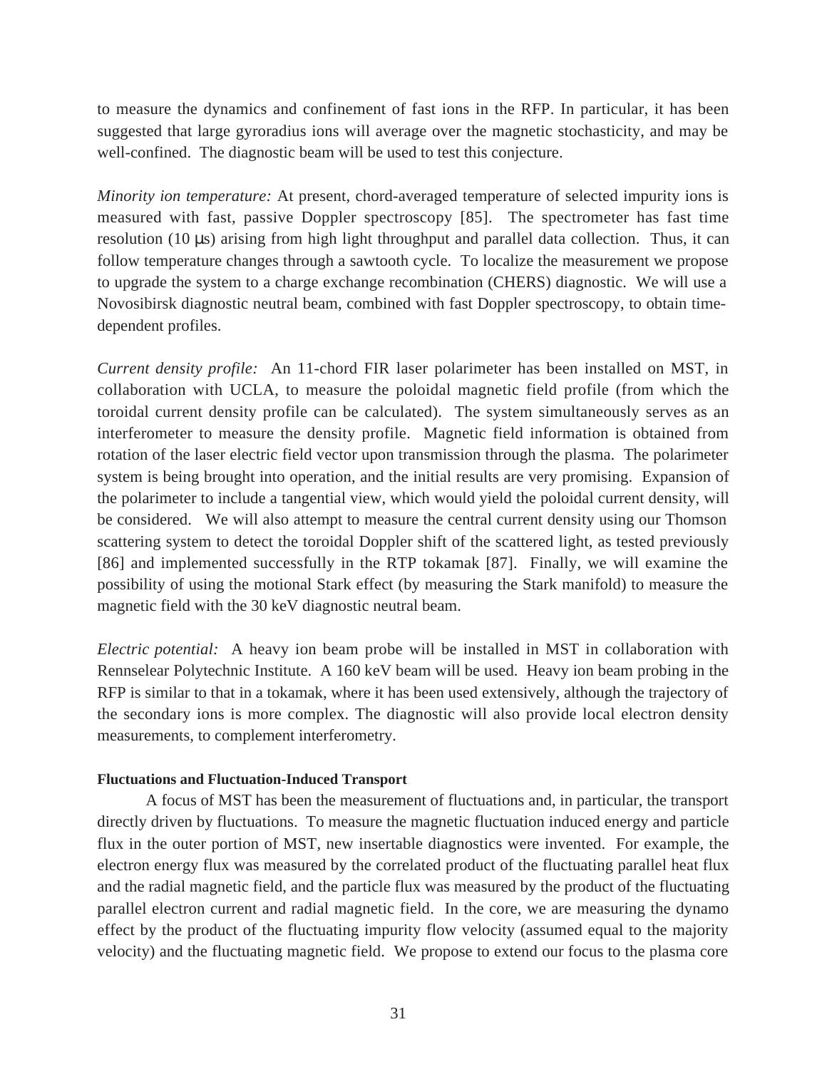to measure the dynamics and confinement of fast ions in the RFP. In particular, it has been suggested that large gyroradius ions will average over the magnetic stochasticity, and may be well-confined. The diagnostic beam will be used to test this conjecture.

*Minority ion temperature:* At present, chord-averaged temperature of selected impurity ions is measured with fast, passive Doppler spectroscopy [85]. The spectrometer has fast time resolution (10 μs) arising from high light throughput and parallel data collection. Thus, it can follow temperature changes through a sawtooth cycle. To localize the measurement we propose to upgrade the system to a charge exchange recombination (CHERS) diagnostic. We will use a Novosibirsk diagnostic neutral beam, combined with fast Doppler spectroscopy, to obtain time-dependent profiles.

*Current density profile:* An 11-chord FIR laser polarimeter has been installed on MST, in collaboration with UCLA, to measure the poloidal magnetic field profile (from which the toroidal current density profile can be calculated). The system simultaneously serves as an interferometer to measure the density profile. Magnetic field information is obtained from rotation of the laser electric field vector upon transmission through the plasma. The polarimeter system is being brought into operation, and the initial results are very promising. Expansion of the polarimeter to include a tangential view, which would yield the poloidal current density, will be considered. We will also attempt to measure the central current density using our Thomson scattering system to detect the toroidal Doppler shift of the scattered light, as tested previously [86] and implemented successfully in the RTP tokamak [87]. Finally, we will examine the possibility of using the motional Stark effect (by measuring the Stark manifold) to measure the magnetic field with the 30 keV diagnostic neutral beam.

*Electric potential:* A heavy ion beam probe will be installed in MST in collaboration with Rennselear Polytechnic Institute. A 160 keV beam will be used. Heavy ion beam probing in the RFP is similar to that in a tokamak, where it has been used extensively, although the trajectory of the secondary ions is more complex. The diagnostic will also provide local electron density measurements, to complement interferometry.

#### Fluctuations and Fluctuation-Induced Transport

A focus of MST has been the measurement of fluctuations and, in particular, the transport directly driven by fluctuations. To measure the magnetic fluctuation induced energy and particle flux in the outer portion of MST, new insertable diagnostics were invented. For example, the electron energy flux was measured by the correlated product of the fluctuating parallel heat flux and the radial magnetic field, and the particle flux was measured by the product of the fluctuating parallel electron current and radial magnetic field. In the core, we are measuring the dynamo effect by the product of the fluctuating impurity flow velocity (assumed equal to the majority velocity) and the fluctuating magnetic field. We propose to extend our focus to the plasma core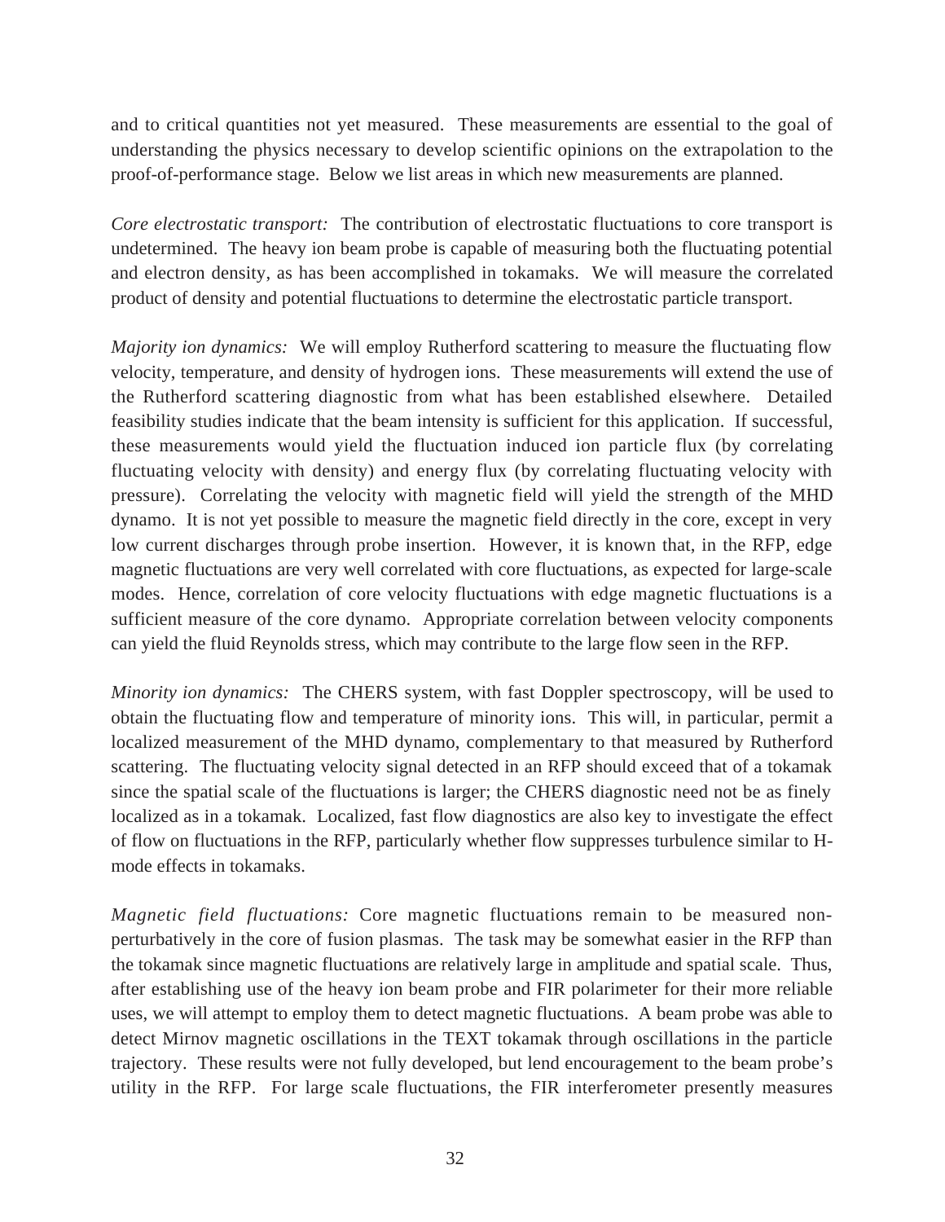and to critical quantities not yet measured. These measurements are essential to the goal of understanding the physics necessary to develop scientific opinions on the extrapolation to the proof-of-performance stage. Below we list areas in which new measurements are planned.

*Core electrostatic transport:* The contribution of electrostatic fluctuations to core transport is undetermined. The heavy ion beam probe is capable of measuring both the fluctuating potential and electron density, as has been accomplished in tokamaks. We will measure the correlated product of density and potential fluctuations to determine the electrostatic particle transport.

*Majority ion dynamics:* We will employ Rutherford scattering to measure the fluctuating flow velocity, temperature, and density of hydrogen ions. These measurements will extend the use of the Rutherford scattering diagnostic from what has been established elsewhere. Detailed feasibility studies indicate that the beam intensity is sufficient for this application. If successful, these measurements would yield the fluctuation induced ion particle flux (by correlating fluctuating velocity with density) and energy flux (by correlating fluctuating velocity with pressure). Correlating the velocity with magnetic field will yield the strength of the MHD dynamo. It is not yet possible to measure the magnetic field directly in the core, except in very low current discharges through probe insertion. However, it is known that, in the RFP, edge magnetic fluctuations are very well correlated with core fluctuations, as expected for large-scale modes. Hence, correlation of core velocity fluctuations with edge magnetic fluctuations is a sufficient measure of the core dynamo. Appropriate correlation between velocity components can yield the fluid Reynolds stress, which may contribute to the large flow seen in the RFP.

*Minority ion dynamics:* The CHERS system, with fast Doppler spectroscopy, will be used to obtain the fluctuating flow and temperature of minority ions. This will, in particular, permit a localized measurement of the MHD dynamo, complementary to that measured by Rutherford scattering. The fluctuating velocity signal detected in an RFP should exceed that of a tokamak since the spatial scale of the fluctuations is larger; the CHERS diagnostic need not be as finely localized as in a tokamak. Localized, fast flow diagnostics are also key to investigate the effect of flow on fluctuations in the RFP, particularly whether flow suppresses turbulence similar to H-mode effects in tokamaks.

*Magnetic field fluctuations:* Core magnetic fluctuations remain to be measured non-perturbatively in the core of fusion plasmas. The task may be somewhat easier in the RFP than the tokamak since magnetic fluctuations are relatively large in amplitude and spatial scale. Thus, after establishing use of the heavy ion beam probe and FIR polarimeter for their more reliable uses, we will attempt to employ them to detect magnetic fluctuations. A beam probe was able to detect Mirnov magnetic oscillations in the TEXT tokamak through oscillations in the particle trajectory. These results were not fully developed, but lend encouragement to the beam probe's utility in the RFP. For large scale fluctuations, the FIR interferometer presently measures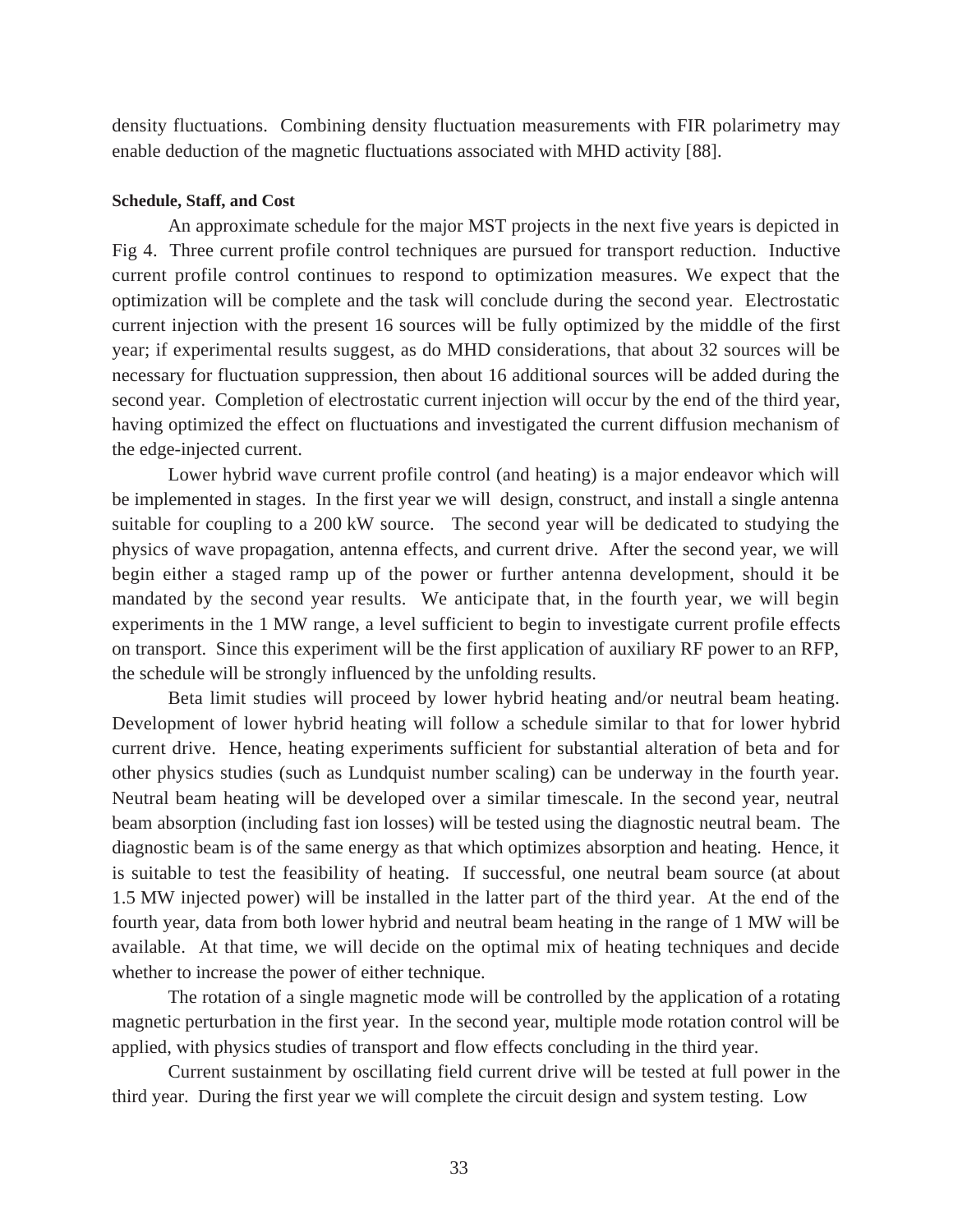density fluctuations. Combining density fluctuation measurements with FIR polarimetry may enable deduction of the magnetic fluctuations associated with MHD activity [88].

#### Schedule, Staff, and Cost

An approximate schedule for the major MST projects in the next five years is depicted in Fig 4. Three current profile control techniques are pursued for transport reduction. Inductive current profile control continues to respond to optimization measures. We expect that the optimization will be complete and the task will conclude during the second year. Electrostatic current injection with the present 16 sources will be fully optimized by the middle of the first year; if experimental results suggest, as do MHD considerations, that about 32 sources will be necessary for fluctuation suppression, then about 16 additional sources will be added during the second year. Completion of electrostatic current injection will occur by the end of the third year, having optimized the effect on fluctuations and investigated the current diffusion mechanism of the edge-injected current.

Lower hybrid wave current profile control (and heating) is a major endeavor which will be implemented in stages. In the first year we will design, construct, and install a single antenna suitable for coupling to a 200 kW source. The second year will be dedicated to studying the physics of wave propagation, antenna effects, and current drive. After the second year, we will begin either a staged ramp up of the power or further antenna development, should it be mandated by the second year results. We anticipate that, in the fourth year, we will begin experiments in the 1 MW range, a level sufficient to begin to investigate current profile effects on transport. Since this experiment will be the first application of auxiliary RF power to an RFP, the schedule will be strongly influenced by the unfolding results.

Beta limit studies will proceed by lower hybrid heating and/or neutral beam heating. Development of lower hybrid heating will follow a schedule similar to that for lower hybrid current drive. Hence, heating experiments sufficient for substantial alteration of beta and for other physics studies (such as Lundquist number scaling) can be underway in the fourth year. Neutral beam heating will be developed over a similar timescale. In the second year, neutral beam absorption (including fast ion losses) will be tested using the diagnostic neutral beam. The diagnostic beam is of the same energy as that which optimizes absorption and heating. Hence, it is suitable to test the feasibility of heating. If successful, one neutral beam source (at about 1.5 MW injected power) will be installed in the latter part of the third year. At the end of the fourth year, data from both lower hybrid and neutral beam heating in the range of 1 MW will be available. At that time, we will decide on the optimal mix of heating techniques and decide whether to increase the power of either technique.

The rotation of a single magnetic mode will be controlled by the application of a rotating magnetic perturbation in the first year. In the second year, multiple mode rotation control will be applied, with physics studies of transport and flow effects concluding in the third year.

Current sustainment by oscillating field current drive will be tested at full power in the third year. During the first year we will complete the circuit design and system testing. Low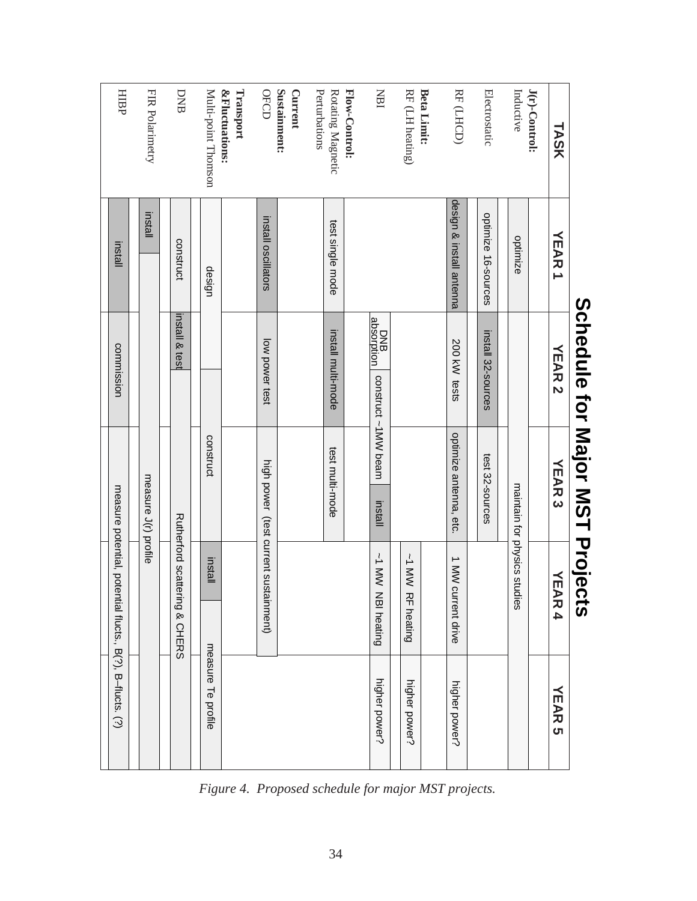# Schedule for Major MST Projects

| TASK | YEAR 1 | YEAR 2 | YEAR 3 | YEAR 4 | YEAR 5 |
|---|---|---|---|---|---|
| **J(r)-Control:** Inductive | optimize | maintain for physics studies | | | |
| Electrostatic | optimize 16-sources | install 32-sources | test 32-sources | | |
| RF (LHCD) | design & install antenna | 200 kW tests | optimize antenna, etc. | 1 MW current drive | higher power? |
| **Beta Limit:** RF (LH heating) | | | | ~1 MW RF heating | higher power? |
| NBI | | DNB absorption; construct ~1MW beam | install | ~1 MW NBI heating | higher power? |
| **Flow-Control:** Rotating Magnetic Perturbations | test single mode | install multi-mode | test multi-mode | | |
| **Current Sustainment:** OFCD | install oscillators | low power test | high power (test current sustainment) | | |
| **Transport &Fluctuations:** Multi-point Thomson | design | | construct | install | measure Te profile |
| DNB | construct | install & test | Rutherford scattering & CHERS | | |
| FIR Polarimetry | install | measure J(r) profile | | | |
| HIBP | install | commission | measure potential, potential flucts., B(?), B–flucts. (?) | | |

*Figure 4. Proposed schedule for major MST projects.*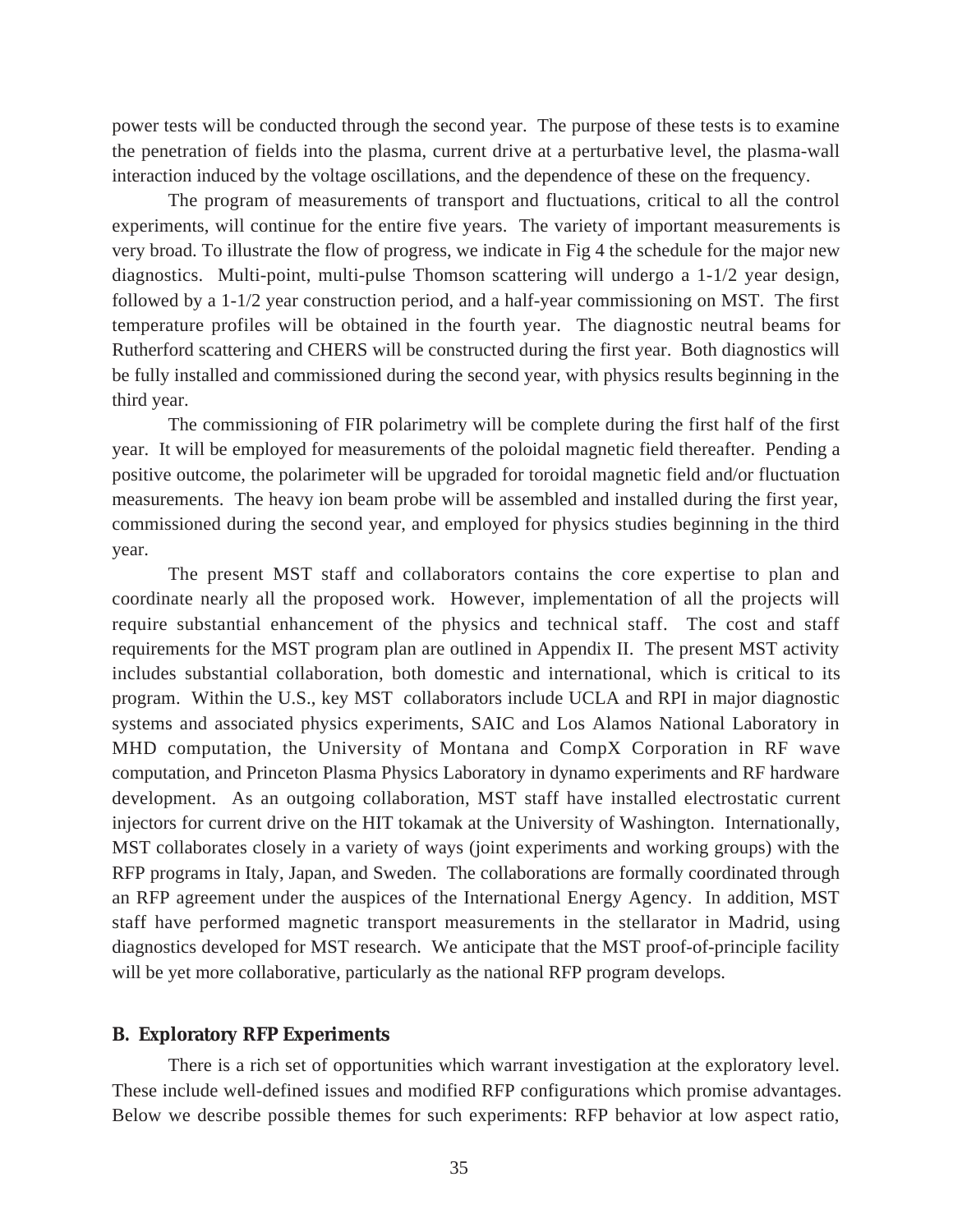power tests will be conducted through the second year. The purpose of these tests is to examine the penetration of fields into the plasma, current drive at a perturbative level, the plasma-wall interaction induced by the voltage oscillations, and the dependence of these on the frequency.

The program of measurements of transport and fluctuations, critical to all the control experiments, will continue for the entire five years. The variety of important measurements is very broad. To illustrate the flow of progress, we indicate in Fig 4 the schedule for the major new diagnostics. Multi-point, multi-pulse Thomson scattering will undergo a 1-1/2 year design, followed by a 1-1/2 year construction period, and a half-year commissioning on MST. The first temperature profiles will be obtained in the fourth year. The diagnostic neutral beams for Rutherford scattering and CHERS will be constructed during the first year. Both diagnostics will be fully installed and commissioned during the second year, with physics results beginning in the third year.

The commissioning of FIR polarimetry will be complete during the first half of the first year. It will be employed for measurements of the poloidal magnetic field thereafter. Pending a positive outcome, the polarimeter will be upgraded for toroidal magnetic field and/or fluctuation measurements. The heavy ion beam probe will be assembled and installed during the first year, commissioned during the second year, and employed for physics studies beginning in the third year.

The present MST staff and collaborators contains the core expertise to plan and coordinate nearly all the proposed work. However, implementation of all the projects will require substantial enhancement of the physics and technical staff. The cost and staff requirements for the MST program plan are outlined in Appendix II. The present MST activity includes substantial collaboration, both domestic and international, which is critical to its program. Within the U.S., key MST collaborators include UCLA and RPI in major diagnostic systems and associated physics experiments, SAIC and Los Alamos National Laboratory in MHD computation, the University of Montana and CompX Corporation in RF wave computation, and Princeton Plasma Physics Laboratory in dynamo experiments and RF hardware development. As an outgoing collaboration, MST staff have installed electrostatic current injectors for current drive on the HIT tokamak at the University of Washington. Internationally, MST collaborates closely in a variety of ways (joint experiments and working groups) with the RFP programs in Italy, Japan, and Sweden. The collaborations are formally coordinated through an RFP agreement under the auspices of the International Energy Agency. In addition, MST staff have performed magnetic transport measurements in the stellarator in Madrid, using diagnostics developed for MST research. We anticipate that the MST proof-of-principle facility will be yet more collaborative, particularly as the national RFP program develops.

### B. Exploratory RFP Experiments

There is a rich set of opportunities which warrant investigation at the exploratory level. These include well-defined issues and modified RFP configurations which promise advantages. Below we describe possible themes for such experiments: RFP behavior at low aspect ratio,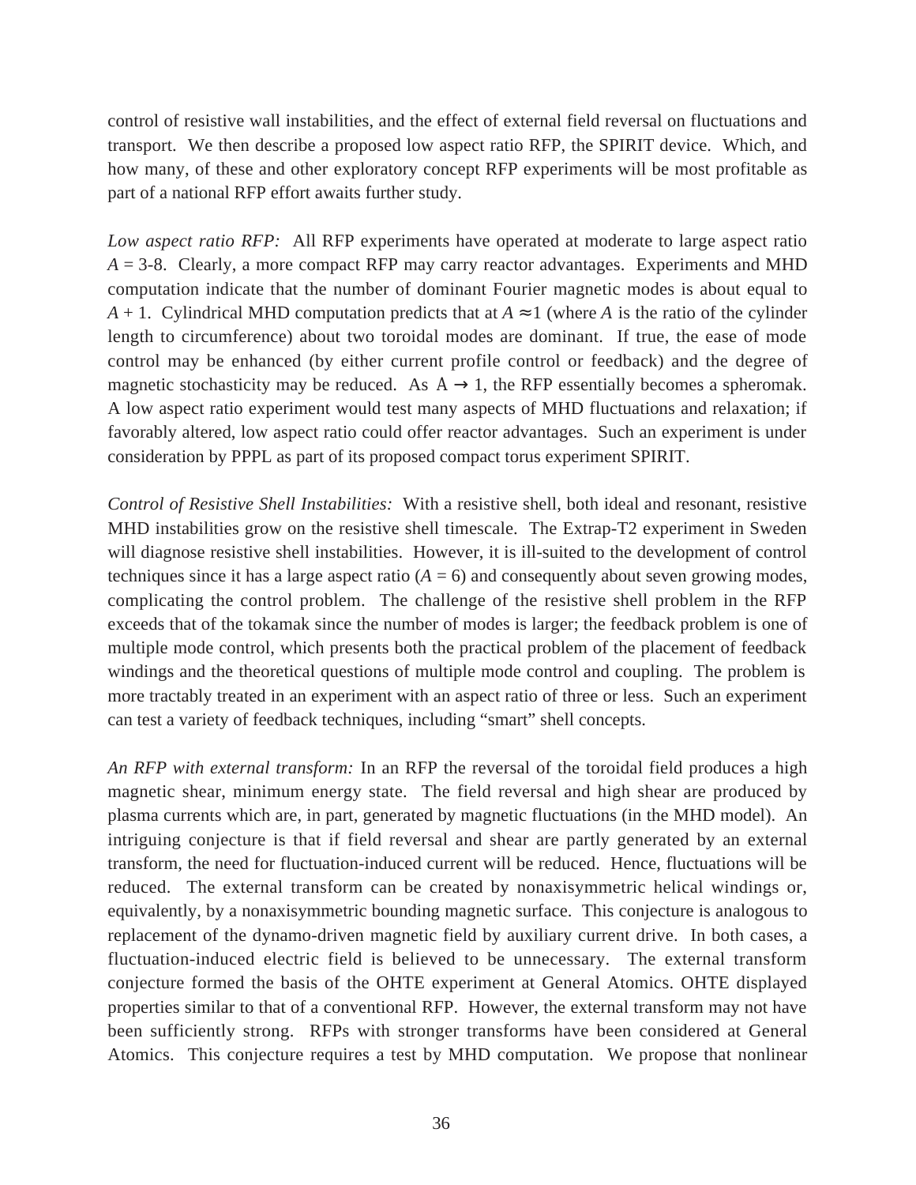control of resistive wall instabilities, and the effect of external field reversal on fluctuations and transport. We then describe a proposed low aspect ratio RFP, the SPIRIT device. Which, and how many, of these and other exploratory concept RFP experiments will be most profitable as part of a national RFP effort awaits further study.

*Low aspect ratio RFP:* All RFP experiments have operated at moderate to large aspect ratio $A$ = 3-8. Clearly, a more compact RFP may carry reactor advantages. Experiments and MHD computation indicate that the number of dominant Fourier magnetic modes is about equal to $A + 1$. Cylindrical MHD computation predicts that at $A \approx 1$ (where $A$ is the ratio of the cylinder length to circumference) about two toroidal modes are dominant. If true, the ease of mode control may be enhanced (by either current profile control or feedback) and the degree of magnetic stochasticity may be reduced. As $A \to 1$, the RFP essentially becomes a spheromak. A low aspect ratio experiment would test many aspects of MHD fluctuations and relaxation; if favorably altered, low aspect ratio could offer reactor advantages. Such an experiment is under consideration by PPPL as part of its proposed compact torus experiment SPIRIT.

*Control of Resistive Shell Instabilities:* With a resistive shell, both ideal and resonant, resistive MHD instabilities grow on the resistive shell timescale. The Extrap-T2 experiment in Sweden will diagnose resistive shell instabilities. However, it is ill-suited to the development of control techniques since it has a large aspect ratio ($A$ = 6) and consequently about seven growing modes, complicating the control problem. The challenge of the resistive shell problem in the RFP exceeds that of the tokamak since the number of modes is larger; the feedback problem is one of multiple mode control, which presents both the practical problem of the placement of feedback windings and the theoretical questions of multiple mode control and coupling. The problem is more tractably treated in an experiment with an aspect ratio of three or less. Such an experiment can test a variety of feedback techniques, including "smart" shell concepts.

*An RFP with external transform:* In an RFP the reversal of the toroidal field produces a high magnetic shear, minimum energy state. The field reversal and high shear are produced by plasma currents which are, in part, generated by magnetic fluctuations (in the MHD model). An intriguing conjecture is that if field reversal and shear are partly generated by an external transform, the need for fluctuation-induced current will be reduced. Hence, fluctuations will be reduced. The external transform can be created by nonaxisymmetric helical windings or, equivalently, by a nonaxisymmetric bounding magnetic surface. This conjecture is analogous to replacement of the dynamo-driven magnetic field by auxiliary current drive. In both cases, a fluctuation-induced electric field is believed to be unnecessary. The external transform conjecture formed the basis of the OHTE experiment at General Atomics. OHTE displayed properties similar to that of a conventional RFP. However, the external transform may not have been sufficiently strong. RFPs with stronger transforms have been considered at General Atomics. This conjecture requires a test by MHD computation. We propose that nonlinear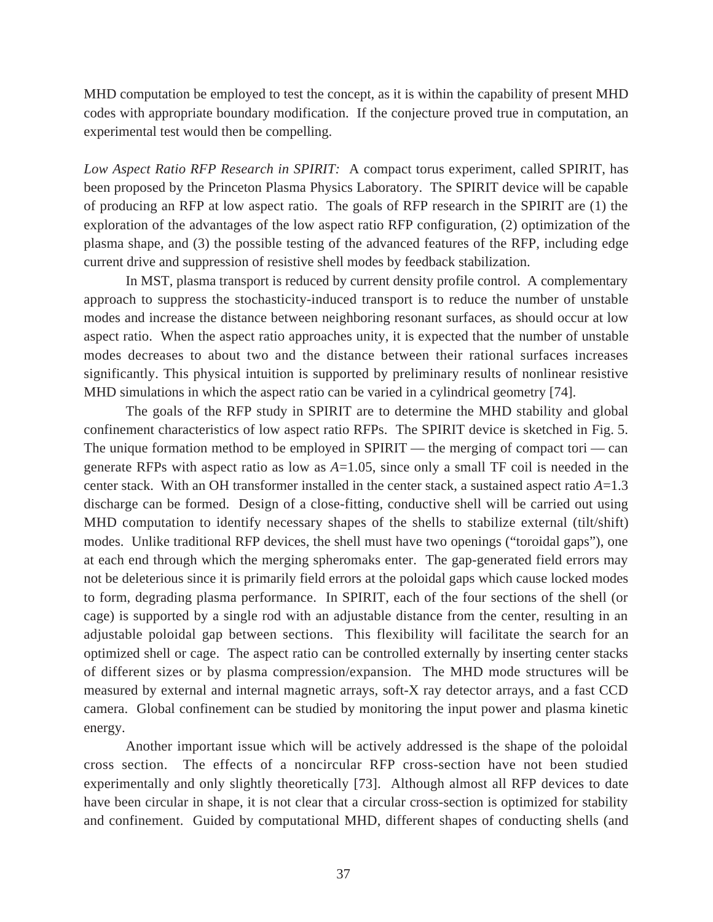MHD computation be employed to test the concept, as it is within the capability of present MHD codes with appropriate boundary modification. If the conjecture proved true in computation, an experimental test would then be compelling.

*Low Aspect Ratio RFP Research in SPIRIT:* A compact torus experiment, called SPIRIT, has been proposed by the Princeton Plasma Physics Laboratory. The SPIRIT device will be capable of producing an RFP at low aspect ratio. The goals of RFP research in the SPIRIT are (1) the exploration of the advantages of the low aspect ratio RFP configuration, (2) optimization of the plasma shape, and (3) the possible testing of the advanced features of the RFP, including edge current drive and suppression of resistive shell modes by feedback stabilization.

In MST, plasma transport is reduced by current density profile control. A complementary approach to suppress the stochasticity-induced transport is to reduce the number of unstable modes and increase the distance between neighboring resonant surfaces, as should occur at low aspect ratio. When the aspect ratio approaches unity, it is expected that the number of unstable modes decreases to about two and the distance between their rational surfaces increases significantly. This physical intuition is supported by preliminary results of nonlinear resistive MHD simulations in which the aspect ratio can be varied in a cylindrical geometry [74].

The goals of the RFP study in SPIRIT are to determine the MHD stability and global confinement characteristics of low aspect ratio RFPs. The SPIRIT device is sketched in Fig. 5. The unique formation method to be employed in SPIRIT — the merging of compact tori — can generate RFPs with aspect ratio as low as $A$=1.05, since only a small TF coil is needed in the center stack. With an OH transformer installed in the center stack, a sustained aspect ratio $A$=1.3 discharge can be formed. Design of a close-fitting, conductive shell will be carried out using MHD computation to identify necessary shapes of the shells to stabilize external (tilt/shift) modes. Unlike traditional RFP devices, the shell must have two openings ("toroidal gaps"), one at each end through which the merging spheromaks enter. The gap-generated field errors may not be deleterious since it is primarily field errors at the poloidal gaps which cause locked modes to form, degrading plasma performance. In SPIRIT, each of the four sections of the shell (or cage) is supported by a single rod with an adjustable distance from the center, resulting in an adjustable poloidal gap between sections. This flexibility will facilitate the search for an optimized shell or cage. The aspect ratio can be controlled externally by inserting center stacks of different sizes or by plasma compression/expansion. The MHD mode structures will be measured by external and internal magnetic arrays, soft-X ray detector arrays, and a fast CCD camera. Global confinement can be studied by monitoring the input power and plasma kinetic energy.

Another important issue which will be actively addressed is the shape of the poloidal cross section. The effects of a noncircular RFP cross-section have not been studied experimentally and only slightly theoretically [73]. Although almost all RFP devices to date have been circular in shape, it is not clear that a circular cross-section is optimized for stability and confinement. Guided by computational MHD, different shapes of conducting shells (and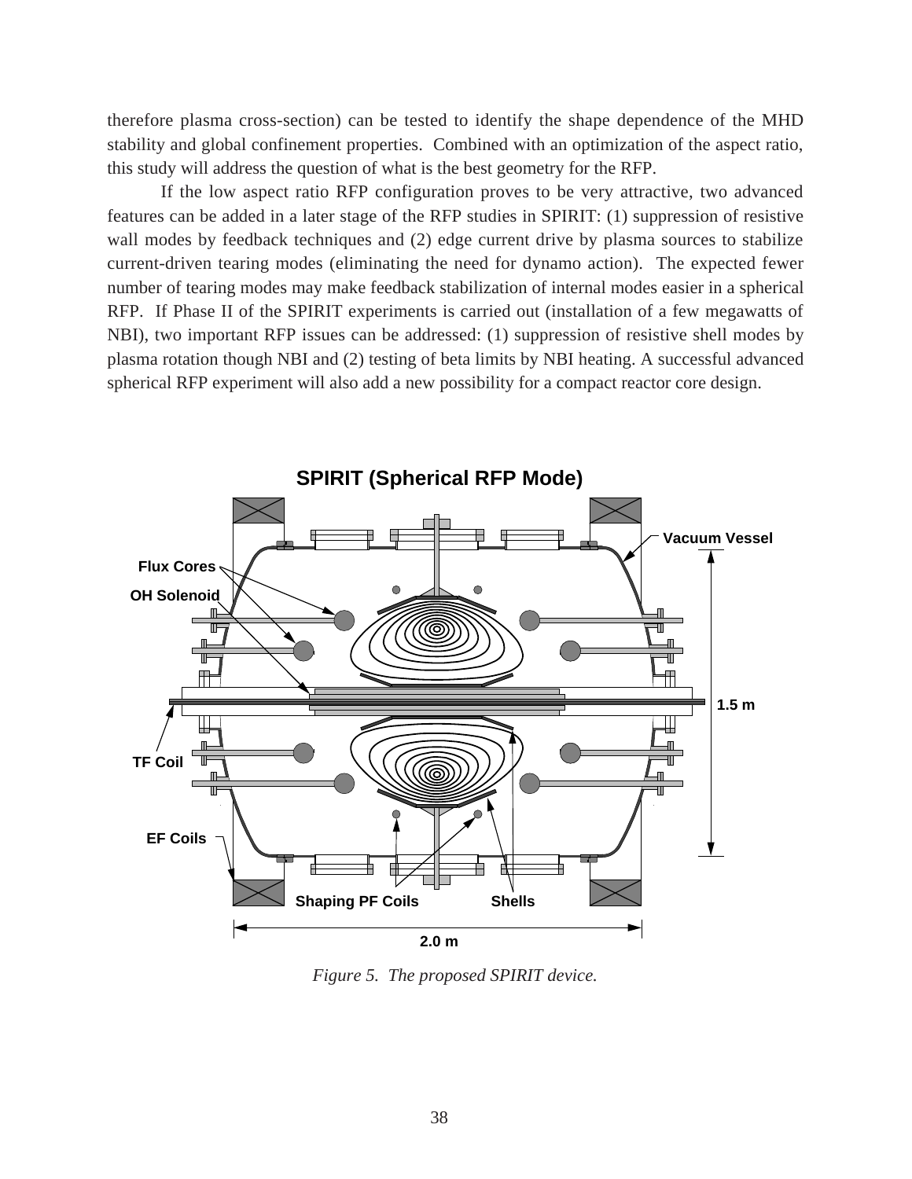therefore plasma cross-section) can be tested to identify the shape dependence of the MHD stability and global confinement properties. Combined with an optimization of the aspect ratio, this study will address the question of what is the best geometry for the RFP.

If the low aspect ratio RFP configuration proves to be very attractive, two advanced features can be added in a later stage of the RFP studies in SPIRIT: (1) suppression of resistive wall modes by feedback techniques and (2) edge current drive by plasma sources to stabilize current-driven tearing modes (eliminating the need for dynamo action). The expected fewer number of tearing modes may make feedback stabilization of internal modes easier in a spherical RFP. If Phase II of the SPIRIT experiments is carried out (installation of a few megawatts of NBI), two important RFP issues can be addressed: (1) suppression of resistive shell modes by plasma rotation though NBI and (2) testing of beta limits by NBI heating. A successful advanced spherical RFP experiment will also add a new possibility for a compact reactor core design.

*Figure 5. The proposed SPIRIT device.*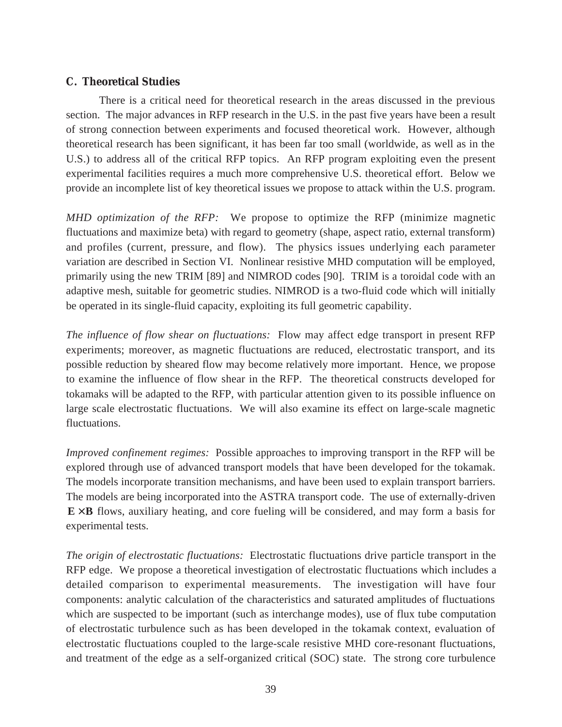### C. Theoretical Studies

There is a critical need for theoretical research in the areas discussed in the previous section. The major advances in RFP research in the U.S. in the past five years have been a result of strong connection between experiments and focused theoretical work. However, although theoretical research has been significant, it has been far too small (worldwide, as well as in the U.S.) to address all of the critical RFP topics. An RFP program exploiting even the present experimental facilities requires a much more comprehensive U.S. theoretical effort. Below we provide an incomplete list of key theoretical issues we propose to attack within the U.S. program.

*MHD optimization of the RFP:* We propose to optimize the RFP (minimize magnetic fluctuations and maximize beta) with regard to geometry (shape, aspect ratio, external transform) and profiles (current, pressure, and flow). The physics issues underlying each parameter variation are described in Section VI. Nonlinear resistive MHD computation will be employed, primarily using the new TRIM [89] and NIMROD codes [90]. TRIM is a toroidal code with an adaptive mesh, suitable for geometric studies. NIMROD is a two-fluid code which will initially be operated in its single-fluid capacity, exploiting its full geometric capability.

*The influence of flow shear on fluctuations:* Flow may affect edge transport in present RFP experiments; moreover, as magnetic fluctuations are reduced, electrostatic transport, and its possible reduction by sheared flow may become relatively more important. Hence, we propose to examine the influence of flow shear in the RFP. The theoretical constructs developed for tokamaks will be adapted to the RFP, with particular attention given to its possible influence on large scale electrostatic fluctuations. We will also examine its effect on large-scale magnetic fluctuations.

*Improved confinement regimes:* Possible approaches to improving transport in the RFP will be explored through use of advanced transport models that have been developed for the tokamak. The models incorporate transition mechanisms, and have been used to explain transport barriers. The models are being incorporated into the ASTRA transport code. The use of externally-driven $\mathbf{E} \times \mathbf{B}$ flows, auxiliary heating, and core fueling will be considered, and may form a basis for experimental tests.

*The origin of electrostatic fluctuations:* Electrostatic fluctuations drive particle transport in the RFP edge. We propose a theoretical investigation of electrostatic fluctuations which includes a detailed comparison to experimental measurements. The investigation will have four components: analytic calculation of the characteristics and saturated amplitudes of fluctuations which are suspected to be important (such as interchange modes), use of flux tube computation of electrostatic turbulence such as has been developed in the tokamak context, evaluation of electrostatic fluctuations coupled to the large-scale resistive MHD core-resonant fluctuations, and treatment of the edge as a self-organized critical (SOC) state. The strong core turbulence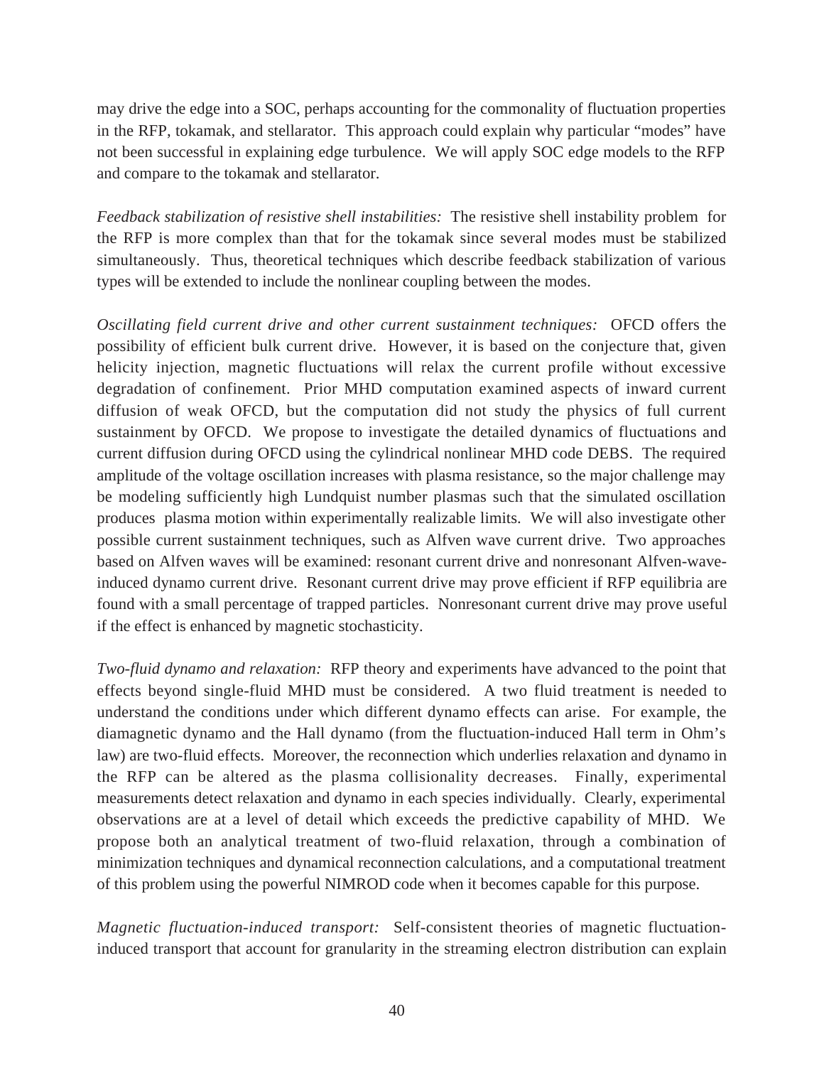may drive the edge into a SOC, perhaps accounting for the commonality of fluctuation properties in the RFP, tokamak, and stellarator. This approach could explain why particular “modes” have not been successful in explaining edge turbulence. We will apply SOC edge models to the RFP and compare to the tokamak and stellarator.

*Feedback stabilization of resistive shell instabilities:* The resistive shell instability problem for the RFP is more complex than that for the tokamak since several modes must be stabilized simultaneously. Thus, theoretical techniques which describe feedback stabilization of various types will be extended to include the nonlinear coupling between the modes.

*Oscillating field current drive and other current sustainment techniques:* OFCD offers the possibility of efficient bulk current drive. However, it is based on the conjecture that, given helicity injection, magnetic fluctuations will relax the current profile without excessive degradation of confinement. Prior MHD computation examined aspects of inward current diffusion of weak OFCD, but the computation did not study the physics of full current sustainment by OFCD. We propose to investigate the detailed dynamics of fluctuations and current diffusion during OFCD using the cylindrical nonlinear MHD code DEBS. The required amplitude of the voltage oscillation increases with plasma resistance, so the major challenge may be modeling sufficiently high Lundquist number plasmas such that the simulated oscillation produces plasma motion within experimentally realizable limits. We will also investigate other possible current sustainment techniques, such as Alfven wave current drive. Two approaches based on Alfven waves will be examined: resonant current drive and nonresonant Alfven-wave-induced dynamo current drive. Resonant current drive may prove efficient if RFP equilibria are found with a small percentage of trapped particles. Nonresonant current drive may prove useful if the effect is enhanced by magnetic stochasticity.

*Two-fluid dynamo and relaxation:* RFP theory and experiments have advanced to the point that effects beyond single-fluid MHD must be considered. A two fluid treatment is needed to understand the conditions under which different dynamo effects can arise. For example, the diamagnetic dynamo and the Hall dynamo (from the fluctuation-induced Hall term in Ohm’s law) are two-fluid effects. Moreover, the reconnection which underlies relaxation and dynamo in the RFP can be altered as the plasma collisionality decreases. Finally, experimental measurements detect relaxation and dynamo in each species individually. Clearly, experimental observations are at a level of detail which exceeds the predictive capability of MHD. We propose both an analytical treatment of two-fluid relaxation, through a combination of minimization techniques and dynamical reconnection calculations, and a computational treatment of this problem using the powerful NIMROD code when it becomes capable for this purpose.

*Magnetic fluctuation-induced transport:* Self-consistent theories of magnetic fluctuation-induced transport that account for granularity in the streaming electron distribution can explain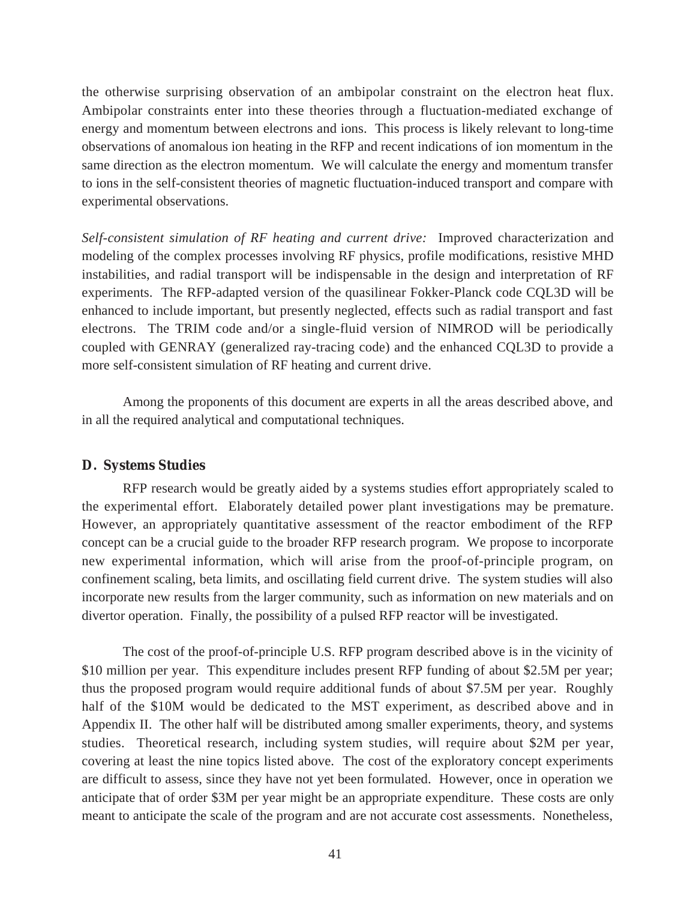the otherwise surprising observation of an ambipolar constraint on the electron heat flux. Ambipolar constraints enter into these theories through a fluctuation-mediated exchange of energy and momentum between electrons and ions. This process is likely relevant to long-time observations of anomalous ion heating in the RFP and recent indications of ion momentum in the same direction as the electron momentum. We will calculate the energy and momentum transfer to ions in the self-consistent theories of magnetic fluctuation-induced transport and compare with experimental observations.

*Self-consistent simulation of RF heating and current drive:* Improved characterization and modeling of the complex processes involving RF physics, profile modifications, resistive MHD instabilities, and radial transport will be indispensable in the design and interpretation of RF experiments. The RFP-adapted version of the quasilinear Fokker-Planck code CQL3D will be enhanced to include important, but presently neglected, effects such as radial transport and fast electrons. The TRIM code and/or a single-fluid version of NIMROD will be periodically coupled with GENRAY (generalized ray-tracing code) and the enhanced CQL3D to provide a more self-consistent simulation of RF heating and current drive.

Among the proponents of this document are experts in all the areas described above, and in all the required analytical and computational techniques.

### D. Systems Studies

RFP research would be greatly aided by a systems studies effort appropriately scaled to the experimental effort. Elaborately detailed power plant investigations may be premature. However, an appropriately quantitative assessment of the reactor embodiment of the RFP concept can be a crucial guide to the broader RFP research program. We propose to incorporate new experimental information, which will arise from the proof-of-principle program, on confinement scaling, beta limits, and oscillating field current drive. The system studies will also incorporate new results from the larger community, such as information on new materials and on divertor operation. Finally, the possibility of a pulsed RFP reactor will be investigated.

The cost of the proof-of-principle U.S. RFP program described above is in the vicinity of $10 million per year. This expenditure includes present RFP funding of about $2.5M per year; thus the proposed program would require additional funds of about $7.5M per year. Roughly half of the $10M would be dedicated to the MST experiment, as described above and in Appendix II. The other half will be distributed among smaller experiments, theory, and systems studies. Theoretical research, including system studies, will require about $2M per year, covering at least the nine topics listed above. The cost of the exploratory concept experiments are difficult to assess, since they have not yet been formulated. However, once in operation we anticipate that of order $3M per year might be an appropriate expenditure. These costs are only meant to anticipate the scale of the program and are not accurate cost assessments. Nonetheless,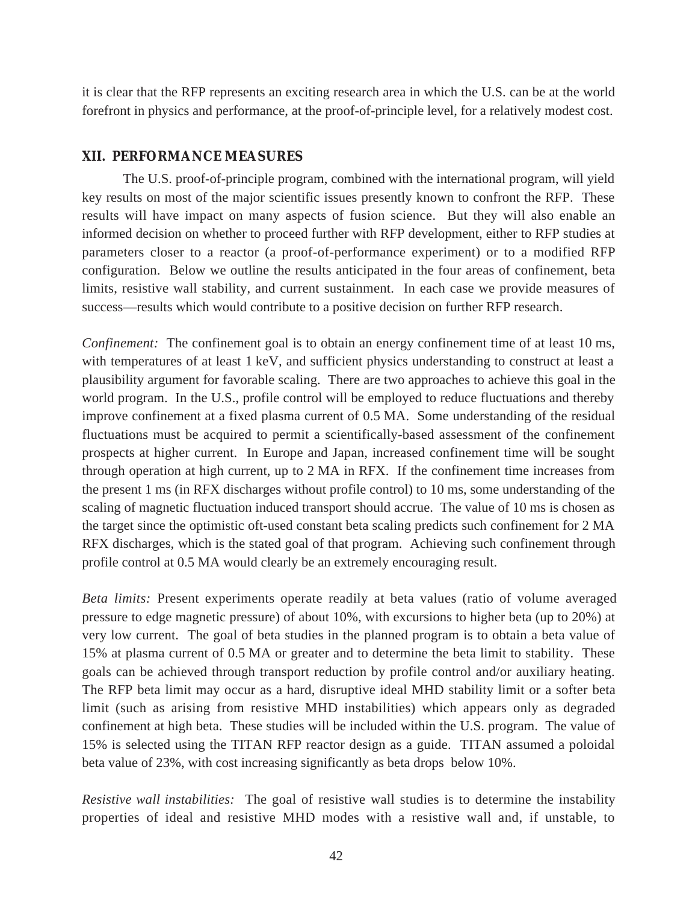it is clear that the RFP represents an exciting research area in which the U.S. can be at the world forefront in physics and performance, at the proof-of-principle level, for a relatively modest cost.

## XII. PERFORMANCE MEASURES

The U.S. proof-of-principle program, combined with the international program, will yield key results on most of the major scientific issues presently known to confront the RFP. These results will have impact on many aspects of fusion science. But they will also enable an informed decision on whether to proceed further with RFP development, either to RFP studies at parameters closer to a reactor (a proof-of-performance experiment) or to a modified RFP configuration. Below we outline the results anticipated in the four areas of confinement, beta limits, resistive wall stability, and current sustainment. In each case we provide measures of success—results which would contribute to a positive decision on further RFP research.

*Confinement:* The confinement goal is to obtain an energy confinement time of at least 10 ms, with temperatures of at least 1 keV, and sufficient physics understanding to construct at least a plausibility argument for favorable scaling. There are two approaches to achieve this goal in the world program. In the U.S., profile control will be employed to reduce fluctuations and thereby improve confinement at a fixed plasma current of 0.5 MA. Some understanding of the residual fluctuations must be acquired to permit a scientifically-based assessment of the confinement prospects at higher current. In Europe and Japan, increased confinement time will be sought through operation at high current, up to 2 MA in RFX. If the confinement time increases from the present 1 ms (in RFX discharges without profile control) to 10 ms, some understanding of the scaling of magnetic fluctuation induced transport should accrue. The value of 10 ms is chosen as the target since the optimistic oft-used constant beta scaling predicts such confinement for 2 MA RFX discharges, which is the stated goal of that program. Achieving such confinement through profile control at 0.5 MA would clearly be an extremely encouraging result.

*Beta limits:* Present experiments operate readily at beta values (ratio of volume averaged pressure to edge magnetic pressure) of about 10%, with excursions to higher beta (up to 20%) at very low current. The goal of beta studies in the planned program is to obtain a beta value of 15% at plasma current of 0.5 MA or greater and to determine the beta limit to stability. These goals can be achieved through transport reduction by profile control and/or auxiliary heating. The RFP beta limit may occur as a hard, disruptive ideal MHD stability limit or a softer beta limit (such as arising from resistive MHD instabilities) which appears only as degraded confinement at high beta. These studies will be included within the U.S. program. The value of 15% is selected using the TITAN RFP reactor design as a guide. TITAN assumed a poloidal beta value of 23%, with cost increasing significantly as beta drops below 10%.

*Resistive wall instabilities:* The goal of resistive wall studies is to determine the instability properties of ideal and resistive MHD modes with a resistive wall and, if unstable, to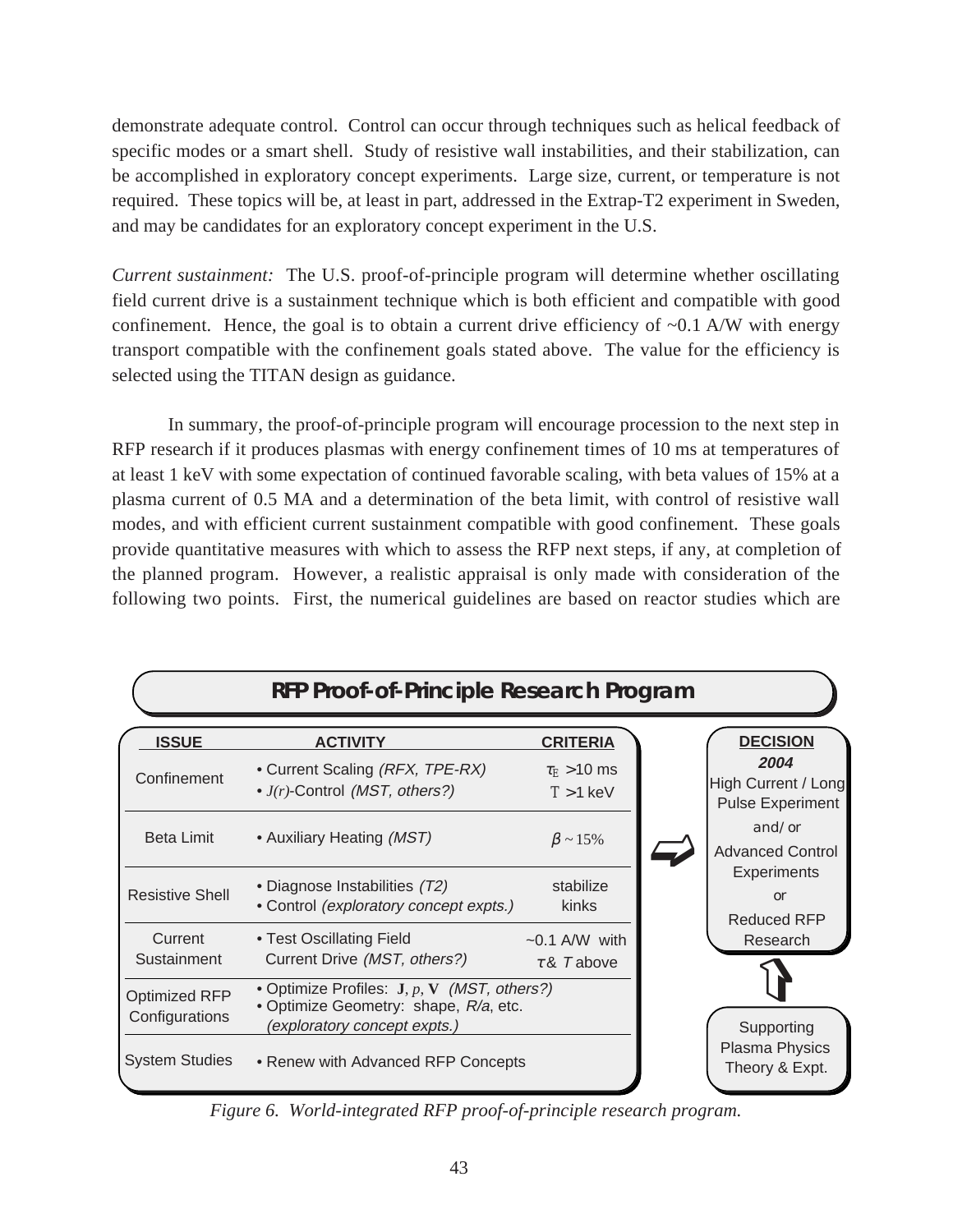demonstrate adequate control. Control can occur through techniques such as helical feedback of specific modes or a smart shell. Study of resistive wall instabilities, and their stabilization, can be accomplished in exploratory concept experiments. Large size, current, or temperature is not required. These topics will be, at least in part, addressed in the Extrap-T2 experiment in Sweden, and may be candidates for an exploratory concept experiment in the U.S.

*Current sustainment:* The U.S. proof-of-principle program will determine whether oscillating field current drive is a sustainment technique which is both efficient and compatible with good confinement. Hence, the goal is to obtain a current drive efficiency of ~0.1 A/W with energy transport compatible with the confinement goals stated above. The value for the efficiency is selected using the TITAN design as guidance.

In summary, the proof-of-principle program will encourage procession to the next step in RFP research if it produces plasmas with energy confinement times of 10 ms at temperatures of at least 1 keV with some expectation of continued favorable scaling, with beta values of 15% at a plasma current of 0.5 MA and a determination of the beta limit, with control of resistive wall modes, and with efficient current sustainment compatible with good confinement. These goals provide quantitative measures with which to assess the RFP next steps, if any, at completion of the planned program. However, a realistic appraisal is only made with consideration of the following two points. First, the numerical guidelines are based on reactor studies which are

**RFP Proof-of-Principle Research Program**

| ISSUE | ACTIVITY | CRITERIA |
|---|---|---|
| Confinement | • Current Scaling *(RFX, TPE-RX)*<br>• *J(r)*-Control *(MST, others?)* | $\tau_E$ >10 ms<br>$T$ >1 keV |
| Beta Limit | • Auxiliary Heating *(MST)* | $\beta \sim 15\%$ |
| Resistive Shell | • Diagnose Instabilities *(T2)*<br>• Control *(exploratory concept expts.)* | stabilize kinks |
| Current Sustainment | • Test Oscillating Field Current Drive *(MST, others?)* | ~0.1 A/W with $\tau$ & $T$ above |
| Optimized RFP Configurations | • Optimize Profiles: **J**, *p*, **V** *(MST, others?)*<br>• Optimize Geometry: shape, *R/a*, etc. *(exploratory concept expts.)* | |
| System Studies | • Renew with Advanced RFP Concepts | |

**DECISION**
***2004***
High Current / Long Pulse Experiment
and/or
Advanced Control Experiments
or
Reduced RFP Research

Supporting Plasma Physics Theory & Expt.

*Figure 6. World-integrated RFP proof-of-principle research program.*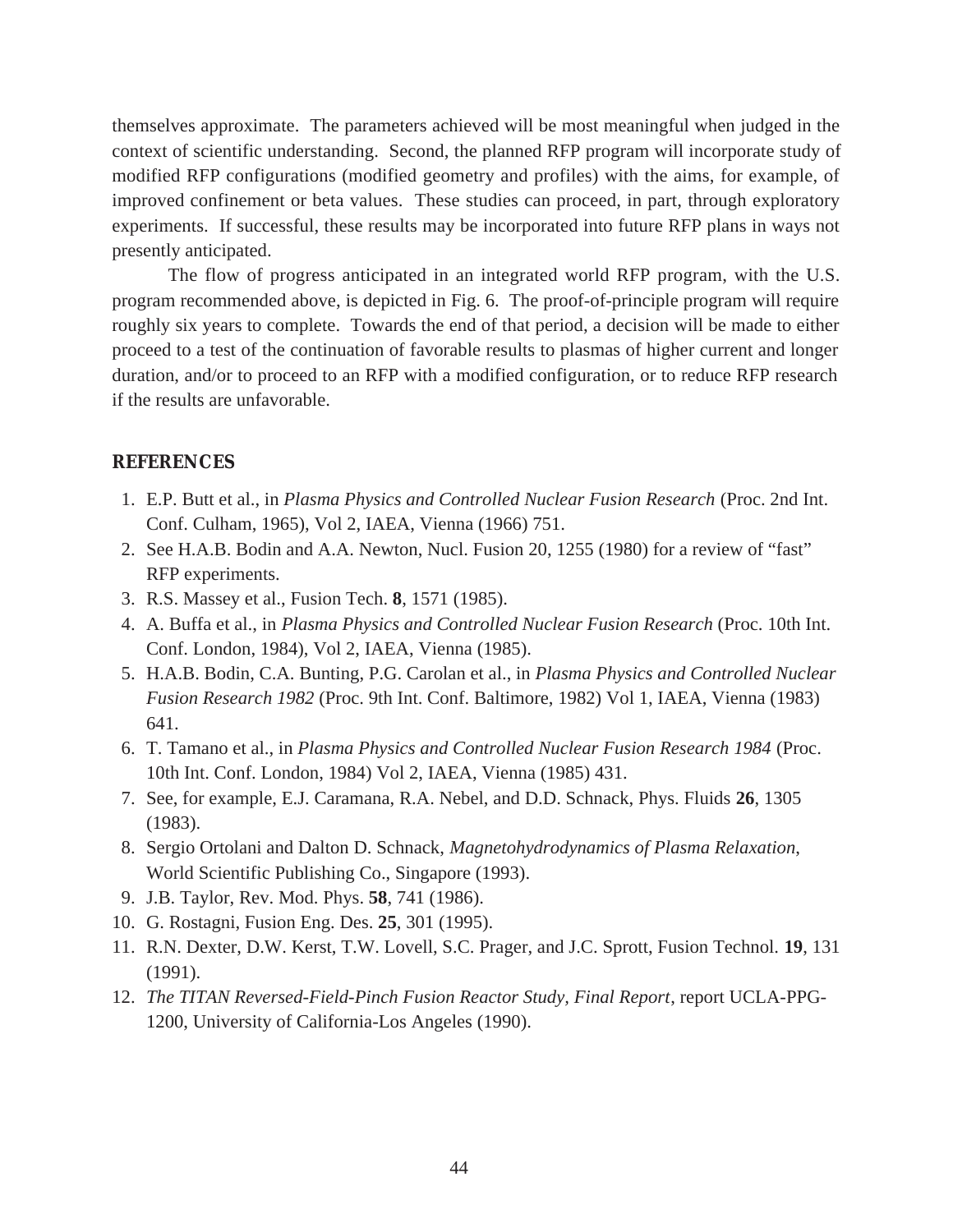themselves approximate. The parameters achieved will be most meaningful when judged in the context of scientific understanding. Second, the planned RFP program will incorporate study of modified RFP configurations (modified geometry and profiles) with the aims, for example, of improved confinement or beta values. These studies can proceed, in part, through exploratory experiments. If successful, these results may be incorporated into future RFP plans in ways not presently anticipated.

The flow of progress anticipated in an integrated world RFP program, with the U.S. program recommended above, is depicted in Fig. 6. The proof-of-principle program will require roughly six years to complete. Towards the end of that period, a decision will be made to either proceed to a test of the continuation of favorable results to plasmas of higher current and longer duration, and/or to proceed to an RFP with a modified configuration, or to reduce RFP research if the results are unfavorable.

## REFERENCES

1. E.P. Butt et al., in *Plasma Physics and Controlled Nuclear Fusion Research* (Proc. 2nd Int. Conf. Culham, 1965), Vol 2, IAEA, Vienna (1966) 751.
2. See H.A.B. Bodin and A.A. Newton, Nucl. Fusion 20, 1255 (1980) for a review of "fast" RFP experiments.
3. R.S. Massey et al., Fusion Tech. **8**, 1571 (1985).
4. A. Buffa et al., in *Plasma Physics and Controlled Nuclear Fusion Research* (Proc. 10th Int. Conf. London, 1984), Vol 2, IAEA, Vienna (1985).
5. H.A.B. Bodin, C.A. Bunting, P.G. Carolan et al., in *Plasma Physics and Controlled Nuclear Fusion Research 1982* (Proc. 9th Int. Conf. Baltimore, 1982) Vol 1, IAEA, Vienna (1983) 641.
6. T. Tamano et al., in *Plasma Physics and Controlled Nuclear Fusion Research 1984* (Proc. 10th Int. Conf. London, 1984) Vol 2, IAEA, Vienna (1985) 431.
7. See, for example, E.J. Caramana, R.A. Nebel, and D.D. Schnack, Phys. Fluids **26**, 1305 (1983).
8. Sergio Ortolani and Dalton D. Schnack, *Magnetohydrodynamics of Plasma Relaxation*, World Scientific Publishing Co., Singapore (1993).
9. J.B. Taylor, Rev. Mod. Phys. **58**, 741 (1986).
10. G. Rostagni, Fusion Eng. Des. **25**, 301 (1995).
11. R.N. Dexter, D.W. Kerst, T.W. Lovell, S.C. Prager, and J.C. Sprott, Fusion Technol. **19**, 131 (1991).
12. *The TITAN Reversed-Field-Pinch Fusion Reactor Study, Final Report*, report UCLA-PPG-1200, University of California-Los Angeles (1990).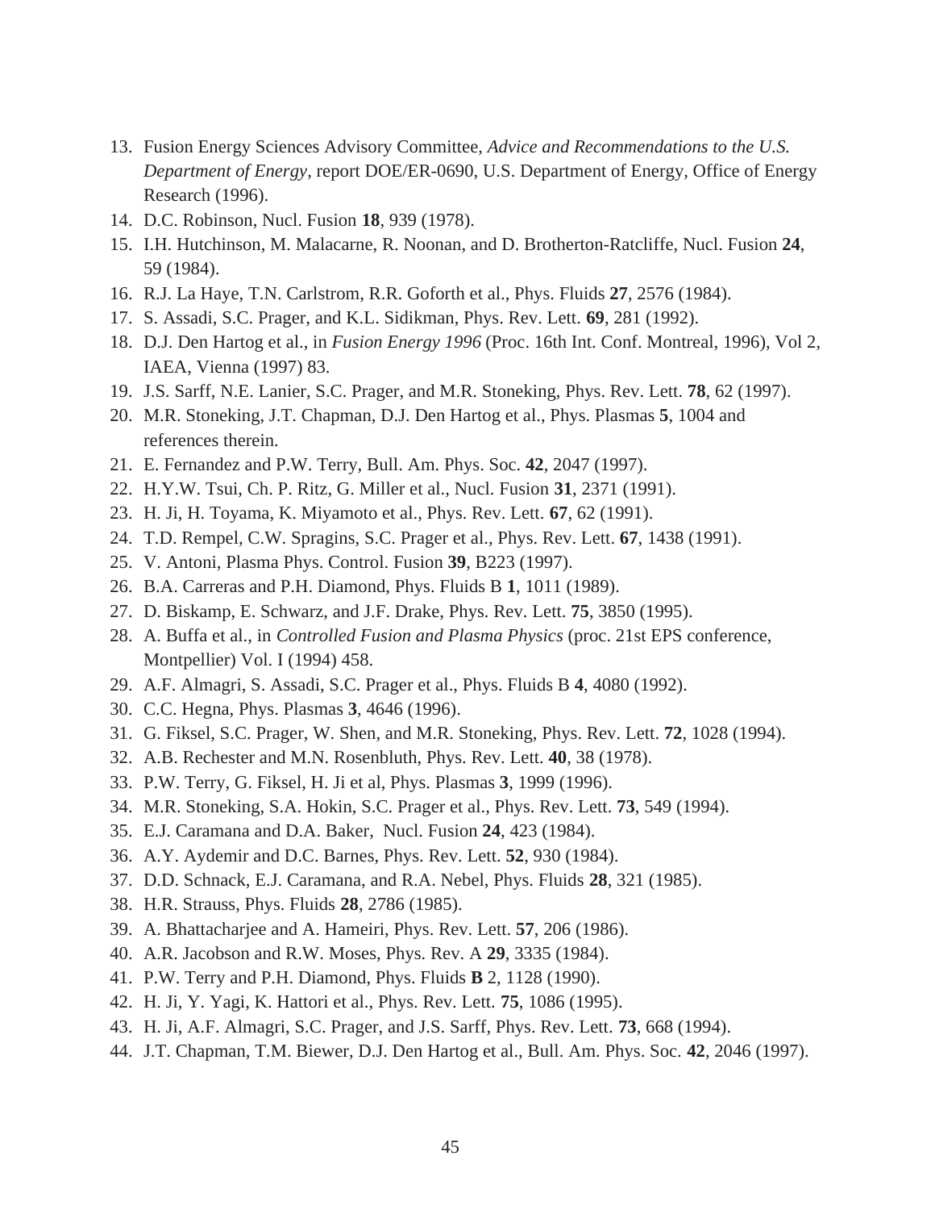13. Fusion Energy Sciences Advisory Committee, *Advice and Recommendations to the U.S. Department of Energy*, report DOE/ER-0690, U.S. Department of Energy, Office of Energy Research (1996).
14. D.C. Robinson, Nucl. Fusion **18**, 939 (1978).
15. I.H. Hutchinson, M. Malacarne, R. Noonan, and D. Brotherton-Ratcliffe, Nucl. Fusion **24**, 59 (1984).
16. R.J. La Haye, T.N. Carlstrom, R.R. Goforth et al., Phys. Fluids **27**, 2576 (1984).
17. S. Assadi, S.C. Prager, and K.L. Sidikman, Phys. Rev. Lett. **69**, 281 (1992).
18. D.J. Den Hartog et al., in *Fusion Energy 1996* (Proc. 16th Int. Conf. Montreal, 1996), Vol 2, IAEA, Vienna (1997) 83.
19. J.S. Sarff, N.E. Lanier, S.C. Prager, and M.R. Stoneking, Phys. Rev. Lett. **78**, 62 (1997).
20. M.R. Stoneking, J.T. Chapman, D.J. Den Hartog et al., Phys. Plasmas **5**, 1004 and references therein.
21. E. Fernandez and P.W. Terry, Bull. Am. Phys. Soc. **42**, 2047 (1997).
22. H.Y.W. Tsui, Ch. P. Ritz, G. Miller et al., Nucl. Fusion **31**, 2371 (1991).
23. H. Ji, H. Toyama, K. Miyamoto et al., Phys. Rev. Lett. **67**, 62 (1991).
24. T.D. Rempel, C.W. Spragins, S.C. Prager et al., Phys. Rev. Lett. **67**, 1438 (1991).
25. V. Antoni, Plasma Phys. Control. Fusion **39**, B223 (1997).
26. B.A. Carreras and P.H. Diamond, Phys. Fluids B **1**, 1011 (1989).
27. D. Biskamp, E. Schwarz, and J.F. Drake, Phys. Rev. Lett. **75**, 3850 (1995).
28. A. Buffa et al., in *Controlled Fusion and Plasma Physics* (proc. 21st EPS conference, Montpellier) Vol. I (1994) 458.
29. A.F. Almagri, S. Assadi, S.C. Prager et al., Phys. Fluids B **4**, 4080 (1992).
30. C.C. Hegna, Phys. Plasmas **3**, 4646 (1996).
31. G. Fiksel, S.C. Prager, W. Shen, and M.R. Stoneking, Phys. Rev. Lett. **72**, 1028 (1994).
32. A.B. Rechester and M.N. Rosenbluth, Phys. Rev. Lett. **40**, 38 (1978).
33. P.W. Terry, G. Fiksel, H. Ji et al, Phys. Plasmas **3**, 1999 (1996).
34. M.R. Stoneking, S.A. Hokin, S.C. Prager et al., Phys. Rev. Lett. **73**, 549 (1994).
35. E.J. Caramana and D.A. Baker, Nucl. Fusion **24**, 423 (1984).
36. A.Y. Aydemir and D.C. Barnes, Phys. Rev. Lett. **52**, 930 (1984).
37. D.D. Schnack, E.J. Caramana, and R.A. Nebel, Phys. Fluids **28**, 321 (1985).
38. H.R. Strauss, Phys. Fluids **28**, 2786 (1985).
39. A. Bhattacharjee and A. Hameiri, Phys. Rev. Lett. **57**, 206 (1986).
40. A.R. Jacobson and R.W. Moses, Phys. Rev. A **29**, 3335 (1984).
41. P.W. Terry and P.H. Diamond, Phys. Fluids **B** 2, 1128 (1990).
42. H. Ji, Y. Yagi, K. Hattori et al., Phys. Rev. Lett. **75**, 1086 (1995).
43. H. Ji, A.F. Almagri, S.C. Prager, and J.S. Sarff, Phys. Rev. Lett. **73**, 668 (1994).
44. J.T. Chapman, T.M. Biewer, D.J. Den Hartog et al., Bull. Am. Phys. Soc. **42**, 2046 (1997).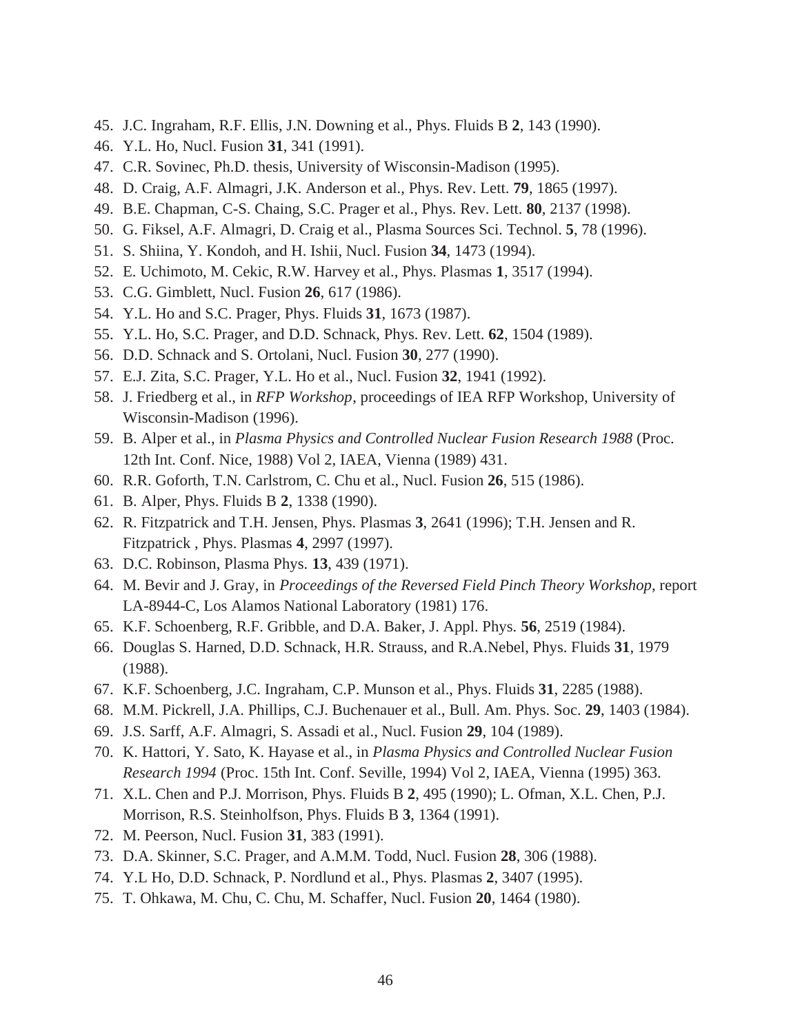45. J.C. Ingraham, R.F. Ellis, J.N. Downing et al., Phys. Fluids B **2**, 143 (1990).
46. Y.L. Ho, Nucl. Fusion **31**, 341 (1991).
47. C.R. Sovinec, Ph.D. thesis, University of Wisconsin-Madison (1995).
48. D. Craig, A.F. Almagri, J.K. Anderson et al., Phys. Rev. Lett. **79**, 1865 (1997).
49. B.E. Chapman, C-S. Chaing, S.C. Prager et al., Phys. Rev. Lett. **80**, 2137 (1998).
50. G. Fiksel, A.F. Almagri, D. Craig et al., Plasma Sources Sci. Technol. **5**, 78 (1996).
51. S. Shiina, Y. Kondoh, and H. Ishii, Nucl. Fusion **34**, 1473 (1994).
52. E. Uchimoto, M. Cekic, R.W. Harvey et al., Phys. Plasmas **1**, 3517 (1994).
53. C.G. Gimblett, Nucl. Fusion **26**, 617 (1986).
54. Y.L. Ho and S.C. Prager, Phys. Fluids **31**, 1673 (1987).
55. Y.L. Ho, S.C. Prager, and D.D. Schnack, Phys. Rev. Lett. **62**, 1504 (1989).
56. D.D. Schnack and S. Ortolani, Nucl. Fusion **30**, 277 (1990).
57. E.J. Zita, S.C. Prager, Y.L. Ho et al., Nucl. Fusion **32**, 1941 (1992).
58. J. Friedberg et al., in *RFP Workshop*, proceedings of IEA RFP Workshop, University of Wisconsin-Madison (1996).
59. B. Alper et al., in *Plasma Physics and Controlled Nuclear Fusion Research 1988* (Proc. 12th Int. Conf. Nice, 1988) Vol 2, IAEA, Vienna (1989) 431.
60. R.R. Goforth, T.N. Carlstrom, C. Chu et al., Nucl. Fusion **26**, 515 (1986).
61. B. Alper, Phys. Fluids B **2**, 1338 (1990).
62. R. Fitzpatrick and T.H. Jensen, Phys. Plasmas **3**, 2641 (1996); T.H. Jensen and R. Fitzpatrick , Phys. Plasmas **4**, 2997 (1997).
63. D.C. Robinson, Plasma Phys. **13**, 439 (1971).
64. M. Bevir and J. Gray, in *Proceedings of the Reversed Field Pinch Theory Workshop*, report LA-8944-C, Los Alamos National Laboratory (1981) 176.
65. K.F. Schoenberg, R.F. Gribble, and D.A. Baker, J. Appl. Phys. **56**, 2519 (1984).
66. Douglas S. Harned, D.D. Schnack, H.R. Strauss, and R.A.Nebel, Phys. Fluids **31**, 1979 (1988).
67. K.F. Schoenberg, J.C. Ingraham, C.P. Munson et al., Phys. Fluids **31**, 2285 (1988).
68. M.M. Pickrell, J.A. Phillips, C.J. Buchenauer et al., Bull. Am. Phys. Soc. **29**, 1403 (1984).
69. J.S. Sarff, A.F. Almagri, S. Assadi et al., Nucl. Fusion **29**, 104 (1989).
70. K. Hattori, Y. Sato, K. Hayase et al., in *Plasma Physics and Controlled Nuclear Fusion Research 1994* (Proc. 15th Int. Conf. Seville, 1994) Vol 2, IAEA, Vienna (1995) 363.
71. X.L. Chen and P.J. Morrison, Phys. Fluids B **2**, 495 (1990); L. Ofman, X.L. Chen, P.J. Morrison, R.S. Steinholfson, Phys. Fluids B **3**, 1364 (1991).
72. M. Peerson, Nucl. Fusion **31**, 383 (1991).
73. D.A. Skinner, S.C. Prager, and A.M.M. Todd, Nucl. Fusion **28**, 306 (1988).
74. Y.L Ho, D.D. Schnack, P. Nordlund et al., Phys. Plasmas **2**, 3407 (1995).
75. T. Ohkawa, M. Chu, C. Chu, M. Schaffer, Nucl. Fusion **20**, 1464 (1980).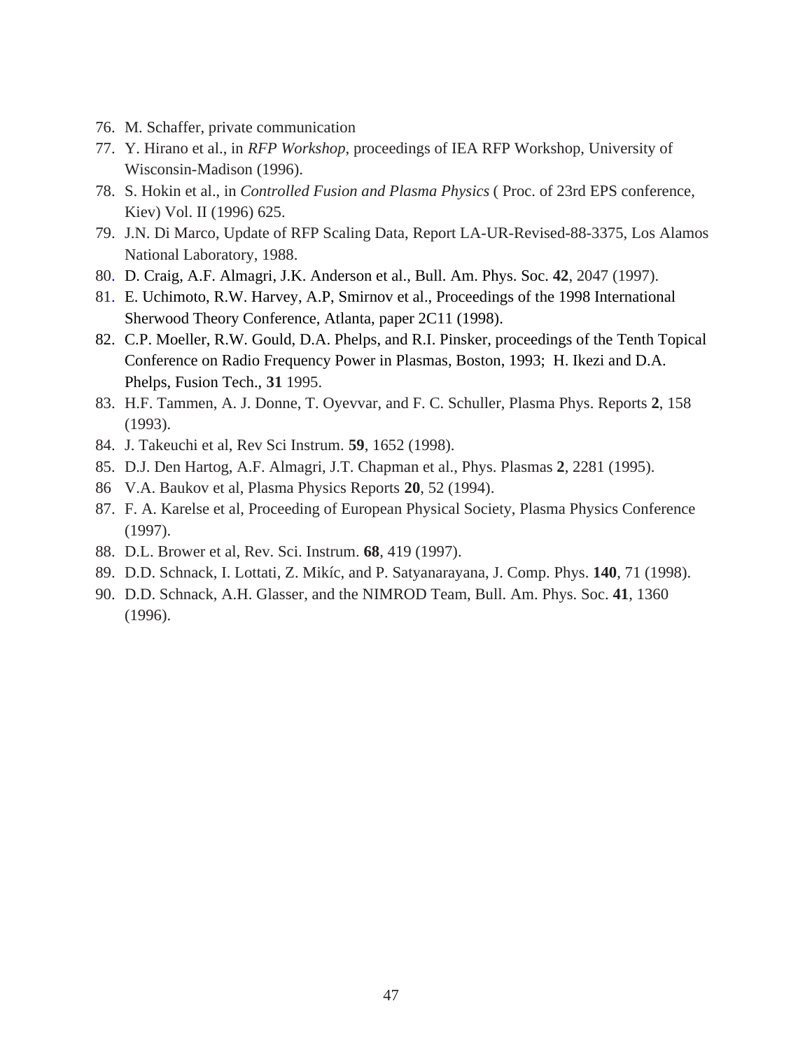76. M. Schaffer, private communication
77. Y. Hirano et al., in *RFP Workshop*, proceedings of IEA RFP Workshop, University of Wisconsin-Madison (1996).
78. S. Hokin et al., in *Controlled Fusion and Plasma Physics* ( Proc. of 23rd EPS conference, Kiev) Vol. II (1996) 625.
79. J.N. Di Marco, Update of RFP Scaling Data, Report LA-UR-Revised-88-3375, Los Alamos National Laboratory, 1988.
80. D. Craig, A.F. Almagri, J.K. Anderson et al., Bull. Am. Phys. Soc. **42**, 2047 (1997).
81. E. Uchimoto, R.W. Harvey, A.P, Smirnov et al., Proceedings of the 1998 International Sherwood Theory Conference, Atlanta, paper 2C11 (1998).
82. C.P. Moeller, R.W. Gould, D.A. Phelps, and R.I. Pinsker, proceedings of the Tenth Topical Conference on Radio Frequency Power in Plasmas, Boston, 1993; H. Ikezi and D.A. Phelps, Fusion Tech., **31** 1995.
83. H.F. Tammen, A. J. Donne, T. Oyevvar, and F. C. Schuller, Plasma Phys. Reports **2**, 158 (1993).
84. J. Takeuchi et al, Rev Sci Instrum. **59**, 1652 (1998).
85. D.J. Den Hartog, A.F. Almagri, J.T. Chapman et al., Phys. Plasmas **2**, 2281 (1995).
86 V.A. Baukov et al, Plasma Physics Reports **20**, 52 (1994).
87. F. A. Karelse et al, Proceeding of European Physical Society, Plasma Physics Conference (1997).
88. D.L. Brower et al, Rev. Sci. Instrum. **68**, 419 (1997).
89. D.D. Schnack, I. Lottati, Z. Mikíc, and P. Satyanarayana, J. Comp. Phys. **140**, 71 (1998).
90. D.D. Schnack, A.H. Glasser, and the NIMROD Team, Bull. Am. Phys. Soc. **41**, 1360 (1996).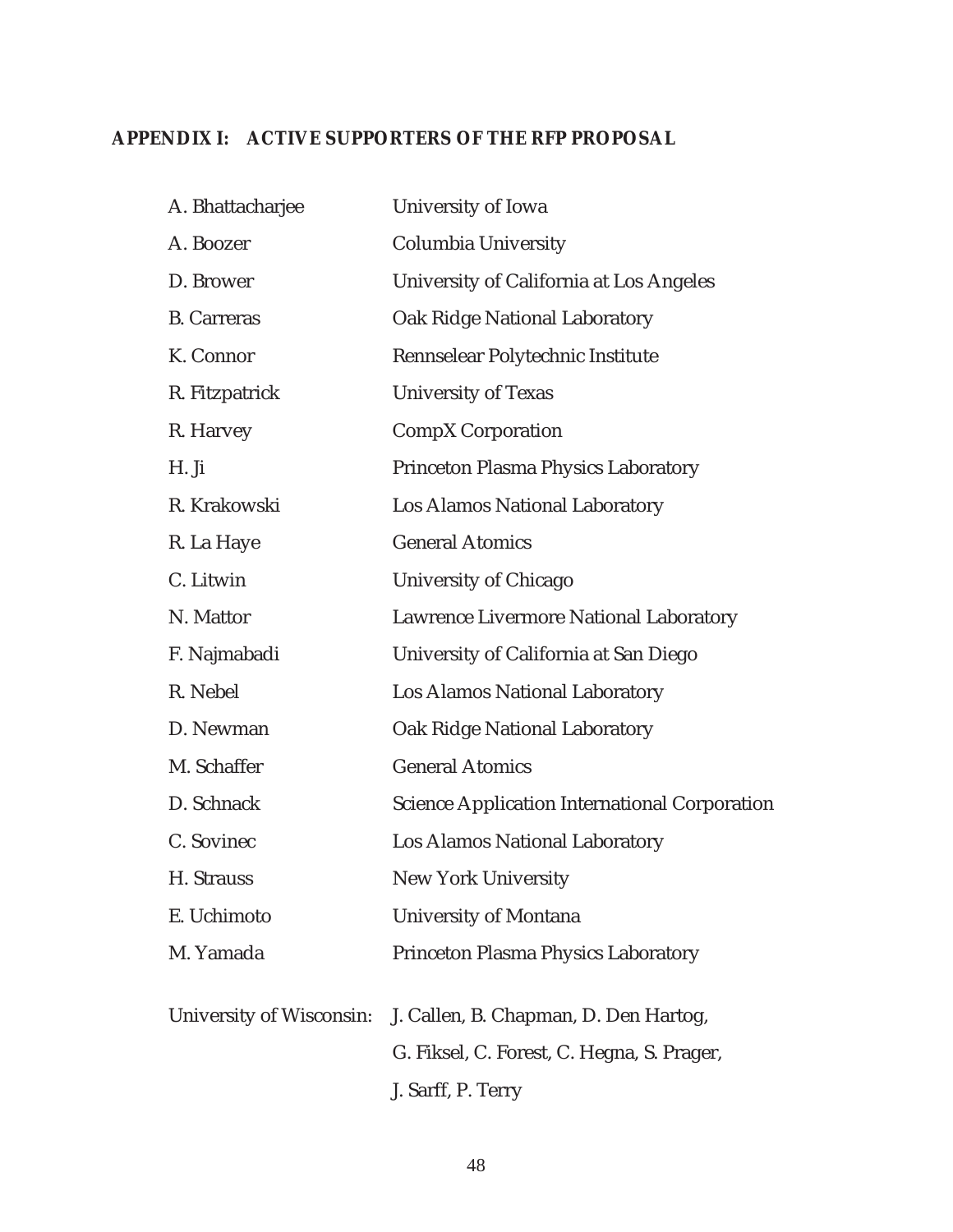## APPENDIX I: ACTIVE SUPPORTERS OF THE RFP PROPOSAL

| | |
|---|---|
| A. Bhattacharjee | University of Iowa |
| A. Boozer | Columbia University |
| D. Brower | University of California at Los Angeles |
| B. Carreras | Oak Ridge National Laboratory |
| K. Connor | Rennselear Polytechnic Institute |
| R. Fitzpatrick | University of Texas |
| R. Harvey | CompX Corporation |
| H. Ji | Princeton Plasma Physics Laboratory |
| R. Krakowski | Los Alamos National Laboratory |
| R. La Haye | General Atomics |
| C. Litwin | University of Chicago |
| N. Mattor | Lawrence Livermore National Laboratory |
| F. Najmabadi | University of California at San Diego |
| R. Nebel | Los Alamos National Laboratory |
| D. Newman | Oak Ridge National Laboratory |
| M. Schaffer | General Atomics |
| D. Schnack | Science Application International Corporation |
| C. Sovinec | Los Alamos National Laboratory |
| H. Strauss | New York University |
| E. Uchimoto | University of Montana |
| M. Yamada | Princeton Plasma Physics Laboratory |
| University of Wisconsin: | J. Callen, B. Chapman, D. Den Hartog, G. Fiksel, C. Forest, C. Hegna, S. Prager, J. Sarff, P. Terry |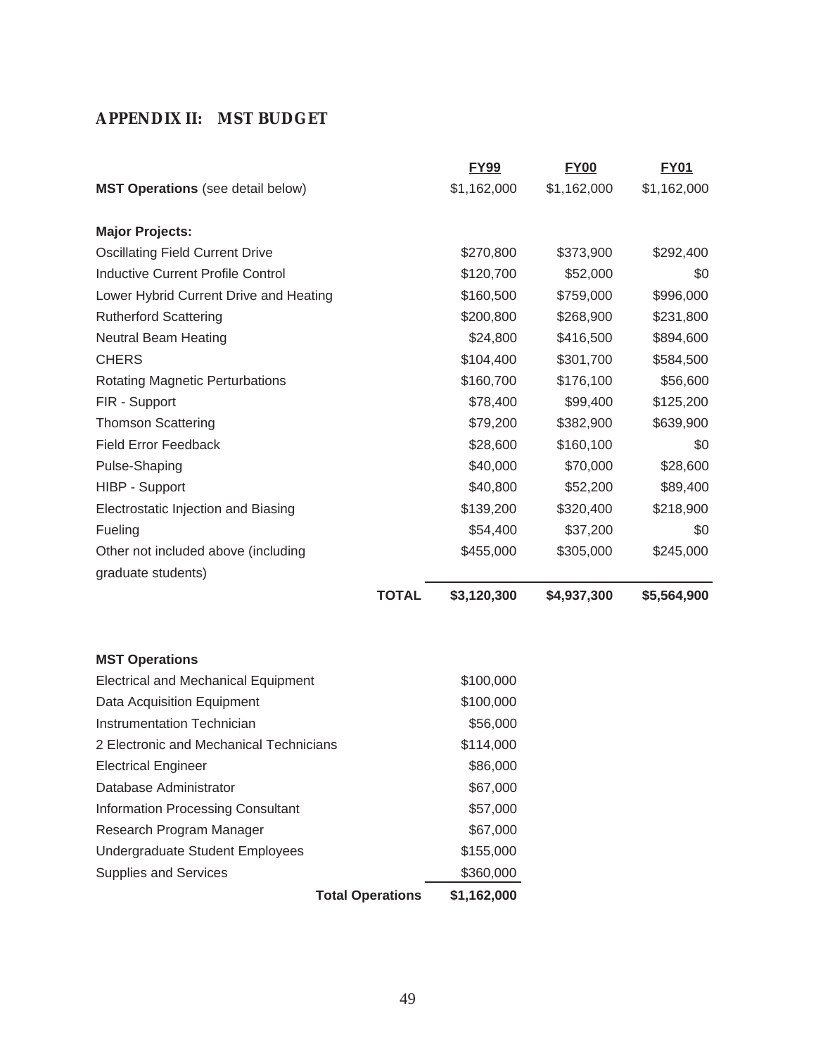## APPENDIX II: MST BUDGET

| | FY99 | FY00 | FY01 |
|---|---|---|---|
| **MST Operations** (see detail below) | $1,162,000 | $1,162,000 | $1,162,000 |
| | | | |
| **Major Projects:** | | | |
| Oscillating Field Current Drive | $270,800 | $373,900 | $292,400 |
| Inductive Current Profile Control | $120,700 | $52,000 | $0 |
| Lower Hybrid Current Drive and Heating | $160,500 | $759,000 | $996,000 |
| Rutherford Scattering | $200,800 | $268,900 | $231,800 |
| Neutral Beam Heating | $24,800 | $416,500 | $894,600 |
| CHERS | $104,400 | $301,700 | $584,500 |
| Rotating Magnetic Perturbations | $160,700 | $176,100 | $56,600 |
| FIR - Support | $78,400 | $99,400 | $125,200 |
| Thomson Scattering | $79,200 | $382,900 | $639,900 |
| Field Error Feedback | $28,600 | $160,100 | $0 |
| Pulse-Shaping | $40,000 | $70,000 | $28,600 |
| HIBP - Support | $40,800 | $52,200 | $89,400 |
| Electrostatic Injection and Biasing | $139,200 | $320,400 | $218,900 |
| Fueling | $54,400 | $37,200 | $0 |
| Other not included above (including graduate students) | $455,000 | $305,000 | $245,000 |
| **TOTAL** | **$3,120,300** | **$4,937,300** | **$5,564,900** |

| **MST Operations** | |
|---|---|
| Electrical and Mechanical Equipment | $100,000 |
| Data Acquisition Equipment | $100,000 |
| Instrumentation Technician | $56,000 |
| 2 Electronic and Mechanical Technicians | $114,000 |
| Electrical Engineer | $86,000 |
| Database Administrator | $67,000 |
| Information Processing Consultant | $57,000 |
| Research Program Manager | $67,000 |
| Undergraduate Student Employees | $155,000 |
| Supplies and Services | $360,000 |
| **Total Operations** | **$1,162,000** |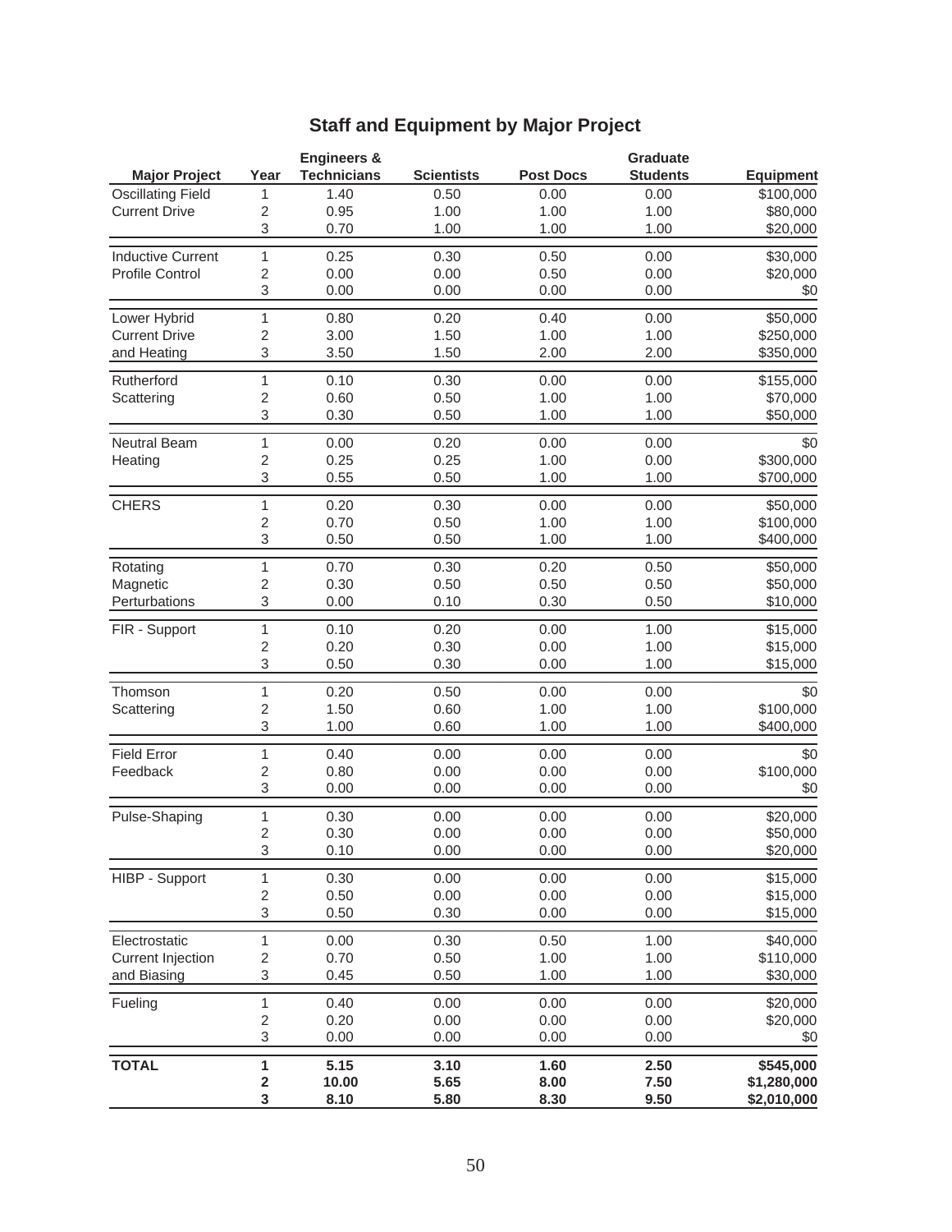## Staff and Equipment by Major Project

| Major Project | Year | Engineers & Technicians | Scientists | Post Docs | Graduate Students | Equipment |
|---|---|---|---|---|---|---|
| Oscillating Field | 1 | 1.40 | 0.50 | 0.00 | 0.00 | $100,000 |
| Current Drive | 2 | 0.95 | 1.00 | 1.00 | 1.00 | $80,000 |
| | 3 | 0.70 | 1.00 | 1.00 | 1.00 | $20,000 |
| Inductive Current | 1 | 0.25 | 0.30 | 0.50 | 0.00 | $30,000 |
| Profile Control | 2 | 0.00 | 0.00 | 0.50 | 0.00 | $20,000 |
| | 3 | 0.00 | 0.00 | 0.00 | 0.00 | $0 |
| Lower Hybrid | 1 | 0.80 | 0.20 | 0.40 | 0.00 | $50,000 |
| Current Drive | 2 | 3.00 | 1.50 | 1.00 | 1.00 | $250,000 |
| and Heating | 3 | 3.50 | 1.50 | 2.00 | 2.00 | $350,000 |
| Rutherford | 1 | 0.10 | 0.30 | 0.00 | 0.00 | $155,000 |
| Scattering | 2 | 0.60 | 0.50 | 1.00 | 1.00 | $70,000 |
| | 3 | 0.30 | 0.50 | 1.00 | 1.00 | $50,000 |
| Neutral Beam | 1 | 0.00 | 0.20 | 0.00 | 0.00 | $0 |
| Heating | 2 | 0.25 | 0.25 | 1.00 | 0.00 | $300,000 |
| | 3 | 0.55 | 0.50 | 1.00 | 1.00 | $700,000 |
| CHERS | 1 | 0.20 | 0.30 | 0.00 | 0.00 | $50,000 |
| | 2 | 0.70 | 0.50 | 1.00 | 1.00 | $100,000 |
| | 3 | 0.50 | 0.50 | 1.00 | 1.00 | $400,000 |
| Rotating | 1 | 0.70 | 0.30 | 0.20 | 0.50 | $50,000 |
| Magnetic | 2 | 0.30 | 0.50 | 0.50 | 0.50 | $50,000 |
| Perturbations | 3 | 0.00 | 0.10 | 0.30 | 0.50 | $10,000 |
| FIR - Support | 1 | 0.10 | 0.20 | 0.00 | 1.00 | $15,000 |
| | 2 | 0.20 | 0.30 | 0.00 | 1.00 | $15,000 |
| | 3 | 0.50 | 0.30 | 0.00 | 1.00 | $15,000 |
| Thomson | 1 | 0.20 | 0.50 | 0.00 | 0.00 | $0 |
| Scattering | 2 | 1.50 | 0.60 | 1.00 | 1.00 | $100,000 |
| | 3 | 1.00 | 0.60 | 1.00 | 1.00 | $400,000 |
| Field Error | 1 | 0.40 | 0.00 | 0.00 | 0.00 | $0 |
| Feedback | 2 | 0.80 | 0.00 | 0.00 | 0.00 | $100,000 |
| | 3 | 0.00 | 0.00 | 0.00 | 0.00 | $0 |
| Pulse-Shaping | 1 | 0.30 | 0.00 | 0.00 | 0.00 | $20,000 |
| | 2 | 0.30 | 0.00 | 0.00 | 0.00 | $50,000 |
| | 3 | 0.10 | 0.00 | 0.00 | 0.00 | $20,000 |
| HIBP - Support | 1 | 0.30 | 0.00 | 0.00 | 0.00 | $15,000 |
| | 2 | 0.50 | 0.00 | 0.00 | 0.00 | $15,000 |
| | 3 | 0.50 | 0.30 | 0.00 | 0.00 | $15,000 |
| Electrostatic | 1 | 0.00 | 0.30 | 0.50 | 1.00 | $40,000 |
| Current Injection | 2 | 0.70 | 0.50 | 1.00 | 1.00 | $110,000 |
| and Biasing | 3 | 0.45 | 0.50 | 1.00 | 1.00 | $30,000 |
| Fueling | 1 | 0.40 | 0.00 | 0.00 | 0.00 | $20,000 |
| | 2 | 0.20 | 0.00 | 0.00 | 0.00 | $20,000 |
| | 3 | 0.00 | 0.00 | 0.00 | 0.00 | $0 |
| **TOTAL** | **1** | **5.15** | **3.10** | **1.60** | **2.50** | **$545,000** |
| | **2** | **10.00** | **5.65** | **8.00** | **7.50** | **$1,280,000** |
| | **3** | **8.10** | **5.80** | **8.30** | **9.50** | **$2,010,000** |